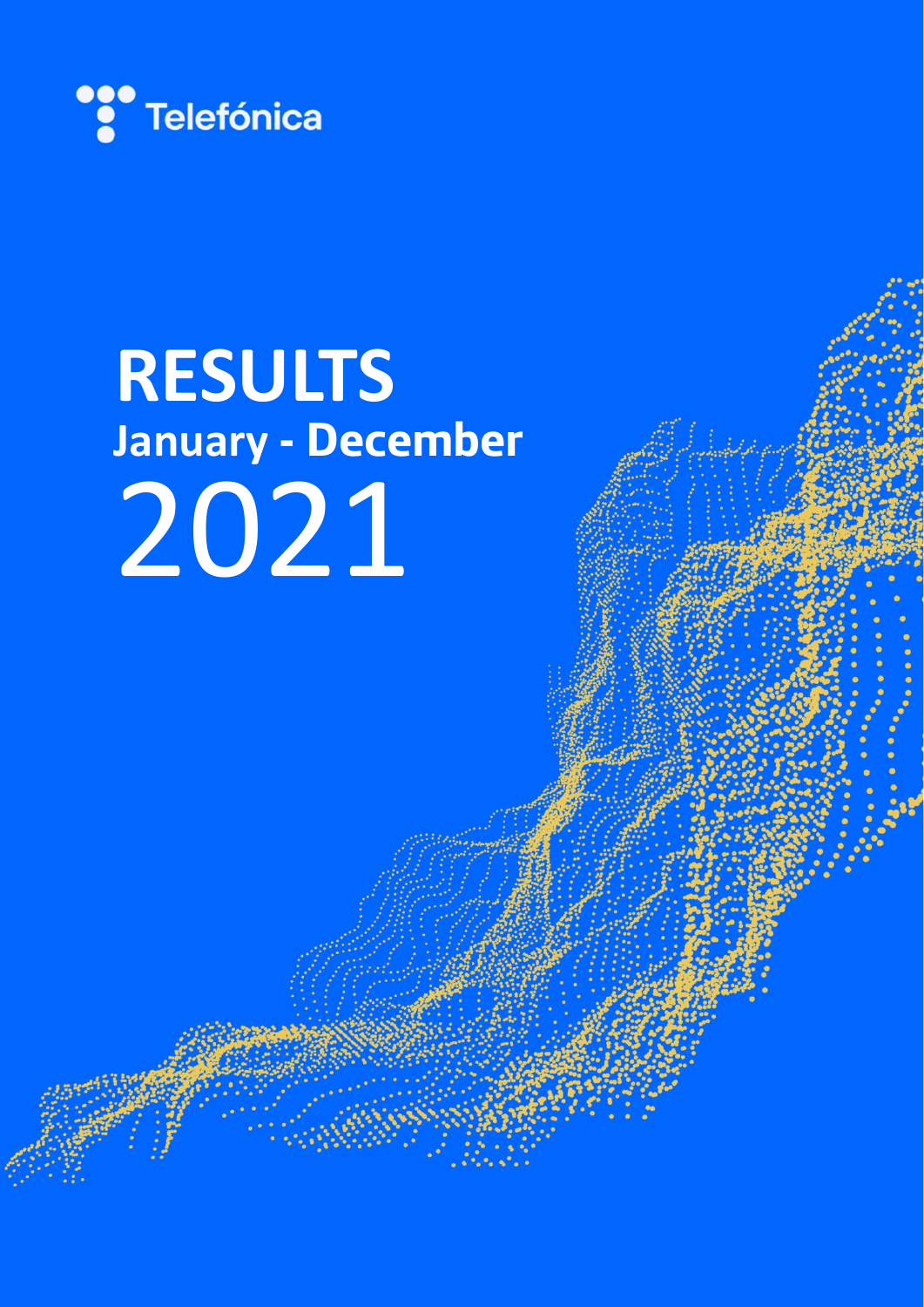Telefónica

# RESULTS

## January - December

# 2021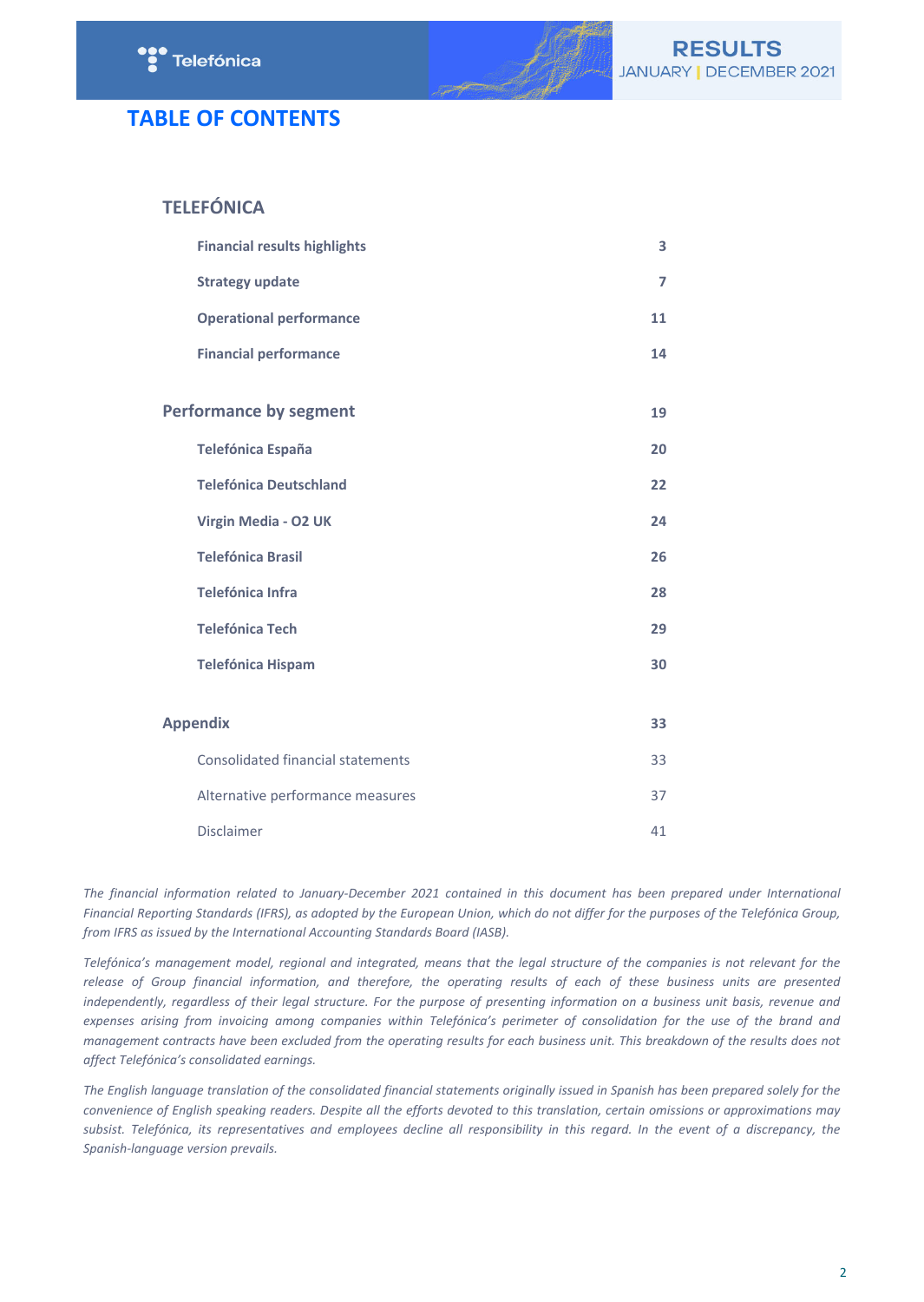# TABLE OF CONTENTS

| | |
|---|---|
| **TELEFÓNICA** | |
| **Financial results highlights** | **3** |
| **Strategy update** | **7** |
| **Operational performance** | **11** |
| **Financial performance** | **14** |
| **Performance by segment** | **19** |
| **Telefónica España** | **20** |
| **Telefónica Deutschland** | **22** |
| **Virgin Media - O2 UK** | **24** |
| **Telefónica Brasil** | **26** |
| **Telefónica Infra** | **28** |
| **Telefónica Tech** | **29** |
| **Telefónica Hispam** | **30** |
| **Appendix** | **33** |
| Consolidated financial statements | 33 |
| Alternative performance measures | 37 |
| Disclaimer | 41 |

*The financial information related to January-December 2021 contained in this document has been prepared under International Financial Reporting Standards (IFRS), as adopted by the European Union, which do not differ for the purposes of the Telefónica Group, from IFRS as issued by the International Accounting Standards Board (IASB).*

*Telefónica's management model, regional and integrated, means that the legal structure of the companies is not relevant for the release of Group financial information, and therefore, the operating results of each of these business units are presented independently, regardless of their legal structure. For the purpose of presenting information on a business unit basis, revenue and expenses arising from invoicing among companies within Telefónica's perimeter of consolidation for the use of the brand and management contracts have been excluded from the operating results for each business unit. This breakdown of the results does not affect Telefónica's consolidated earnings.*

*The English language translation of the consolidated financial statements originally issued in Spanish has been prepared solely for the convenience of English speaking readers. Despite all the efforts devoted to this translation, certain omissions or approximations may subsist. Telefónica, its representatives and employees decline all responsibility in this regard. In the event of a discrepancy, the Spanish-language version prevails.*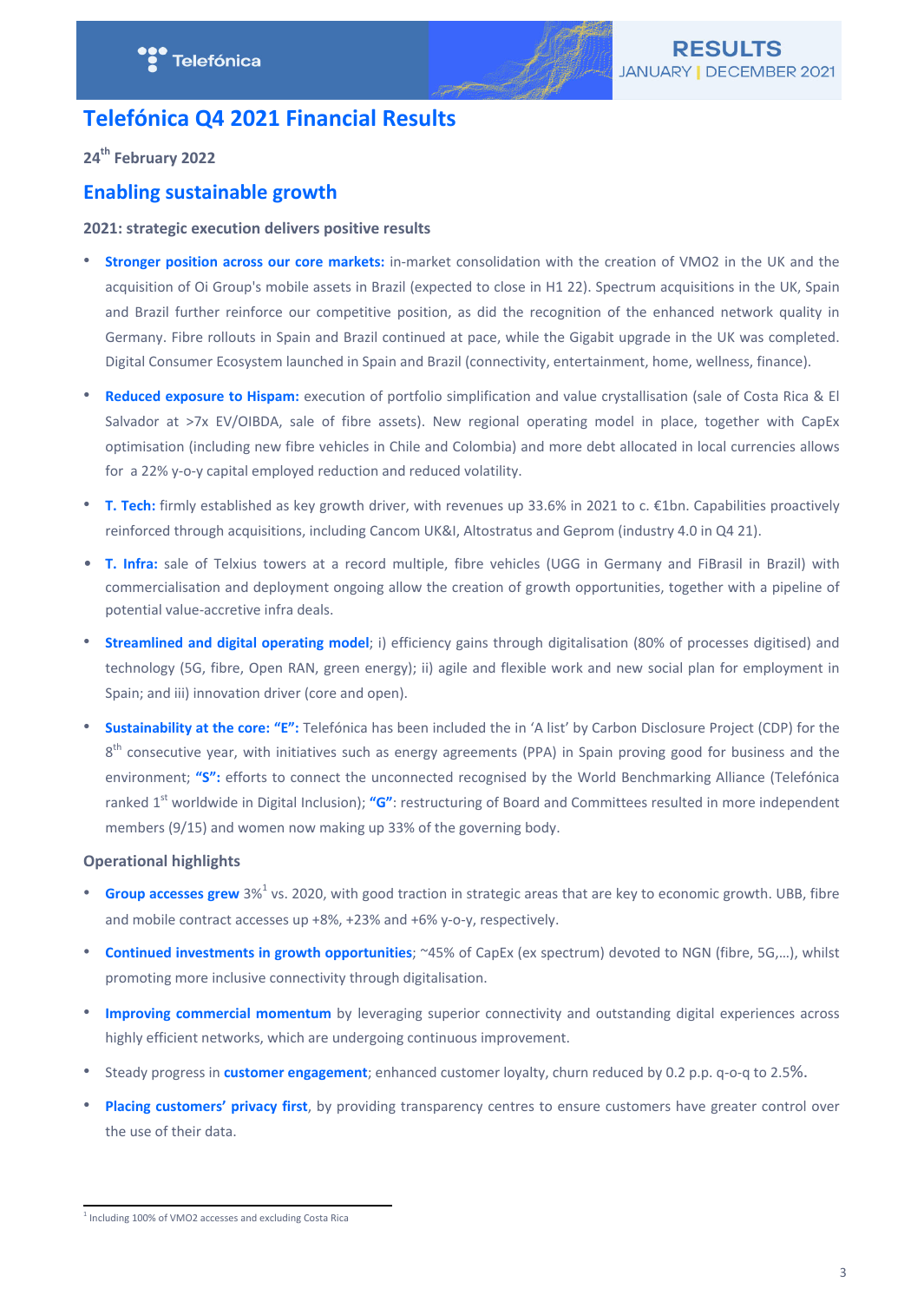# Telefónica Q4 2021 Financial Results

**24th February 2022**

## Enabling sustainable growth

**2021: strategic execution delivers positive results**

- **Stronger position across our core markets:** in-market consolidation with the creation of VMO2 in the UK and the acquisition of Oi Group's mobile assets in Brazil (expected to close in H1 22). Spectrum acquisitions in the UK, Spain and Brazil further reinforce our competitive position, as did the recognition of the enhanced network quality in Germany. Fibre rollouts in Spain and Brazil continued at pace, while the Gigabit upgrade in the UK was completed. Digital Consumer Ecosystem launched in Spain and Brazil (connectivity, entertainment, home, wellness, finance).
- **Reduced exposure to Hispam:** execution of portfolio simplification and value crystallisation (sale of Costa Rica & El Salvador at >7x EV/OIBDA, sale of fibre assets). New regional operating model in place, together with CapEx optimisation (including new fibre vehicles in Chile and Colombia) and more debt allocated in local currencies allows for a 22% y-o-y capital employed reduction and reduced volatility.
- **T. Tech:** firmly established as key growth driver, with revenues up 33.6% in 2021 to c. €1bn. Capabilities proactively reinforced through acquisitions, including Cancom UK&I, Altostratus and Geprom (industry 4.0 in Q4 21).
- **T. Infra:** sale of Telxius towers at a record multiple, fibre vehicles (UGG in Germany and FiBrasil in Brazil) with commercialisation and deployment ongoing allow the creation of growth opportunities, together with a pipeline of potential value-accretive infra deals.
- **Streamlined and digital operating model**; i) efficiency gains through digitalisation (80% of processes digitised) and technology (5G, fibre, Open RAN, green energy); ii) agile and flexible work and new social plan for employment in Spain; and iii) innovation driver (core and open).
- **Sustainability at the core: "E":** Telefónica has been included the in 'A list' by Carbon Disclosure Project (CDP) for the 8th consecutive year, with initiatives such as energy agreements (PPA) in Spain proving good for business and the environment; **"S":** efforts to connect the unconnected recognised by the World Benchmarking Alliance (Telefónica ranked 1st worldwide in Digital Inclusion); **"G"**: restructuring of Board and Committees resulted in more independent members (9/15) and women now making up 33% of the governing body.

**Operational highlights**

- **Group accesses grew** 3%[1] vs. 2020, with good traction in strategic areas that are key to economic growth. UBB, fibre and mobile contract accesses up +8%, +23% and +6% y-o-y, respectively.
- **Continued investments in growth opportunities**; ~45% of CapEx (ex spectrum) devoted to NGN (fibre, 5G,…), whilst promoting more inclusive connectivity through digitalisation.
- **Improving commercial momentum** by leveraging superior connectivity and outstanding digital experiences across highly efficient networks, which are undergoing continuous improvement.
- Steady progress in **customer engagement**; enhanced customer loyalty, churn reduced by 0.2 p.p. q-o-q to 2.5%.
- **Placing customers' privacy first**, by providing transparency centres to ensure customers have greater control over the use of their data.

---

[1] Including 100% of VMO2 accesses and excluding Costa Rica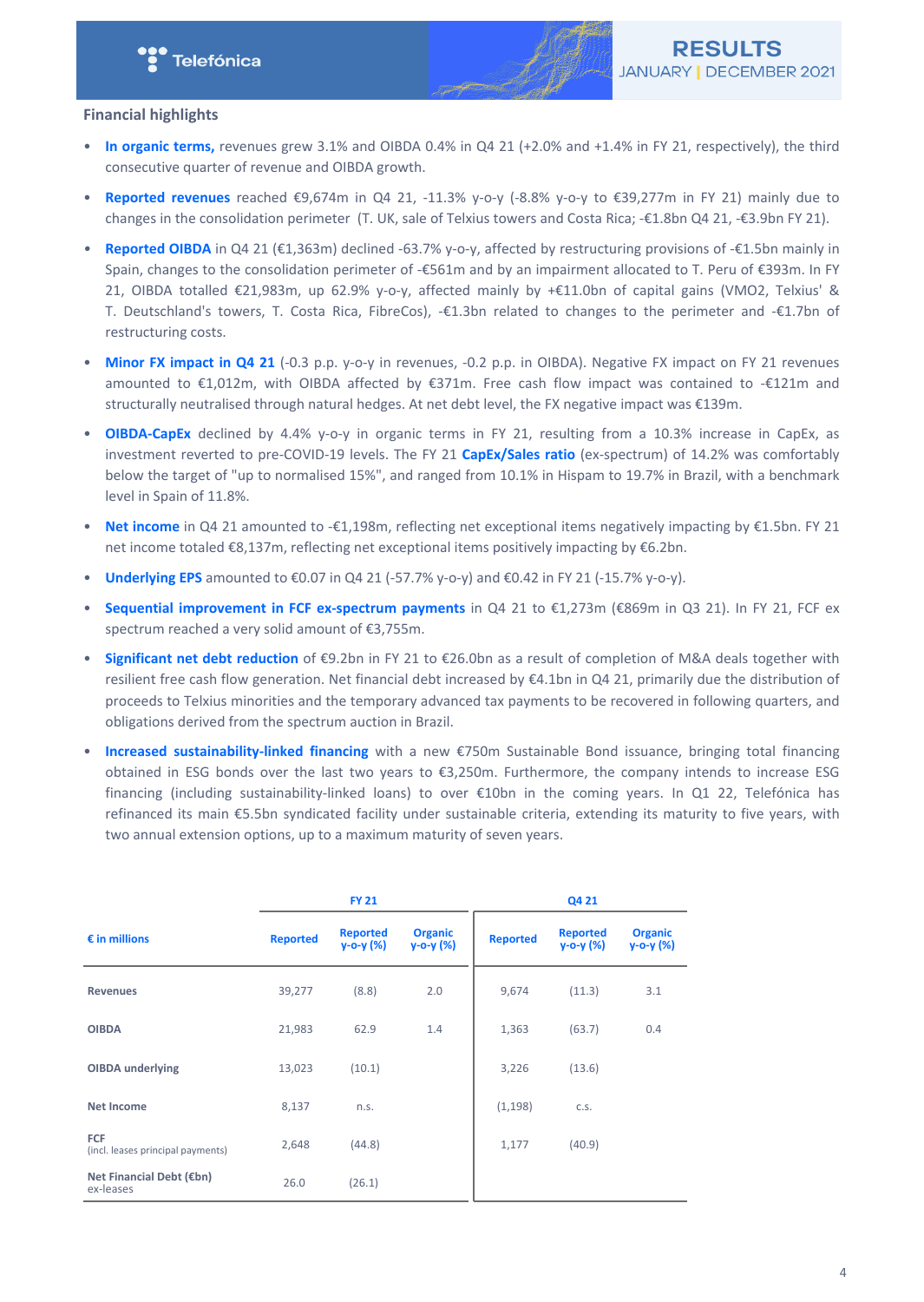## Financial highlights

- **In organic terms,** revenues grew 3.1% and OIBDA 0.4% in Q4 21 (+2.0% and +1.4% in FY 21, respectively), the third consecutive quarter of revenue and OIBDA growth.
- **Reported revenues** reached €9,674m in Q4 21, -11.3% y-o-y (-8.8% y-o-y to €39,277m in FY 21) mainly due to changes in the consolidation perimeter (T. UK, sale of Telxius towers and Costa Rica; -€1.8bn Q4 21, -€3.9bn FY 21).
- **Reported OIBDA** in Q4 21 (€1,363m) declined -63.7% y-o-y, affected by restructuring provisions of -€1.5bn mainly in Spain, changes to the consolidation perimeter of -€561m and by an impairment allocated to T. Peru of €393m. In FY 21, OIBDA totalled €21,983m, up 62.9% y-o-y, affected mainly by +€11.0bn of capital gains (VMO2, Telxius' & T. Deutschland's towers, T. Costa Rica, FibreCos), -€1.3bn related to changes to the perimeter and -€1.7bn of restructuring costs.
- **Minor FX impact in Q4 21** (-0.3 p.p. y-o-y in revenues, -0.2 p.p. in OIBDA). Negative FX impact on FY 21 revenues amounted to €1,012m, with OIBDA affected by €371m. Free cash flow impact was contained to -€121m and structurally neutralised through natural hedges. At net debt level, the FX negative impact was €139m.
- **OIBDA-CapEx** declined by 4.4% y-o-y in organic terms in FY 21, resulting from a 10.3% increase in CapEx, as investment reverted to pre-COVID-19 levels. The FY 21 **CapEx/Sales ratio** (ex-spectrum) of 14.2% was comfortably below the target of "up to normalised 15%", and ranged from 10.1% in Hispam to 19.7% in Brazil, with a benchmark level in Spain of 11.8%.
- **Net income** in Q4 21 amounted to -€1,198m, reflecting net exceptional items negatively impacting by €1.5bn. FY 21 net income totaled €8,137m, reflecting net exceptional items positively impacting by €6.2bn.
- **Underlying EPS** amounted to €0.07 in Q4 21 (-57.7% y-o-y) and €0.42 in FY 21 (-15.7% y-o-y).
- **Sequential improvement in FCF ex-spectrum payments** in Q4 21 to €1,273m (€869m in Q3 21). In FY 21, FCF ex spectrum reached a very solid amount of €3,755m.
- **Significant net debt reduction** of €9.2bn in FY 21 to €26.0bn as a result of completion of M&A deals together with resilient free cash flow generation. Net financial debt increased by €4.1bn in Q4 21, primarily due the distribution of proceeds to Telxius minorities and the temporary advanced tax payments to be recovered in following quarters, and obligations derived from the spectrum auction in Brazil.
- **Increased sustainability-linked financing** with a new €750m Sustainable Bond issuance, bringing total financing obtained in ESG bonds over the last two years to €3,250m. Furthermore, the company intends to increase ESG financing (including sustainability-linked loans) to over €10bn in the coming years. In Q1 22, Telefónica has refinanced its main €5.5bn syndicated facility under sustainable criteria, extending its maturity to five years, with two annual extension options, up to a maximum maturity of seven years.

| | FY 21 | | | Q4 21 | | |
|---|---|---|---|---|---|---|
| **€ in millions** | **Reported** | **Reported y-o-y (%)** | **Organic y-o-y (%)** | **Reported** | **Reported y-o-y (%)** | **Organic y-o-y (%)** |
| **Revenues** | 39,277 | (8.8) | 2.0 | 9,674 | (11.3) | 3.1 |
| **OIBDA** | 21,983 | 62.9 | 1.4 | 1,363 | (63.7) | 0.4 |
| **OIBDA underlying** | 13,023 | (10.1) | | 3,226 | (13.6) | |
| **Net Income** | 8,137 | n.s. | | (1,198) | c.s. | |
| **FCF** (incl. leases principal payments) | 2,648 | (44.8) | | 1,177 | (40.9) | |
| **Net Financial Debt (€bn)** ex-leases | 26.0 | (26.1) | | | | |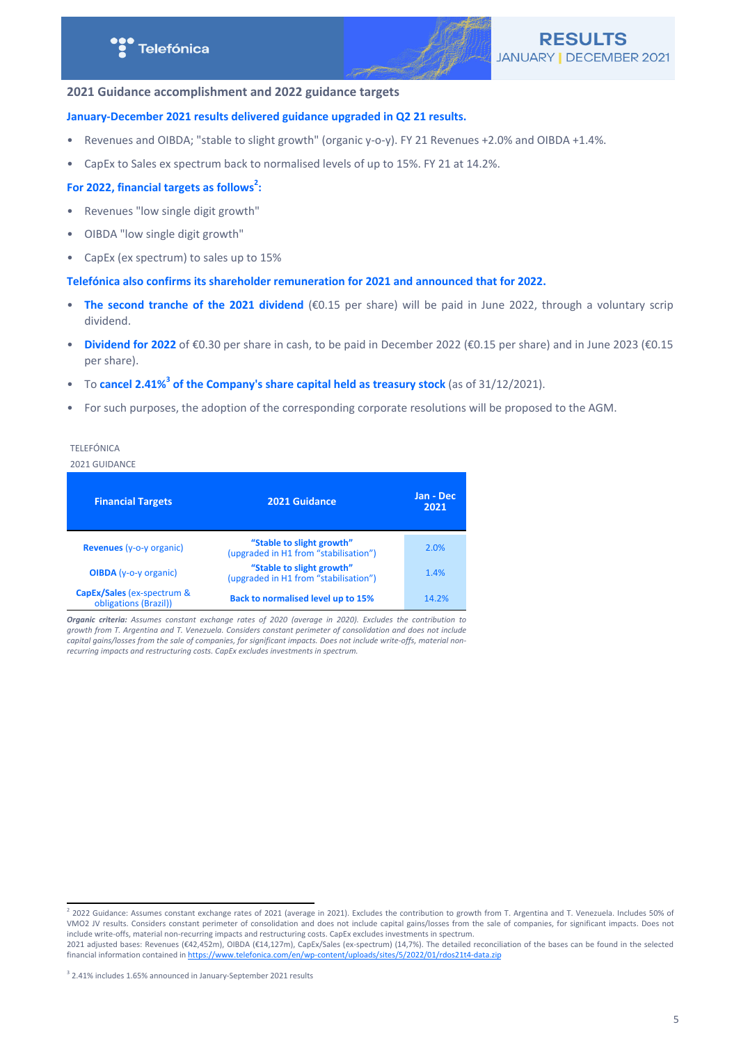## 2021 Guidance accomplishment and 2022 guidance targets

**January-December 2021 results delivered guidance upgraded in Q2 21 results.**

- Revenues and OIBDA; "stable to slight growth" (organic y-o-y). FY 21 Revenues +2.0% and OIBDA +1.4%.
- CapEx to Sales ex spectrum back to normalised levels of up to 15%. FY 21 at 14.2%.

**For 2022, financial targets as follows[2]:**

- Revenues "low single digit growth"
- OIBDA "low single digit growth"
- CapEx (ex spectrum) to sales up to 15%

**Telefónica also confirms its shareholder remuneration for 2021 and announced that for 2022.**

- **The second tranche of the 2021 dividend** (€0.15 per share) will be paid in June 2022, through a voluntary scrip dividend.
- **Dividend for 2022** of €0.30 per share in cash, to be paid in December 2022 (€0.15 per share) and in June 2023 (€0.15 per share).
- To **cancel 2.41%[3] of the Company's share capital held as treasury stock** (as of 31/12/2021).
- For such purposes, the adoption of the corresponding corporate resolutions will be proposed to the AGM.

TELEFÓNICA

2021 GUIDANCE

| Financial Targets | 2021 Guidance | Jan - Dec 2021 |
|---|---|---|
| **Revenues** (y-o-y organic) | **"Stable to slight growth"** (upgraded in H1 from "stabilisation") | 2.0% |
| **OIBDA** (y-o-y organic) | **"Stable to slight growth"** (upgraded in H1 from "stabilisation") | 1.4% |
| **CapEx/Sales** (ex-spectrum & obligations (Brazil)) | **Back to normalised level up to 15%** | 14.2% |

***Organic criteria:*** *Assumes constant exchange rates of 2020 (average in 2020). Excludes the contribution to growth from T. Argentina and T. Venezuela. Considers constant perimeter of consolidation and does not include capital gains/losses from the sale of companies, for significant impacts. Does not include write-offs, material non-recurring impacts and restructuring costs. CapEx excludes investments in spectrum.*

---

[2] 2022 Guidance: Assumes constant exchange rates of 2021 (average in 2021). Excludes the contribution to growth from T. Argentina and T. Venezuela. Includes 50% of VMO2 JV results. Considers constant perimeter of consolidation and does not include capital gains/losses from the sale of companies, for significant impacts. Does not include write-offs, material non-recurring impacts and restructuring costs. CapEx excludes investments in spectrum.
2021 adjusted bases: Revenues (€42,452m), OIBDA (€14,127m), CapEx/Sales (ex-spectrum) (14,7%). The detailed reconciliation of the bases can be found in the selected financial information contained in https://www.telefonica.com/en/wp-content/uploads/sites/5/2022/01/rdos21t4-data.zip

[3] 2.41% includes 1.65% announced in January-September 2021 results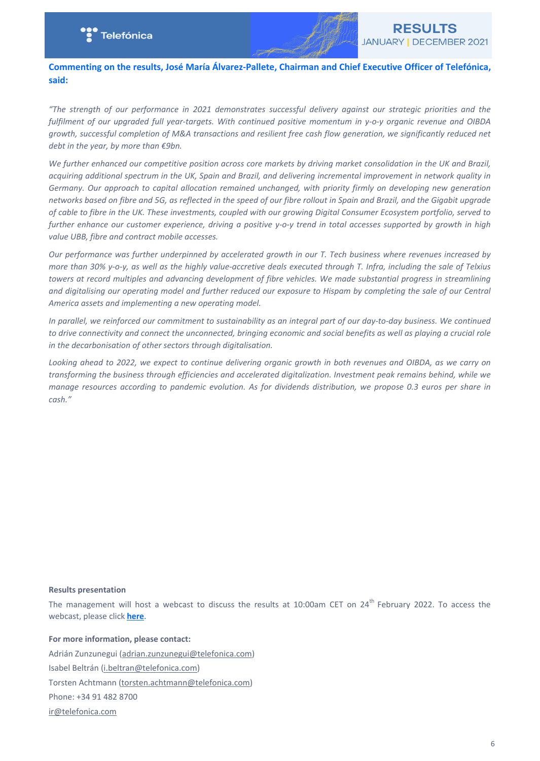**Commenting on the results, José María Álvarez-Pallete, Chairman and Chief Executive Officer of Telefónica, said:**

*"The strength of our performance in 2021 demonstrates successful delivery against our strategic priorities and the fulfilment of our upgraded full year-targets. With continued positive momentum in y-o-y organic revenue and OIBDA growth, successful completion of M&A transactions and resilient free cash flow generation, we significantly reduced net debt in the year, by more than €9bn.*

*We further enhanced our competitive position across core markets by driving market consolidation in the UK and Brazil, acquiring additional spectrum in the UK, Spain and Brazil, and delivering incremental improvement in network quality in Germany. Our approach to capital allocation remained unchanged, with priority firmly on developing new generation networks based on fibre and 5G, as reflected in the speed of our fibre rollout in Spain and Brazil, and the Gigabit upgrade of cable to fibre in the UK. These investments, coupled with our growing Digital Consumer Ecosystem portfolio, served to further enhance our customer experience, driving a positive y-o-y trend in total accesses supported by growth in high value UBB, fibre and contract mobile accesses.*

*Our performance was further underpinned by accelerated growth in our T. Tech business where revenues increased by more than 30% y-o-y, as well as the highly value-accretive deals executed through T. Infra, including the sale of Telxius towers at record multiples and advancing development of fibre vehicles. We made substantial progress in streamlining and digitalising our operating model and further reduced our exposure to Hispam by completing the sale of our Central America assets and implementing a new operating model.*

*In parallel, we reinforced our commitment to sustainability as an integral part of our day-to-day business. We continued to drive connectivity and connect the unconnected, bringing economic and social benefits as well as playing a crucial role in the decarbonisation of other sectors through digitalisation.*

*Looking ahead to 2022, we expect to continue delivering organic growth in both revenues and OIBDA, as we carry on transforming the business through efficiencies and accelerated digitalization. Investment peak remains behind, while we manage resources according to pandemic evolution. As for dividends distribution, we propose 0.3 euros per share in cash."*

**Results presentation**

The management will host a webcast to discuss the results at 10:00am CET on 24th February 2022. To access the webcast, please click **here**.

**For more information, please contact:**

Adrián Zunzunegui (adrian.zunzunegui@telefonica.com)
Isabel Beltrán (i.beltran@telefonica.com)
Torsten Achtmann (torsten.achtmann@telefonica.com)
Phone: +34 91 482 8700
ir@telefonica.com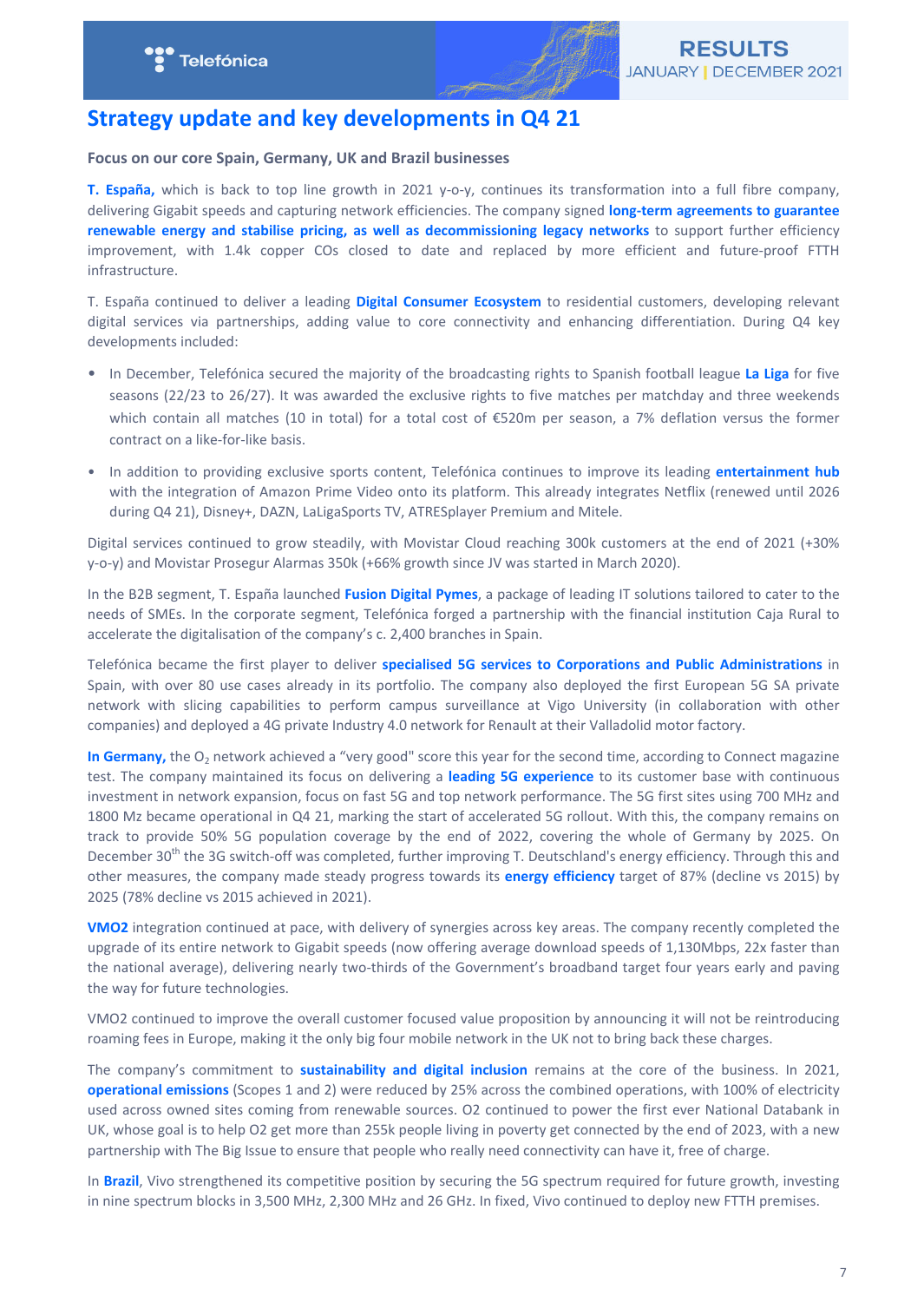## Strategy update and key developments in Q4 21

**Focus on our core Spain, Germany, UK and Brazil businesses**

**T. España,** which is back to top line growth in 2021 y-o-y, continues its transformation into a full fibre company, delivering Gigabit speeds and capturing network efficiencies. The company signed **long-term agreements to guarantee renewable energy and stabilise pricing, as well as decommissioning legacy networks** to support further efficiency improvement, with 1.4k copper COs closed to date and replaced by more efficient and future-proof FTTH infrastructure.

T. España continued to deliver a leading **Digital Consumer Ecosystem** to residential customers, developing relevant digital services via partnerships, adding value to core connectivity and enhancing differentiation. During Q4 key developments included:

- In December, Telefónica secured the majority of the broadcasting rights to Spanish football league **La Liga** for five seasons (22/23 to 26/27). It was awarded the exclusive rights to five matches per matchday and three weekends which contain all matches (10 in total) for a total cost of €520m per season, a 7% deflation versus the former contract on a like-for-like basis.
- In addition to providing exclusive sports content, Telefónica continues to improve its leading **entertainment hub** with the integration of Amazon Prime Video onto its platform. This already integrates Netflix (renewed until 2026 during Q4 21), Disney+, DAZN, LaLigaSports TV, ATRESplayer Premium and Mitele.

Digital services continued to grow steadily, with Movistar Cloud reaching 300k customers at the end of 2021 (+30% y-o-y) and Movistar Prosegur Alarmas 350k (+66% growth since JV was started in March 2020).

In the B2B segment, T. España launched **Fusion Digital Pymes**, a package of leading IT solutions tailored to cater to the needs of SMEs. In the corporate segment, Telefónica forged a partnership with the financial institution Caja Rural to accelerate the digitalisation of the company's c. 2,400 branches in Spain.

Telefónica became the first player to deliver **specialised 5G services to Corporations and Public Administrations** in Spain, with over 80 use cases already in its portfolio. The company also deployed the first European 5G SA private network with slicing capabilities to perform campus surveillance at Vigo University (in collaboration with other companies) and deployed a 4G private Industry 4.0 network for Renault at their Valladolid motor factory.

**In Germany,** the $O_2$ network achieved a "very good" score this year for the second time, according to Connect magazine test. The company maintained its focus on delivering a **leading 5G experience** to its customer base with continuous investment in network expansion, focus on fast 5G and top network performance. The 5G first sites using 700 MHz and 1800 Mz became operational in Q4 21, marking the start of accelerated 5G rollout. With this, the company remains on track to provide 50% 5G population coverage by the end of 2022, covering the whole of Germany by 2025. On December 30th the 3G switch-off was completed, further improving T. Deutschland's energy efficiency. Through this and other measures, the company made steady progress towards its **energy efficiency** target of 87% (decline vs 2015) by 2025 (78% decline vs 2015 achieved in 2021).

**VMO2** integration continued at pace, with delivery of synergies across key areas. The company recently completed the upgrade of its entire network to Gigabit speeds (now offering average download speeds of 1,130Mbps, 22x faster than the national average), delivering nearly two-thirds of the Government's broadband target four years early and paving the way for future technologies.

VMO2 continued to improve the overall customer focused value proposition by announcing it will not be reintroducing roaming fees in Europe, making it the only big four mobile network in the UK not to bring back these charges.

The company's commitment to **sustainability and digital inclusion** remains at the core of the business. In 2021, **operational emissions** (Scopes 1 and 2) were reduced by 25% across the combined operations, with 100% of electricity used across owned sites coming from renewable sources. O2 continued to power the first ever National Databank in UK, whose goal is to help O2 get more than 255k people living in poverty get connected by the end of 2023, with a new partnership with The Big Issue to ensure that people who really need connectivity can have it, free of charge.

In **Brazil**, Vivo strengthened its competitive position by securing the 5G spectrum required for future growth, investing in nine spectrum blocks in 3,500 MHz, 2,300 MHz and 26 GHz. In fixed, Vivo continued to deploy new FTTH premises.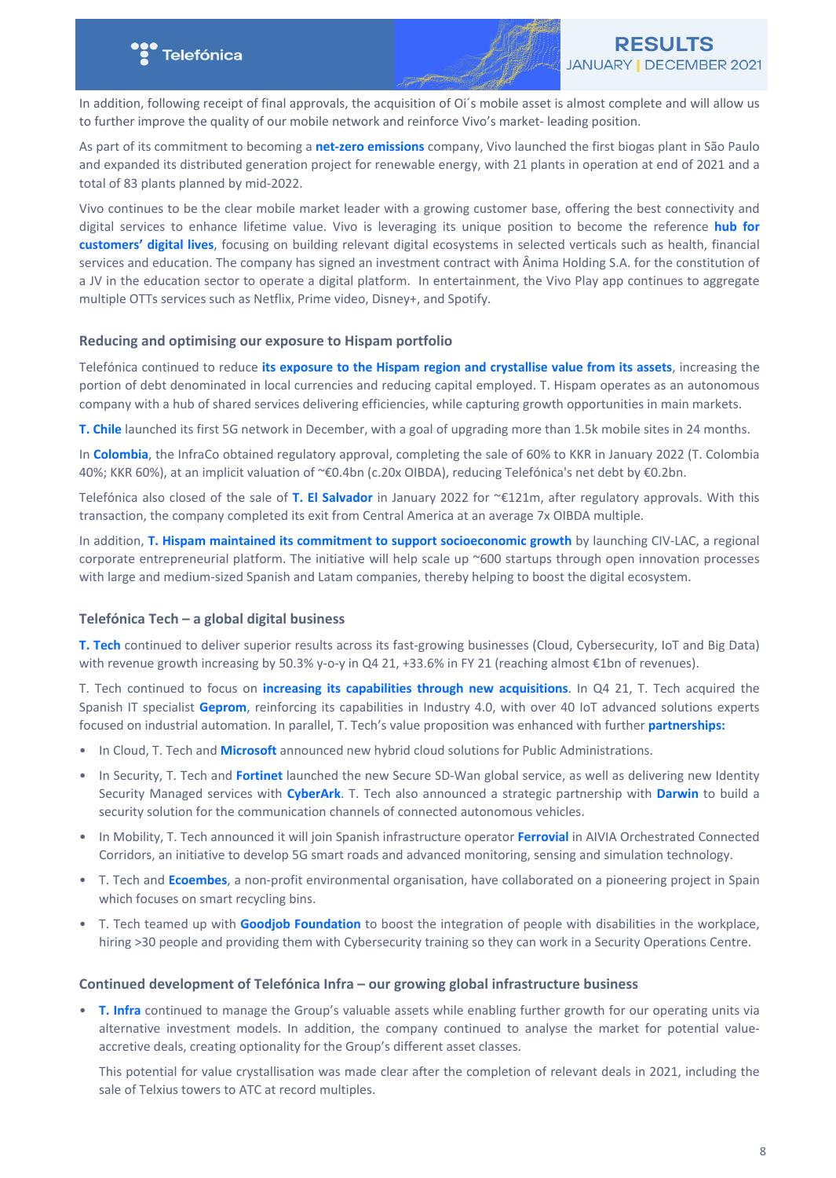In addition, following receipt of final approvals, the acquisition of Oi´s mobile asset is almost complete and will allow us to further improve the quality of our mobile network and reinforce Vivo's market- leading position.

As part of its commitment to becoming a **net-zero emissions** company, Vivo launched the first biogas plant in São Paulo and expanded its distributed generation project for renewable energy, with 21 plants in operation at end of 2021 and a total of 83 plants planned by mid-2022.

Vivo continues to be the clear mobile market leader with a growing customer base, offering the best connectivity and digital services to enhance lifetime value. Vivo is leveraging its unique position to become the reference **hub for customers' digital lives**, focusing on building relevant digital ecosystems in selected verticals such as health, financial services and education. The company has signed an investment contract with Ânima Holding S.A. for the constitution of a JV in the education sector to operate a digital platform. In entertainment, the Vivo Play app continues to aggregate multiple OTTs services such as Netflix, Prime video, Disney+, and Spotify.

## Reducing and optimising our exposure to Hispam portfolio

Telefónica continued to reduce **its exposure to the Hispam region and crystallise value from its assets**, increasing the portion of debt denominated in local currencies and reducing capital employed. T. Hispam operates as an autonomous company with a hub of shared services delivering efficiencies, while capturing growth opportunities in main markets.

**T. Chile** launched its first 5G network in December, with a goal of upgrading more than 1.5k mobile sites in 24 months.

In **Colombia**, the InfraCo obtained regulatory approval, completing the sale of 60% to KKR in January 2022 (T. Colombia 40%; KKR 60%), at an implicit valuation of ~€0.4bn (c.20x OIBDA), reducing Telefónica's net debt by €0.2bn.

Telefónica also closed of the sale of **T. El Salvador** in January 2022 for ~€121m, after regulatory approvals. With this transaction, the company completed its exit from Central America at an average 7x OIBDA multiple.

In addition, **T. Hispam maintained its commitment to support socioeconomic growth** by launching CIV-LAC, a regional corporate entrepreneurial platform. The initiative will help scale up ~600 startups through open innovation processes with large and medium-sized Spanish and Latam companies, thereby helping to boost the digital ecosystem.

## Telefónica Tech – a global digital business

**T. Tech** continued to deliver superior results across its fast-growing businesses (Cloud, Cybersecurity, IoT and Big Data) with revenue growth increasing by 50.3% y-o-y in Q4 21, +33.6% in FY 21 (reaching almost €1bn of revenues).

T. Tech continued to focus on **increasing its capabilities through new acquisitions**. In Q4 21, T. Tech acquired the Spanish IT specialist **Geprom**, reinforcing its capabilities in Industry 4.0, with over 40 IoT advanced solutions experts focused on industrial automation. In parallel, T. Tech's value proposition was enhanced with further **partnerships:**

- In Cloud, T. Tech and **Microsoft** announced new hybrid cloud solutions for Public Administrations.
- In Security, T. Tech and **Fortinet** launched the new Secure SD-Wan global service, as well as delivering new Identity Security Managed services with **CyberArk**. T. Tech also announced a strategic partnership with **Darwin** to build a security solution for the communication channels of connected autonomous vehicles.
- In Mobility, T. Tech announced it will join Spanish infrastructure operator **Ferrovial** in AIVIA Orchestrated Connected Corridors, an initiative to develop 5G smart roads and advanced monitoring, sensing and simulation technology.
- T. Tech and **Ecoembes**, a non-profit environmental organisation, have collaborated on a pioneering project in Spain which focuses on smart recycling bins.
- T. Tech teamed up with **Goodjob Foundation** to boost the integration of people with disabilities in the workplace, hiring >30 people and providing them with Cybersecurity training so they can work in a Security Operations Centre.

## Continued development of Telefónica Infra – our growing global infrastructure business

- **T. Infra** continued to manage the Group's valuable assets while enabling further growth for our operating units via alternative investment models. In addition, the company continued to analyse the market for potential value-accretive deals, creating optionality for the Group's different asset classes.

  This potential for value crystallisation was made clear after the completion of relevant deals in 2021, including the sale of Telxius towers to ATC at record multiples.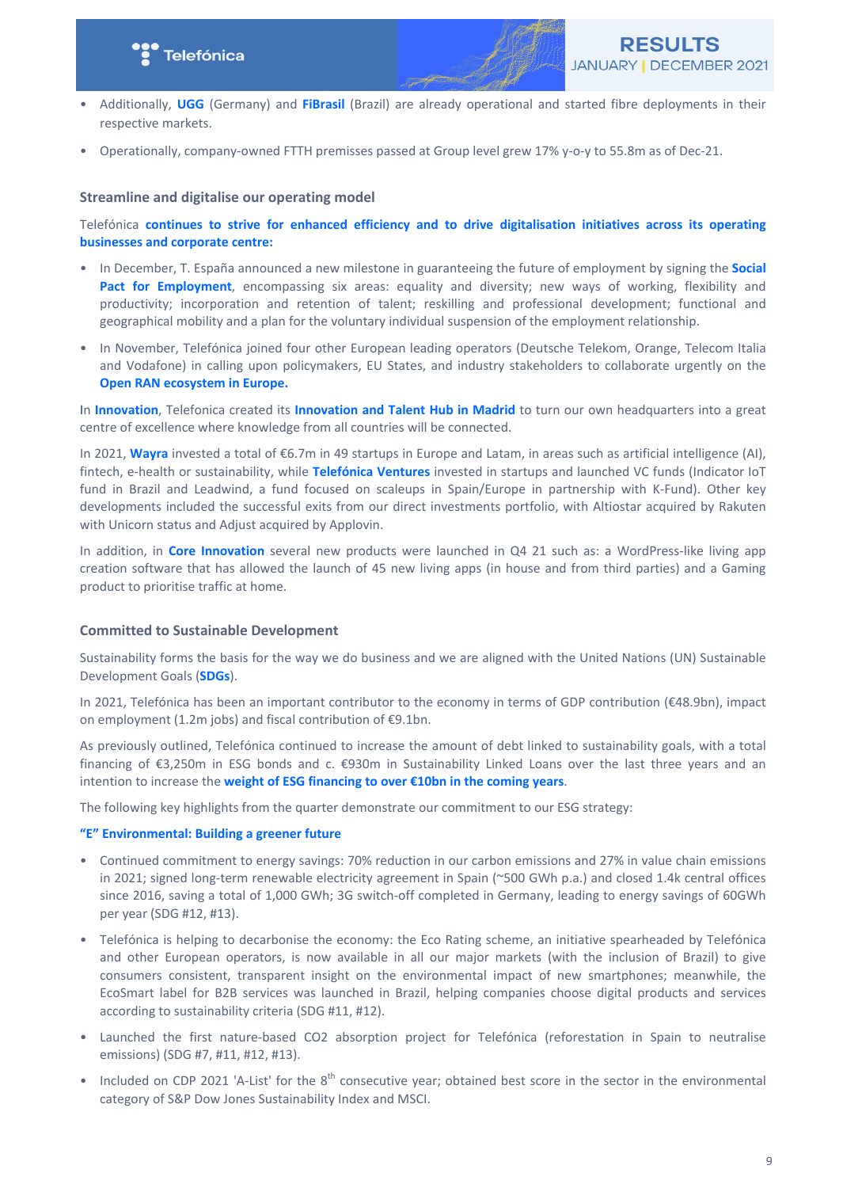- Additionally, **UGG** (Germany) and **FiBrasil** (Brazil) are already operational and started fibre deployments in their respective markets.
- Operationally, company-owned FTTH premisses passed at Group level grew 17% y-o-y to 55.8m as of Dec-21.

## Streamline and digitalise our operating model

Telefónica **continues to strive for enhanced efficiency and to drive digitalisation initiatives across its operating businesses and corporate centre:**

- In December, T. España announced a new milestone in guaranteeing the future of employment by signing the **Social Pact for Employment**, encompassing six areas: equality and diversity; new ways of working, flexibility and productivity; incorporation and retention of talent; reskilling and professional development; functional and geographical mobility and a plan for the voluntary individual suspension of the employment relationship.
- In November, Telefónica joined four other European leading operators (Deutsche Telekom, Orange, Telecom Italia and Vodafone) in calling upon policymakers, EU States, and industry stakeholders to collaborate urgently on the **Open RAN ecosystem in Europe.**

In **Innovation**, Telefonica created its **Innovation and Talent Hub in Madrid** to turn our own headquarters into a great centre of excellence where knowledge from all countries will be connected.

In 2021, **Wayra** invested a total of €6.7m in 49 startups in Europe and Latam, in areas such as artificial intelligence (AI), fintech, e-health or sustainability, while **Telefónica Ventures** invested in startups and launched VC funds (Indicator IoT fund in Brazil and Leadwind, a fund focused on scaleups in Spain/Europe in partnership with K-Fund). Other key developments included the successful exits from our direct investments portfolio, with Altiostar acquired by Rakuten with Unicorn status and Adjust acquired by Applovin.

In addition, in **Core Innovation** several new products were launched in Q4 21 such as: a WordPress-like living app creation software that has allowed the launch of 45 new living apps (in house and from third parties) and a Gaming product to prioritise traffic at home.

## Committed to Sustainable Development

Sustainability forms the basis for the way we do business and we are aligned with the United Nations (UN) Sustainable Development Goals (**SDGs**).

In 2021, Telefónica has been an important contributor to the economy in terms of GDP contribution (€48.9bn), impact on employment (1.2m jobs) and fiscal contribution of €9.1bn.

As previously outlined, Telefónica continued to increase the amount of debt linked to sustainability goals, with a total financing of €3,250m in ESG bonds and c. €930m in Sustainability Linked Loans over the last three years and an intention to increase the **weight of ESG financing to over €10bn in the coming years**.

The following key highlights from the quarter demonstrate our commitment to our ESG strategy:

**"E" Environmental: Building a greener future**

- Continued commitment to energy savings: 70% reduction in our carbon emissions and 27% in value chain emissions in 2021; signed long-term renewable electricity agreement in Spain (~500 GWh p.a.) and closed 1.4k central offices since 2016, saving a total of 1,000 GWh; 3G switch-off completed in Germany, leading to energy savings of 60GWh per year (SDG #12, #13).
- Telefónica is helping to decarbonise the economy: the Eco Rating scheme, an initiative spearheaded by Telefónica and other European operators, is now available in all our major markets (with the inclusion of Brazil) to give consumers consistent, transparent insight on the environmental impact of new smartphones; meanwhile, the EcoSmart label for B2B services was launched in Brazil, helping companies choose digital products and services according to sustainability criteria (SDG #11, #12).
- Launched the first nature-based $CO_2$ absorption project for Telefónica (reforestation in Spain to neutralise emissions) (SDG #7, #11, #12, #13).
- Included on CDP 2021 'A-List' for the 8th consecutive year; obtained best score in the sector in the environmental category of S&P Dow Jones Sustainability Index and MSCI.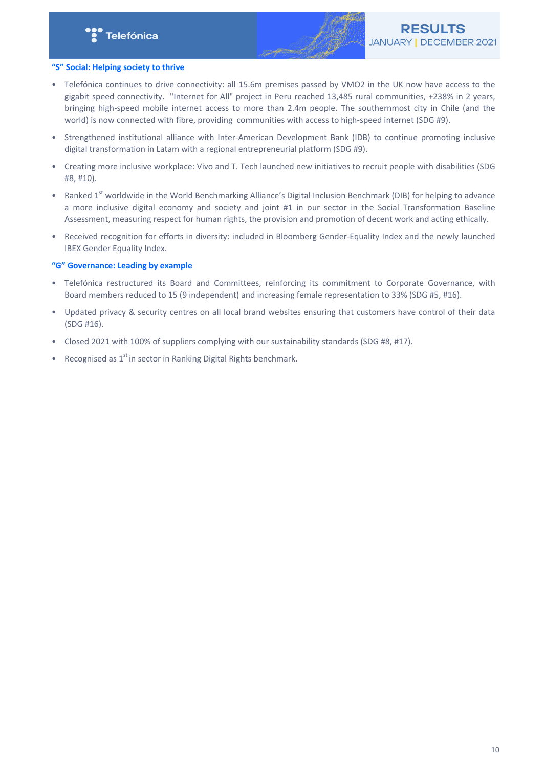### "S" Social: Helping society to thrive

- Telefónica continues to drive connectivity: all 15.6m premises passed by VMO2 in the UK now have access to the gigabit speed connectivity. "Internet for All" project in Peru reached 13,485 rural communities, +238% in 2 years, bringing high-speed mobile internet access to more than 2.4m people. The southernmost city in Chile (and the world) is now connected with fibre, providing communities with access to high-speed internet (SDG #9).
- Strengthened institutional alliance with Inter-American Development Bank (IDB) to continue promoting inclusive digital transformation in Latam with a regional entrepreneurial platform (SDG #9).
- Creating more inclusive workplace: Vivo and T. Tech launched new initiatives to recruit people with disabilities (SDG #8, #10).
- Ranked 1st worldwide in the World Benchmarking Alliance's Digital Inclusion Benchmark (DIB) for helping to advance a more inclusive digital economy and society and joint #1 in our sector in the Social Transformation Baseline Assessment, measuring respect for human rights, the provision and promotion of decent work and acting ethically.
- Received recognition for efforts in diversity: included in Bloomberg Gender-Equality Index and the newly launched IBEX Gender Equality Index.

### "G" Governance: Leading by example

- Telefónica restructured its Board and Committees, reinforcing its commitment to Corporate Governance, with Board members reduced to 15 (9 independent) and increasing female representation to 33% (SDG #5, #16).
- Updated privacy & security centres on all local brand websites ensuring that customers have control of their data (SDG #16).
- Closed 2021 with 100% of suppliers complying with our sustainability standards (SDG #8, #17).
- Recognised as 1st in sector in Ranking Digital Rights benchmark.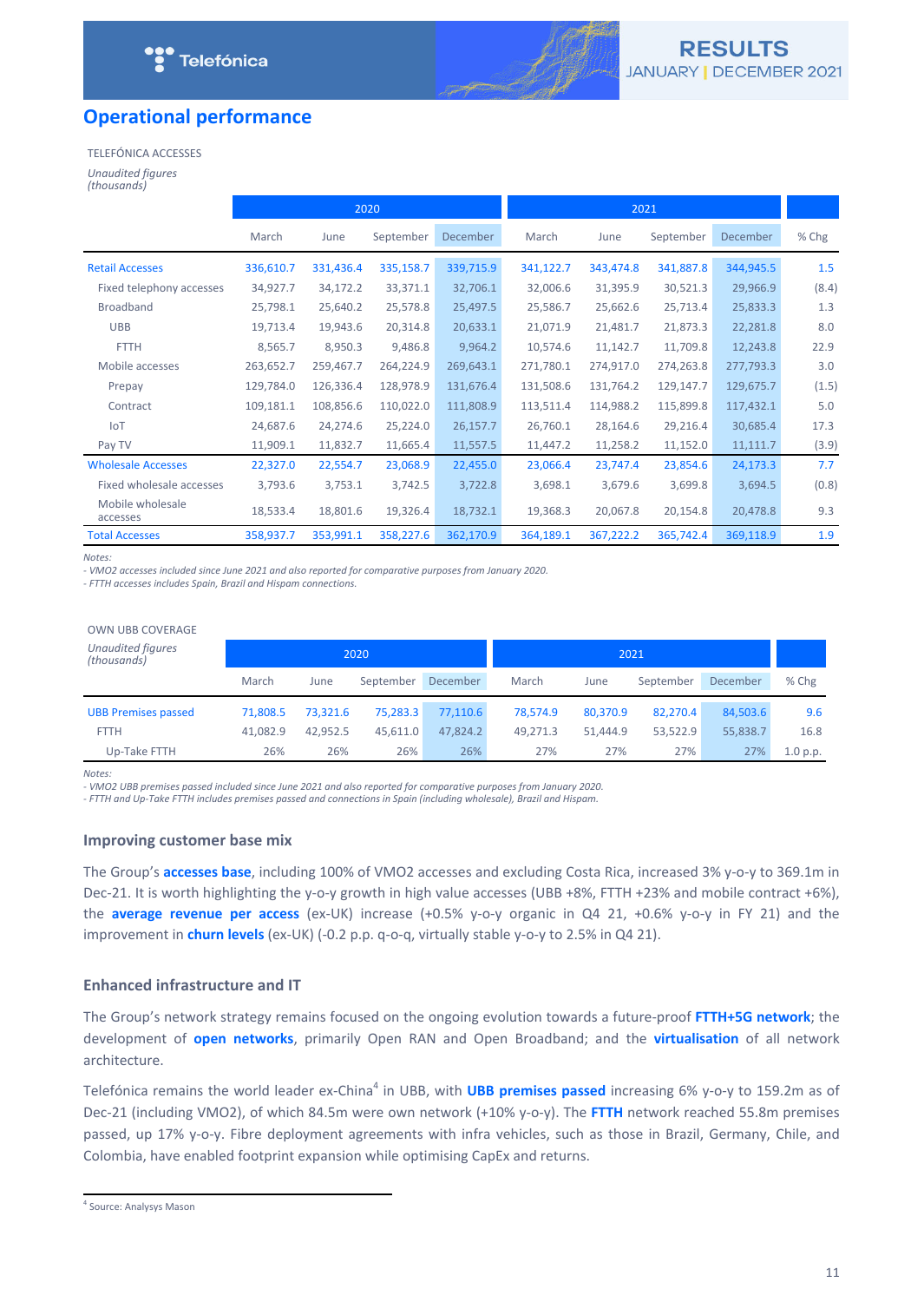## Operational performance

TELEFÓNICA ACCESSES

*Unaudited figures (thousands)*

| | 2020 | | | | 2021 | | | | |
|---|---|---|---|---|---|---|---|---|---|
| | March | June | September | December | March | June | September | December | % Chg |
| Retail Accesses | 336,610.7 | 331,436.4 | 335,158.7 | 339,715.9 | 341,122.7 | 343,474.8 | 341,887.8 | 344,945.5 | 1.5 |
| Fixed telephony accesses | 34,927.7 | 34,172.2 | 33,371.1 | 32,706.1 | 32,006.6 | 31,395.9 | 30,521.3 | 29,966.9 | (8.4) |
| Broadband | 25,798.1 | 25,640.2 | 25,578.8 | 25,497.5 | 25,586.7 | 25,662.6 | 25,713.4 | 25,833.3 | 1.3 |
| UBB | 19,713.4 | 19,943.6 | 20,314.8 | 20,633.1 | 21,071.9 | 21,481.7 | 21,873.3 | 22,281.8 | 8.0 |
| FTTH | 8,565.7 | 8,950.3 | 9,486.8 | 9,964.2 | 10,574.6 | 11,142.7 | 11,709.8 | 12,243.8 | 22.9 |
| Mobile accesses | 263,652.7 | 259,467.7 | 264,224.9 | 269,643.1 | 271,780.1 | 274,917.0 | 274,263.8 | 277,793.3 | 3.0 |
| Prepay | 129,784.0 | 126,336.4 | 128,978.9 | 131,676.4 | 131,508.6 | 131,764.2 | 129,147.7 | 129,675.7 | (1.5) |
| Contract | 109,181.1 | 108,856.6 | 110,022.0 | 111,808.9 | 113,511.4 | 114,988.2 | 115,899.8 | 117,432.1 | 5.0 |
| IoT | 24,687.6 | 24,274.6 | 25,224.0 | 26,157.7 | 26,760.1 | 28,164.6 | 29,216.4 | 30,685.4 | 17.3 |
| Pay TV | 11,909.1 | 11,832.7 | 11,665.4 | 11,557.5 | 11,447.2 | 11,258.2 | 11,152.0 | 11,111.7 | (3.9) |
| Wholesale Accesses | 22,327.0 | 22,554.7 | 23,068.9 | 22,455.0 | 23,066.4 | 23,747.4 | 23,854.6 | 24,173.3 | 7.7 |
| Fixed wholesale accesses | 3,793.6 | 3,753.1 | 3,742.5 | 3,722.8 | 3,698.1 | 3,679.6 | 3,699.8 | 3,694.5 | (0.8) |
| Mobile wholesale accesses | 18,533.4 | 18,801.6 | 19,326.4 | 18,732.1 | 19,368.3 | 20,067.8 | 20,154.8 | 20,478.8 | 9.3 |
| Total Accesses | 358,937.7 | 353,991.1 | 358,227.6 | 362,170.9 | 364,189.1 | 367,222.2 | 365,742.4 | 369,118.9 | 1.9 |

Notes:
- *VMO2 accesses included since June 2021 and also reported for comparative purposes from January 2020.*
- *FTTH accesses includes Spain, Brazil and Hispam connections.*

OWN UBB COVERAGE

*Unaudited figures (thousands)*

| | 2020 | | | | 2021 | | | | |
|---|---|---|---|---|---|---|---|---|---|
| | March | June | September | December | March | June | September | December | % Chg |
| UBB Premises passed | 71,808.5 | 73,321.6 | 75,283.3 | 77,110.6 | 78,574.9 | 80,370.9 | 82,270.4 | 84,503.6 | 9.6 |
| FTTH | 41,082.9 | 42,952.5 | 45,611.0 | 47,824.2 | 49,271.3 | 51,444.9 | 53,522.9 | 55,838.7 | 16.8 |
| Up-Take FTTH | 26% | 26% | 26% | 26% | 27% | 27% | 27% | 27% | 1.0 p.p. |

Notes:
- *VMO2 UBB premises passed included since June 2021 and also reported for comparative purposes from January 2020.*
- *FTTH and Up-Take FTTH includes premises passed and connections in Spain (including wholesale), Brazil and Hispam.*

### Improving customer base mix

The Group's **accesses base**, including 100% of VMO2 accesses and excluding Costa Rica, increased 3% y-o-y to 369.1m in Dec-21. It is worth highlighting the y-o-y growth in high value accesses (UBB +8%, FTTH +23% and mobile contract +6%), the **average revenue per access** (ex-UK) increase (+0.5% y-o-y organic in Q4 21, +0.6% y-o-y in FY 21) and the improvement in **churn levels** (ex-UK) (-0.2 p.p. q-o-q, virtually stable y-o-y to 2.5% in Q4 21).

### Enhanced infrastructure and IT

The Group's network strategy remains focused on the ongoing evolution towards a future-proof **FTTH+5G network**; the development of **open networks**, primarily Open RAN and Open Broadband; and the **virtualisation** of all network architecture.

Telefónica remains the world leader ex-China[4] in UBB, with **UBB premises passed** increasing 6% y-o-y to 159.2m as of Dec-21 (including VMO2), of which 84.5m were own network (+10% y-o-y). The **FTTH** network reached 55.8m premises passed, up 17% y-o-y. Fibre deployment agreements with infra vehicles, such as those in Brazil, Germany, Chile, and Colombia, have enabled footprint expansion while optimising CapEx and returns.

[4] Source: Analysys Mason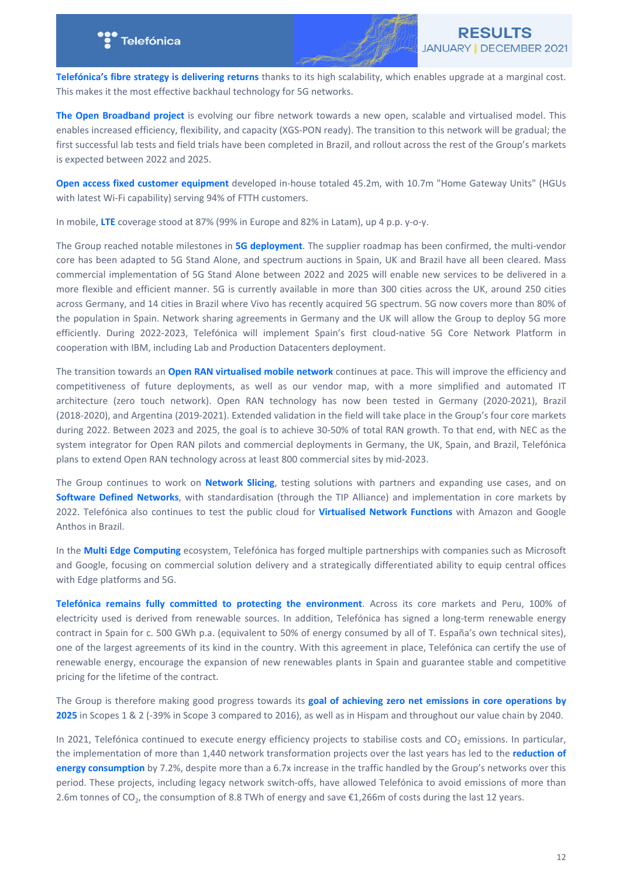**Telefónica's fibre strategy is delivering returns** thanks to its high scalability, which enables upgrade at a marginal cost. This makes it the most effective backhaul technology for 5G networks.

**The Open Broadband project** is evolving our fibre network towards a new open, scalable and virtualised model. This enables increased efficiency, flexibility, and capacity (XGS-PON ready). The transition to this network will be gradual; the first successful lab tests and field trials have been completed in Brazil, and rollout across the rest of the Group's markets is expected between 2022 and 2025.

**Open access fixed customer equipment** developed in-house totaled 45.2m, with 10.7m "Home Gateway Units" (HGUs with latest Wi-Fi capability) serving 94% of FTTH customers.

In mobile, **LTE** coverage stood at 87% (99% in Europe and 82% in Latam), up 4 p.p. y-o-y.

The Group reached notable milestones in **5G deployment**. The supplier roadmap has been confirmed, the multi-vendor core has been adapted to 5G Stand Alone, and spectrum auctions in Spain, UK and Brazil have all been cleared. Mass commercial implementation of 5G Stand Alone between 2022 and 2025 will enable new services to be delivered in a more flexible and efficient manner. 5G is currently available in more than 300 cities across the UK, around 250 cities across Germany, and 14 cities in Brazil where Vivo has recently acquired 5G spectrum. 5G now covers more than 80% of the population in Spain. Network sharing agreements in Germany and the UK will allow the Group to deploy 5G more efficiently. During 2022-2023, Telefónica will implement Spain's first cloud-native 5G Core Network Platform in cooperation with IBM, including Lab and Production Datacenters deployment.

The transition towards an **Open RAN virtualised mobile network** continues at pace. This will improve the efficiency and competitiveness of future deployments, as well as our vendor map, with a more simplified and automated IT architecture (zero touch network). Open RAN technology has now been tested in Germany (2020-2021), Brazil (2018-2020), and Argentina (2019-2021). Extended validation in the field will take place in the Group's four core markets during 2022. Between 2023 and 2025, the goal is to achieve 30-50% of total RAN growth. To that end, with NEC as the system integrator for Open RAN pilots and commercial deployments in Germany, the UK, Spain, and Brazil, Telefónica plans to extend Open RAN technology across at least 800 commercial sites by mid-2023.

The Group continues to work on **Network Slicing**, testing solutions with partners and expanding use cases, and on **Software Defined Networks**, with standardisation (through the TIP Alliance) and implementation in core markets by 2022. Telefónica also continues to test the public cloud for **Virtualised Network Functions** with Amazon and Google Anthos in Brazil.

In the **Multi Edge Computing** ecosystem, Telefónica has forged multiple partnerships with companies such as Microsoft and Google, focusing on commercial solution delivery and a strategically differentiated ability to equip central offices with Edge platforms and 5G.

**Telefónica remains fully committed to protecting the environment**. Across its core markets and Peru, 100% of electricity used is derived from renewable sources. In addition, Telefónica has signed a long-term renewable energy contract in Spain for c. 500 GWh p.a. (equivalent to 50% of energy consumed by all of T. España's own technical sites), one of the largest agreements of its kind in the country. With this agreement in place, Telefónica can certify the use of renewable energy, encourage the expansion of new renewables plants in Spain and guarantee stable and competitive pricing for the lifetime of the contract.

The Group is therefore making good progress towards its **goal of achieving zero net emissions in core operations by 2025** in Scopes 1 & 2 (-39% in Scope 3 compared to 2016), as well as in Hispam and throughout our value chain by 2040.

In 2021, Telefónica continued to execute energy efficiency projects to stabilise costs and $CO_2$ emissions. In particular, the implementation of more than 1,440 network transformation projects over the last years has led to the **reduction of energy consumption** by 7.2%, despite more than a 6.7x increase in the traffic handled by the Group's networks over this period. These projects, including legacy network switch-offs, have allowed Telefónica to avoid emissions of more than 2.6m tonnes of $CO_2$, the consumption of 8.8 TWh of energy and save €1,266m of costs during the last 12 years.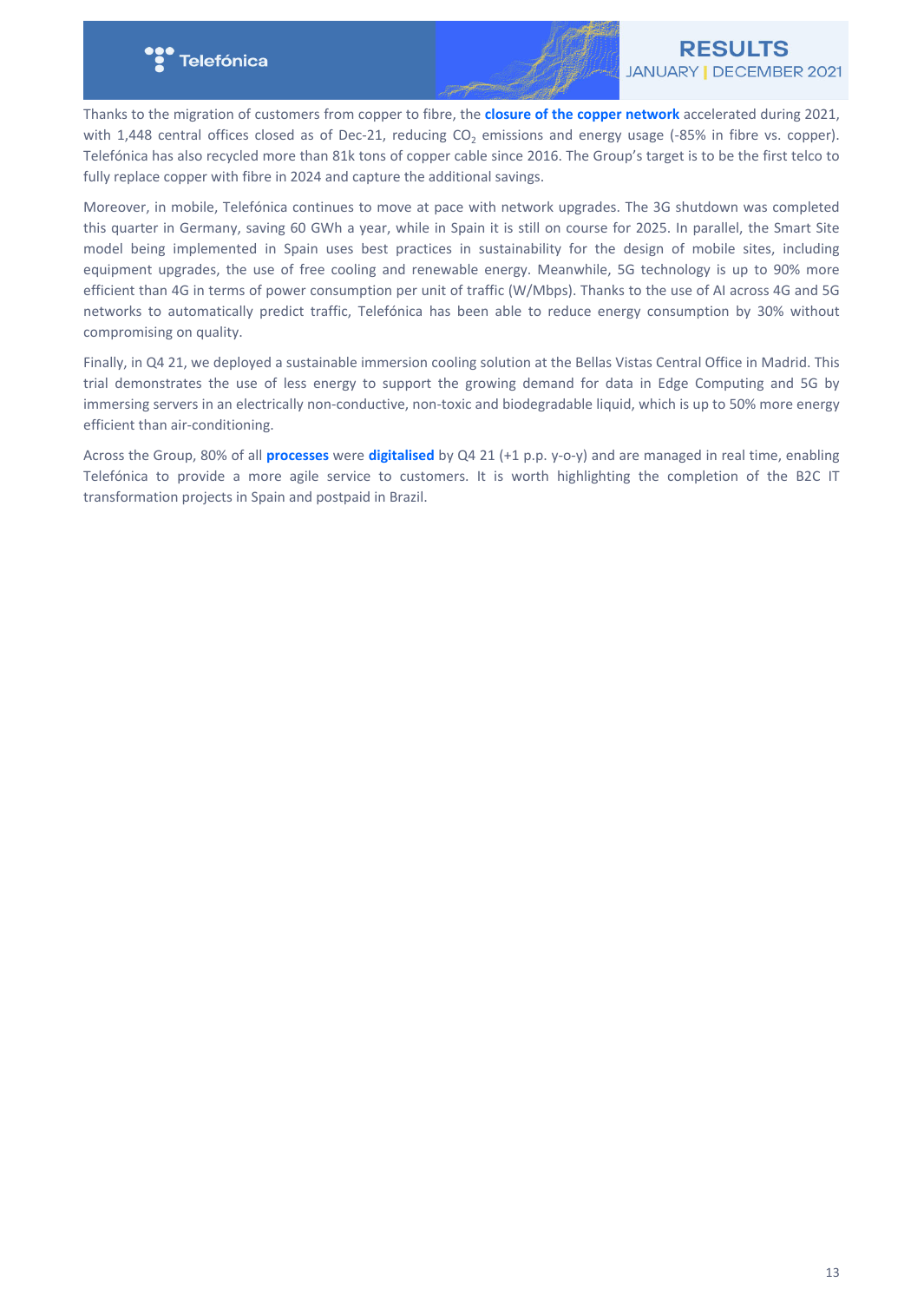Thanks to the migration of customers from copper to fibre, the **closure of the copper network** accelerated during 2021, with 1,448 central offices closed as of Dec-21, reducing $CO_2$ emissions and energy usage (-85% in fibre vs. copper). Telefónica has also recycled more than 81k tons of copper cable since 2016. The Group's target is to be the first telco to fully replace copper with fibre in 2024 and capture the additional savings.

Moreover, in mobile, Telefónica continues to move at pace with network upgrades. The 3G shutdown was completed this quarter in Germany, saving 60 GWh a year, while in Spain it is still on course for 2025. In parallel, the Smart Site model being implemented in Spain uses best practices in sustainability for the design of mobile sites, including equipment upgrades, the use of free cooling and renewable energy. Meanwhile, 5G technology is up to 90% more efficient than 4G in terms of power consumption per unit of traffic (W/Mbps). Thanks to the use of AI across 4G and 5G networks to automatically predict traffic, Telefónica has been able to reduce energy consumption by 30% without compromising on quality.

Finally, in Q4 21, we deployed a sustainable immersion cooling solution at the Bellas Vistas Central Office in Madrid. This trial demonstrates the use of less energy to support the growing demand for data in Edge Computing and 5G by immersing servers in an electrically non-conductive, non-toxic and biodegradable liquid, which is up to 50% more energy efficient than air-conditioning.

Across the Group, 80% of all **processes** were **digitalised** by Q4 21 (+1 p.p. y-o-y) and are managed in real time, enabling Telefónica to provide a more agile service to customers. It is worth highlighting the completion of the B2C IT transformation projects in Spain and postpaid in Brazil.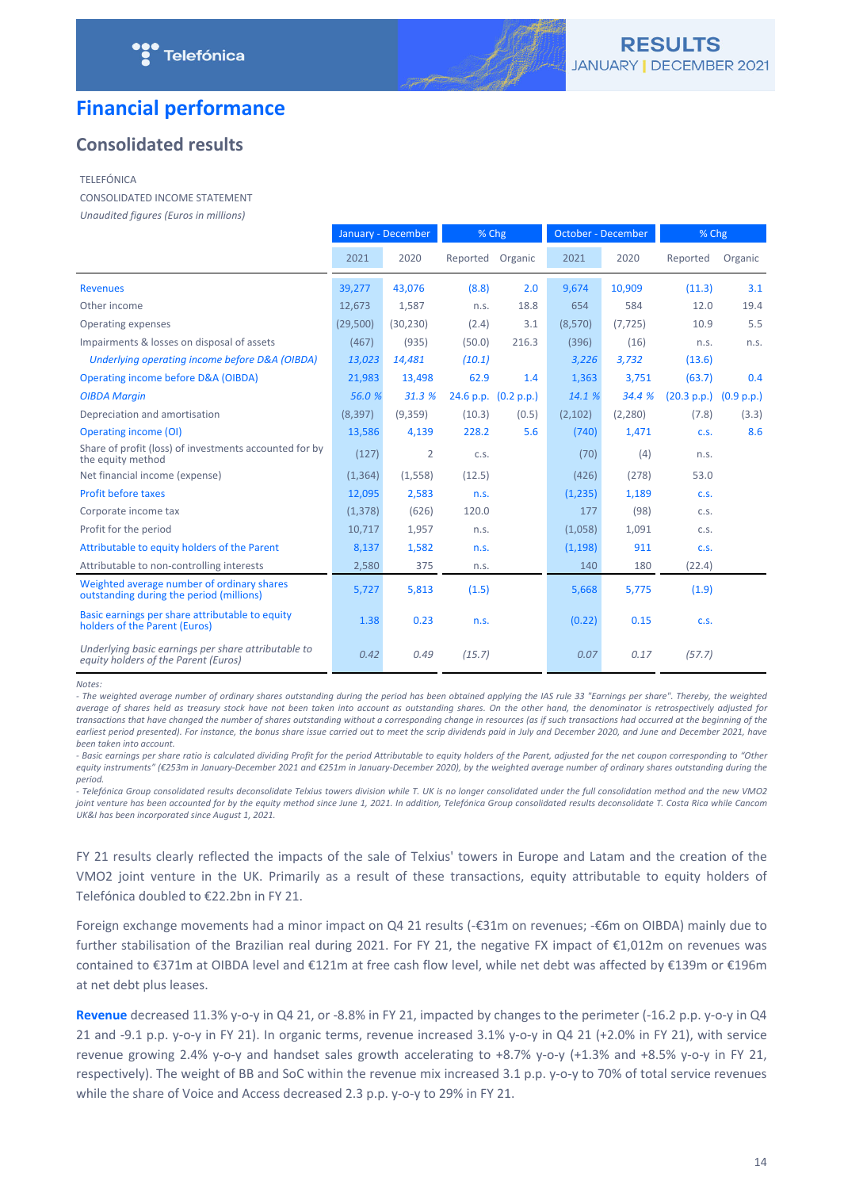# Financial performance

## Consolidated results

TELEFÓNICA

CONSOLIDATED INCOME STATEMENT

*Unaudited figures (Euros in millions)*

| | January - December | | % Chg | | October - December | | % Chg | |
|---|---|---|---|---|---|---|---|---|
| | 2021 | 2020 | Reported | Organic | 2021 | 2020 | Reported | Organic |
| Revenues | 39,277 | 43,076 | (8.8) | 2.0 | 9,674 | 10,909 | (11.3) | 3.1 |
| Other income | 12,673 | 1,587 | n.s. | 18.8 | 654 | 584 | 12.0 | 19.4 |
| Operating expenses | (29,500) | (30,230) | (2.4) | 3.1 | (8,570) | (7,725) | 10.9 | 5.5 |
| Impairments & losses on disposal of assets | (467) | (935) | (50.0) | 216.3 | (396) | (16) | n.s. | n.s. |
| *Underlying operating income before D&A (OIBDA)* | *13,023* | *14,481* | *(10.1)* | | *3,226* | *3,732* | *(13.6)* | |
| Operating income before D&A (OIBDA) | 21,983 | 13,498 | 62.9 | 1.4 | 1,363 | 3,751 | (63.7) | 0.4 |
| *OIBDA Margin* | *56.0 %* | *31.3 %* | 24.6 p.p. | (0.2 p.p.) | *14.1 %* | *34.4 %* | (20.3 p.p.) | (0.9 p.p.) |
| Depreciation and amortisation | (8,397) | (9,359) | (10.3) | (0.5) | (2,102) | (2,280) | (7.8) | (3.3) |
| Operating income (OI) | 13,586 | 4,139 | 228.2 | 5.6 | (740) | 1,471 | c.s. | 8.6 |
| Share of profit (loss) of investments accounted for by the equity method | (127) | 2 | c.s. | | (70) | (4) | n.s. | |
| Net financial income (expense) | (1,364) | (1,558) | (12.5) | | (426) | (278) | 53.0 | |
| Profit before taxes | 12,095 | 2,583 | n.s. | | (1,235) | 1,189 | c.s. | |
| Corporate income tax | (1,378) | (626) | 120.0 | | 177 | (98) | c.s. | |
| Profit for the period | 10,717 | 1,957 | n.s. | | (1,058) | 1,091 | c.s. | |
| Attributable to equity holders of the Parent | 8,137 | 1,582 | n.s. | | (1,198) | 911 | c.s. | |
| Attributable to non-controlling interests | 2,580 | 375 | n.s. | | 140 | 180 | (22.4) | |
| Weighted average number of ordinary shares outstanding during the period (millions) | 5,727 | 5,813 | (1.5) | | 5,668 | 5,775 | (1.9) | |
| Basic earnings per share attributable to equity holders of the Parent (Euros) | 1.38 | 0.23 | n.s. | | (0.22) | 0.15 | c.s. | |
| *Underlying basic earnings per share attributable to equity holders of the Parent (Euros)* | *0.42* | *0.49* | *(15.7)* | | *0.07* | *0.17* | *(57.7)* | |

*Notes:*

*- The weighted average number of ordinary shares outstanding during the period has been obtained applying the IAS rule 33 "Earnings per share". Thereby, the weighted average of shares held as treasury stock have not been taken into account as outstanding shares. On the other hand, the denominator is retrospectively adjusted for transactions that have changed the number of shares outstanding without a corresponding change in resources (as if such transactions had occurred at the beginning of the earliest period presented). For instance, the bonus share issue carried out to meet the scrip dividends paid in July and December 2020, and June and December 2021, have been taken into account.*

*- Basic earnings per share ratio is calculated dividing Profit for the period Attributable to equity holders of the Parent, adjusted for the net coupon corresponding to "Other equity instruments" (€253m in January-December 2021 and €251m in January-December 2020), by the weighted average number of ordinary shares outstanding during the period.*

*- Telefónica Group consolidated results deconsolidate Telxius towers division while T. UK is no longer consolidated under the full consolidation method and the new VMO2 joint venture has been accounted for by the equity method since June 1, 2021. In addition, Telefónica Group consolidated results deconsolidate T. Costa Rica while Cancom UK&I has been incorporated since August 1, 2021.*

FY 21 results clearly reflected the impacts of the sale of Telxius' towers in Europe and Latam and the creation of the VMO2 joint venture in the UK. Primarily as a result of these transactions, equity attributable to equity holders of Telefónica doubled to €22.2bn in FY 21.

Foreign exchange movements had a minor impact on Q4 21 results (-€31m on revenues; -€6m on OIBDA) mainly due to further stabilisation of the Brazilian real during 2021. For FY 21, the negative FX impact of €1,012m on revenues was contained to €371m at OIBDA level and €121m at free cash flow level, while net debt was affected by €139m or €196m at net debt plus leases.

**Revenue** decreased 11.3% y-o-y in Q4 21, or -8.8% in FY 21, impacted by changes to the perimeter (-16.2 p.p. y-o-y in Q4 21 and -9.1 p.p. y-o-y in FY 21). In organic terms, revenue increased 3.1% y-o-y in Q4 21 (+2.0% in FY 21), with service revenue growing 2.4% y-o-y and handset sales growth accelerating to +8.7% y-o-y (+1.3% and +8.5% y-o-y in FY 21, respectively). The weight of BB and SoC within the revenue mix increased 3.1 p.p. y-o-y to 70% of total service revenues while the share of Voice and Access decreased 2.3 p.p. y-o-y to 29% in FY 21.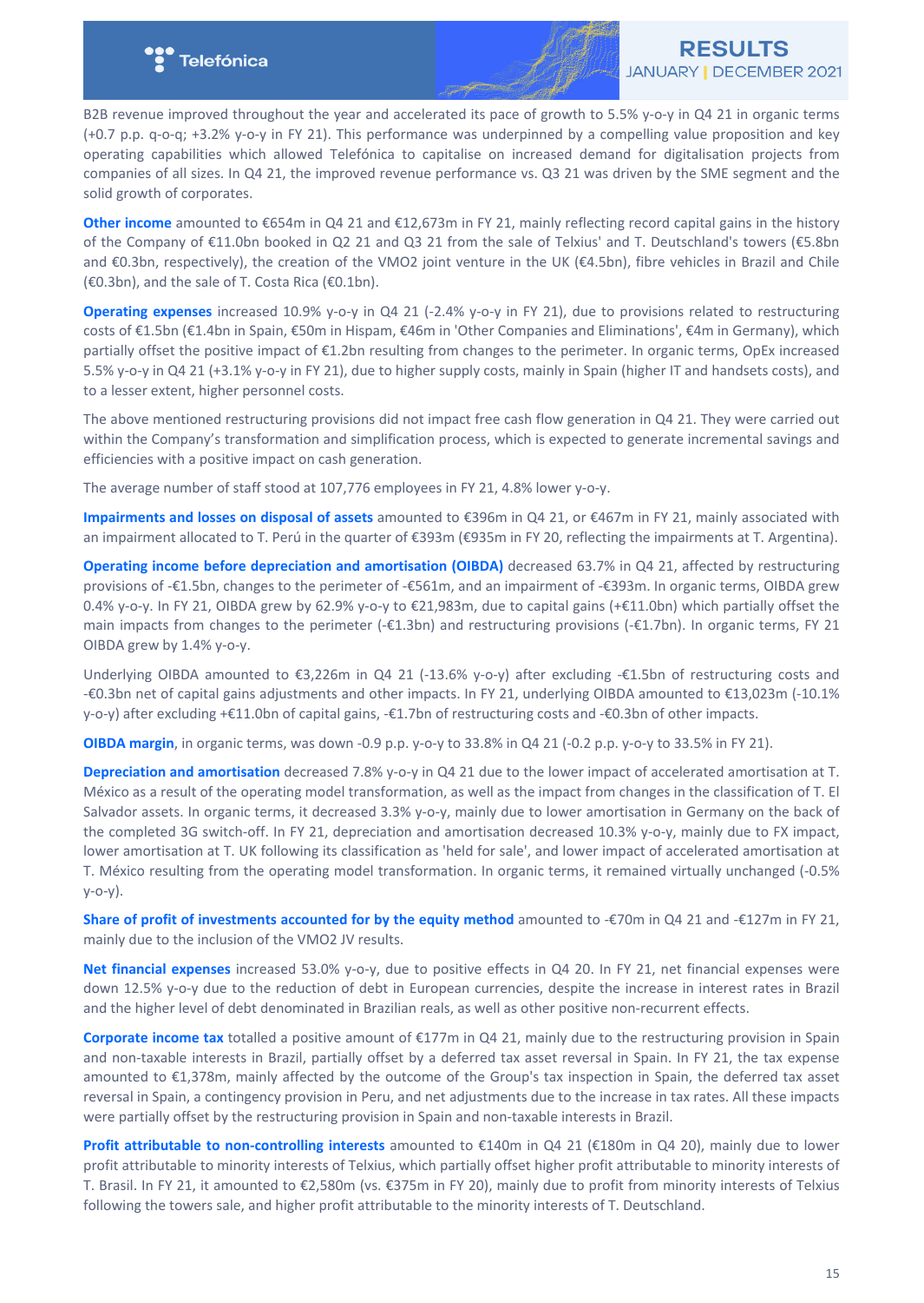B2B revenue improved throughout the year and accelerated its pace of growth to 5.5% y-o-y in Q4 21 in organic terms (+0.7 p.p. q-o-q; +3.2% y-o-y in FY 21). This performance was underpinned by a compelling value proposition and key operating capabilities which allowed Telefónica to capitalise on increased demand for digitalisation projects from companies of all sizes. In Q4 21, the improved revenue performance vs. Q3 21 was driven by the SME segment and the solid growth of corporates.

**Other income** amounted to €654m in Q4 21 and €12,673m in FY 21, mainly reflecting record capital gains in the history of the Company of €11.0bn booked in Q2 21 and Q3 21 from the sale of Telxius' and T. Deutschland's towers (€5.8bn and €0.3bn, respectively), the creation of the VMO2 joint venture in the UK (€4.5bn), fibre vehicles in Brazil and Chile (€0.3bn), and the sale of T. Costa Rica (€0.1bn).

**Operating expenses** increased 10.9% y-o-y in Q4 21 (-2.4% y-o-y in FY 21), due to provisions related to restructuring costs of €1.5bn (€1.4bn in Spain, €50m in Hispam, €46m in 'Other Companies and Eliminations', €4m in Germany), which partially offset the positive impact of €1.2bn resulting from changes to the perimeter. In organic terms, OpEx increased 5.5% y-o-y in Q4 21 (+3.1% y-o-y in FY 21), due to higher supply costs, mainly in Spain (higher IT and handsets costs), and to a lesser extent, higher personnel costs.

The above mentioned restructuring provisions did not impact free cash flow generation in Q4 21. They were carried out within the Company's transformation and simplification process, which is expected to generate incremental savings and efficiencies with a positive impact on cash generation.

The average number of staff stood at 107,776 employees in FY 21, 4.8% lower y-o-y.

**Impairments and losses on disposal of assets** amounted to €396m in Q4 21, or €467m in FY 21, mainly associated with an impairment allocated to T. Perú in the quarter of €393m (€935m in FY 20, reflecting the impairments at T. Argentina).

**Operating income before depreciation and amortisation (OIBDA)** decreased 63.7% in Q4 21, affected by restructuring provisions of -€1.5bn, changes to the perimeter of -€561m, and an impairment of -€393m. In organic terms, OIBDA grew 0.4% y-o-y. In FY 21, OIBDA grew by 62.9% y-o-y to €21,983m, due to capital gains (+€11.0bn) which partially offset the main impacts from changes to the perimeter (-€1.3bn) and restructuring provisions (-€1.7bn). In organic terms, FY 21 OIBDA grew by 1.4% y-o-y.

Underlying OIBDA amounted to €3,226m in Q4 21 (-13.6% y-o-y) after excluding -€1.5bn of restructuring costs and -€0.3bn net of capital gains adjustments and other impacts. In FY 21, underlying OIBDA amounted to €13,023m (-10.1% y-o-y) after excluding +€11.0bn of capital gains, -€1.7bn of restructuring costs and -€0.3bn of other impacts.

**OIBDA margin**, in organic terms, was down -0.9 p.p. y-o-y to 33.8% in Q4 21 (-0.2 p.p. y-o-y to 33.5% in FY 21).

**Depreciation and amortisation** decreased 7.8% y-o-y in Q4 21 due to the lower impact of accelerated amortisation at T. México as a result of the operating model transformation, as well as the impact from changes in the classification of T. El Salvador assets. In organic terms, it decreased 3.3% y-o-y, mainly due to lower amortisation in Germany on the back of the completed 3G switch-off. In FY 21, depreciation and amortisation decreased 10.3% y-o-y, mainly due to FX impact, lower amortisation at T. UK following its classification as 'held for sale', and lower impact of accelerated amortisation at T. México resulting from the operating model transformation. In organic terms, it remained virtually unchanged (-0.5% y-o-y).

**Share of profit of investments accounted for by the equity method** amounted to -€70m in Q4 21 and -€127m in FY 21, mainly due to the inclusion of the VMO2 JV results.

**Net financial expenses** increased 53.0% y-o-y, due to positive effects in Q4 20. In FY 21, net financial expenses were down 12.5% y-o-y due to the reduction of debt in European currencies, despite the increase in interest rates in Brazil and the higher level of debt denominated in Brazilian reals, as well as other positive non-recurrent effects.

**Corporate income tax** totalled a positive amount of €177m in Q4 21, mainly due to the restructuring provision in Spain and non-taxable interests in Brazil, partially offset by a deferred tax asset reversal in Spain. In FY 21, the tax expense amounted to €1,378m, mainly affected by the outcome of the Group's tax inspection in Spain, the deferred tax asset reversal in Spain, a contingency provision in Peru, and net adjustments due to the increase in tax rates. All these impacts were partially offset by the restructuring provision in Spain and non-taxable interests in Brazil.

**Profit attributable to non-controlling interests** amounted to €140m in Q4 21 (€180m in Q4 20), mainly due to lower profit attributable to minority interests of Telxius, which partially offset higher profit attributable to minority interests of T. Brasil. In FY 21, it amounted to €2,580m (vs. €375m in FY 20), mainly due to profit from minority interests of Telxius following the towers sale, and higher profit attributable to the minority interests of T. Deutschland.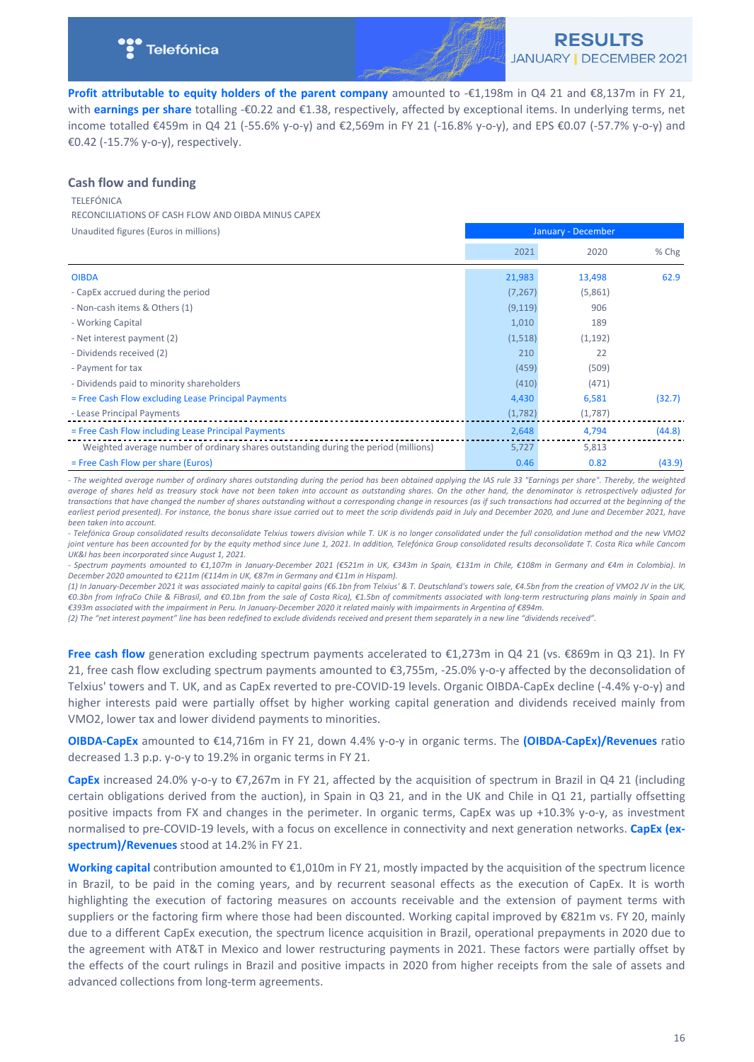**Profit attributable to equity holders of the parent company** amounted to -€1,198m in Q4 21 and €8,137m in FY 21, with **earnings per share** totalling -€0.22 and €1.38, respectively, affected by exceptional items. In underlying terms, net income totalled €459m in Q4 21 (-55.6% y-o-y) and €2,569m in FY 21 (-16.8% y-o-y), and EPS €0.07 (-57.7% y-o-y) and €0.42 (-15.7% y-o-y), respectively.

## Cash flow and funding

TELEFÓNICA

RECONCILIATIONS OF CASH FLOW AND OIBDA MINUS CAPEX

| Unaudited figures (Euros in millions) | January - December | | |
|---|---|---|---|
| | 2021 | 2020 | % Chg |
| OIBDA | 21,983 | 13,498 | 62.9 |
| - CapEx accrued during the period | (7,267) | (5,861) | |
| - Non-cash items & Others (1) | (9,119) | 906 | |
| - Working Capital | 1,010 | 189 | |
| - Net interest payment (2) | (1,518) | (1,192) | |
| - Dividends received (2) | 210 | 22 | |
| - Payment for tax | (459) | (509) | |
| - Dividends paid to minority shareholders | (410) | (471) | |
| = Free Cash Flow excluding Lease Principal Payments | 4,430 | 6,581 | (32.7) |
| - Lease Principal Payments | (1,782) | (1,787) | |
| = Free Cash Flow including Lease Principal Payments | 2,648 | 4,794 | (44.8) |
| Weighted average number of ordinary shares outstanding during the period (millions) | 5,727 | 5,813 | |
| = Free Cash Flow per share (Euros) | 0.46 | 0.82 | (43.9) |

*- The weighted average number of ordinary shares outstanding during the period has been obtained applying the IAS rule 33 "Earnings per share". Thereby, the weighted average of shares held as treasury stock have not been taken into account as outstanding shares. On the other hand, the denominator is retrospectively adjusted for transactions that have changed the number of shares outstanding without a corresponding change in resources (as if such transactions had occurred at the beginning of the earliest period presented). For instance, the bonus share issue carried out to meet the scrip dividends paid in July and December 2020, and June and December 2021, have been taken into account.*

*- Telefónica Group consolidated results deconsolidate Telxius towers division while T. UK is no longer consolidated under the full consolidation method and the new VMO2 joint venture has been accounted for by the equity method since June 1, 2021. In addition, Telefónica Group consolidated results deconsolidate T. Costa Rica while Cancom UK&I has been incorporated since August 1, 2021.*

*- Spectrum payments amounted to €1,107m in January-December 2021 (€521m in UK, €343m in Spain, €131m in Chile, €108m in Germany and €4m in Colombia). In December 2020 amounted to €211m (€114m in UK, €87m in Germany and €11m in Hispam).*

*(1) In January-December 2021 it was associated mainly to capital gains (€6.1bn from Telxius' & T. Deutschland's towers sale, €4.5bn from the creation of VMO2 JV in the UK, €0.3bn from InfraCo Chile & FiBrasil, and €0.1bn from the sale of Costa Rica), €1.5bn of commitments associated with long-term restructuring plans mainly in Spain and €393m associated with the impairment in Peru. In January-December 2020 it related mainly with impairments in Argentina of €894m.*

*(2) The "net interest payment" line has been redefined to exclude dividends received and present them separately in a new line "dividends received".*

**Free cash flow** generation excluding spectrum payments accelerated to €1,273m in Q4 21 (vs. €869m in Q3 21). In FY 21, free cash flow excluding spectrum payments amounted to €3,755m, -25.0% y-o-y affected by the deconsolidation of Telxius' towers and T. UK, and as CapEx reverted to pre-COVID-19 levels. Organic OIBDA-CapEx decline (-4.4% y-o-y) and higher interests paid were partially offset by higher working capital generation and dividends received mainly from VMO2, lower tax and lower dividend payments to minorities.

**OIBDA-CapEx** amounted to €14,716m in FY 21, down 4.4% y-o-y in organic terms. The **(OIBDA-CapEx)/Revenues** ratio decreased 1.3 p.p. y-o-y to 19.2% in organic terms in FY 21.

**CapEx** increased 24.0% y-o-y to €7,267m in FY 21, affected by the acquisition of spectrum in Brazil in Q4 21 (including certain obligations derived from the auction), in Spain in Q3 21, and in the UK and Chile in Q1 21, partially offsetting positive impacts from FX and changes in the perimeter. In organic terms, CapEx was up +10.3% y-o-y, as investment normalised to pre-COVID-19 levels, with a focus on excellence in connectivity and next generation networks. **CapEx (ex-spectrum)/Revenues** stood at 14.2% in FY 21.

**Working capital** contribution amounted to €1,010m in FY 21, mostly impacted by the acquisition of the spectrum licence in Brazil, to be paid in the coming years, and by recurrent seasonal effects as the execution of CapEx. It is worth highlighting the execution of factoring measures on accounts receivable and the extension of payment terms with suppliers or the factoring firm where those had been discounted. Working capital improved by €821m vs. FY 20, mainly due to a different CapEx execution, the spectrum licence acquisition in Brazil, operational prepayments in 2020 due to the agreement with AT&T in Mexico and lower restructuring payments in 2021. These factors were partially offset by the effects of the court rulings in Brazil and positive impacts in 2020 from higher receipts from the sale of assets and advanced collections from long-term agreements.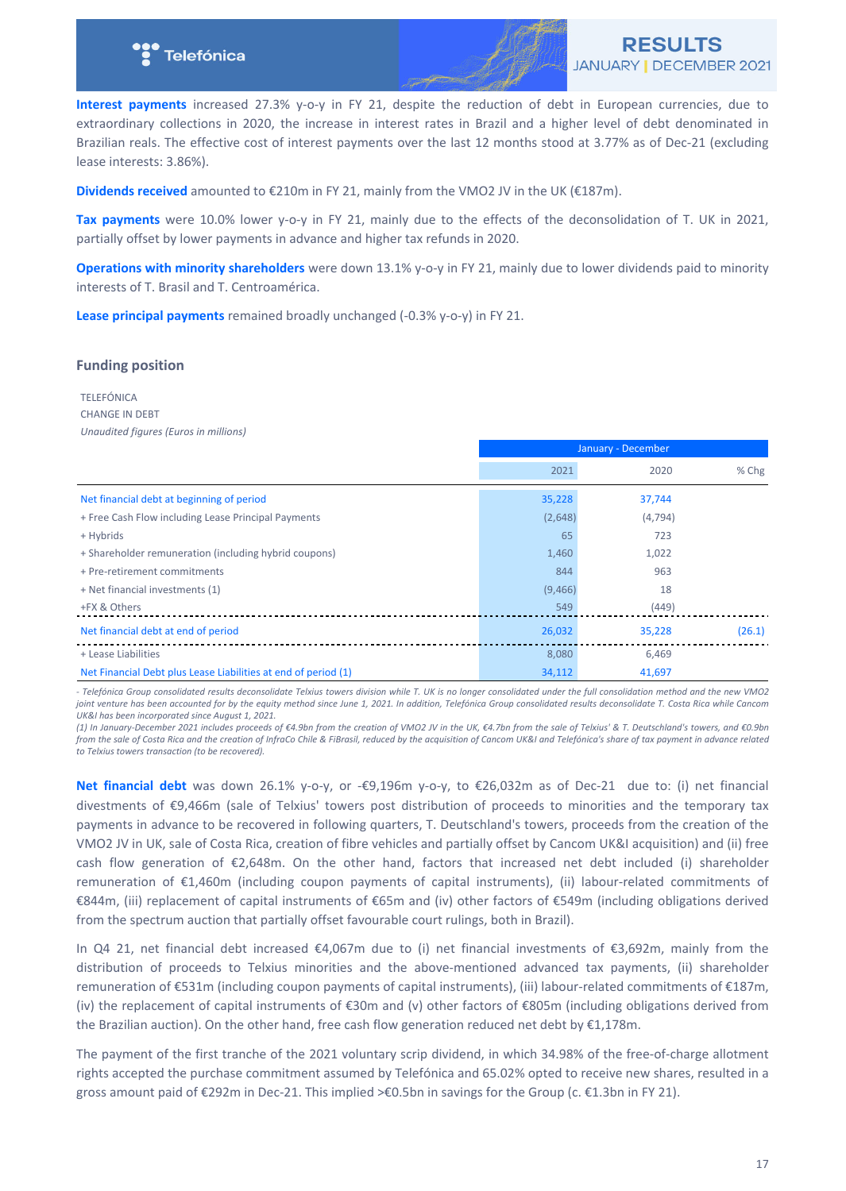**Interest payments** increased 27.3% y-o-y in FY 21, despite the reduction of debt in European currencies, due to extraordinary collections in 2020, the increase in interest rates in Brazil and a higher level of debt denominated in Brazilian reals. The effective cost of interest payments over the last 12 months stood at 3.77% as of Dec-21 (excluding lease interests: 3.86%).

**Dividends received** amounted to €210m in FY 21, mainly from the VMO2 JV in the UK (€187m).

**Tax payments** were 10.0% lower y-o-y in FY 21, mainly due to the effects of the deconsolidation of T. UK in 2021, partially offset by lower payments in advance and higher tax refunds in 2020.

**Operations with minority shareholders** were down 13.1% y-o-y in FY 21, mainly due to lower dividends paid to minority interests of T. Brasil and T. Centroamérica.

**Lease principal payments** remained broadly unchanged (-0.3% y-o-y) in FY 21.

### Funding position

TELEFÓNICA
CHANGE IN DEBT
*Unaudited figures (Euros in millions)*

| | January - December | | |
|---|---|---|---|
| | 2021 | 2020 | % Chg |
| Net financial debt at beginning of period | 35,228 | 37,744 | |
| + Free Cash Flow including Lease Principal Payments | (2,648) | (4,794) | |
| + Hybrids | 65 | 723 | |
| + Shareholder remuneration (including hybrid coupons) | 1,460 | 1,022 | |
| + Pre-retirement commitments | 844 | 963 | |
| + Net financial investments (1) | (9,466) | 18 | |
| +FX & Others | 549 | (449) | |
| Net financial debt at end of period | 26,032 | 35,228 | (26.1) |
| + Lease Liabilities | 8,080 | 6,469 | |
| Net Financial Debt plus Lease Liabilities at end of period (1) | 34,112 | 41,697 | |

*- Telefónica Group consolidated results deconsolidate Telxius towers division while T. UK is no longer consolidated under the full consolidation method and the new VMO2 joint venture has been accounted for by the equity method since June 1, 2021. In addition, Telefónica Group consolidated results deconsolidate T. Costa Rica while Cancom UK&I has been incorporated since August 1, 2021.*
*(1) In January-December 2021 includes proceeds of €4.9bn from the creation of VMO2 JV in the UK, €4.7bn from the sale of Telxius' & T. Deutschland's towers, and €0.9bn from the sale of Costa Rica and the creation of InfraCo Chile & FiBrasil, reduced by the acquisition of Cancom UK&I and Telefónica's share of tax payment in advance related to Telxius towers transaction (to be recovered).*

**Net financial debt** was down 26.1% y-o-y, or -€9,196m y-o-y, to €26,032m as of Dec-21 due to: (i) net financial divestments of €9,466m (sale of Telxius' towers post distribution of proceeds to minorities and the temporary tax payments in advance to be recovered in following quarters, T. Deutschland's towers, proceeds from the creation of the VMO2 JV in UK, sale of Costa Rica, creation of fibre vehicles and partially offset by Cancom UK&I acquisition) and (ii) free cash flow generation of €2,648m. On the other hand, factors that increased net debt included (i) shareholder remuneration of €1,460m (including coupon payments of capital instruments), (ii) labour-related commitments of €844m, (iii) replacement of capital instruments of €65m and (iv) other factors of €549m (including obligations derived from the spectrum auction that partially offset favourable court rulings, both in Brazil).

In Q4 21, net financial debt increased €4,067m due to (i) net financial investments of €3,692m, mainly from the distribution of proceeds to Telxius minorities and the above-mentioned advanced tax payments, (ii) shareholder remuneration of €531m (including coupon payments of capital instruments), (iii) labour-related commitments of €187m, (iv) the replacement of capital instruments of €30m and (v) other factors of €805m (including obligations derived from the Brazilian auction). On the other hand, free cash flow generation reduced net debt by €1,178m.

The payment of the first tranche of the 2021 voluntary scrip dividend, in which 34.98% of the free-of-charge allotment rights accepted the purchase commitment assumed by Telefónica and 65.02% opted to receive new shares, resulted in a gross amount paid of €292m in Dec-21. This implied >€0.5bn in savings for the Group (c. €1.3bn in FY 21).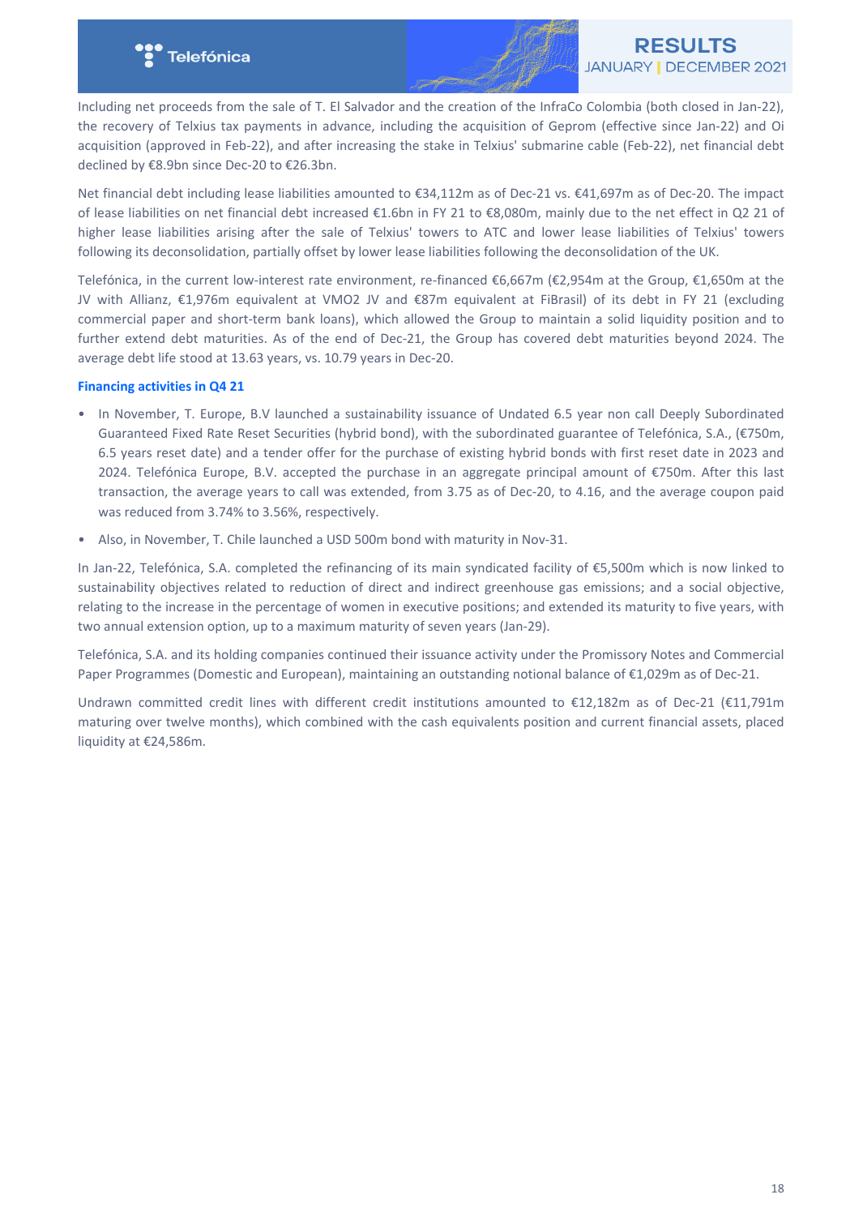Including net proceeds from the sale of T. El Salvador and the creation of the InfraCo Colombia (both closed in Jan-22), the recovery of Telxius tax payments in advance, including the acquisition of Geprom (effective since Jan-22) and Oi acquisition (approved in Feb-22), and after increasing the stake in Telxius' submarine cable (Feb-22), net financial debt declined by €8.9bn since Dec-20 to €26.3bn.

Net financial debt including lease liabilities amounted to €34,112m as of Dec-21 vs. €41,697m as of Dec-20. The impact of lease liabilities on net financial debt increased €1.6bn in FY 21 to €8,080m, mainly due to the net effect in Q2 21 of higher lease liabilities arising after the sale of Telxius' towers to ATC and lower lease liabilities of Telxius' towers following its deconsolidation, partially offset by lower lease liabilities following the deconsolidation of the UK.

Telefónica, in the current low-interest rate environment, re-financed €6,667m (€2,954m at the Group, €1,650m at the JV with Allianz, €1,976m equivalent at VMO2 JV and €87m equivalent at FiBrasil) of its debt in FY 21 (excluding commercial paper and short-term bank loans), which allowed the Group to maintain a solid liquidity position and to further extend debt maturities. As of the end of Dec-21, the Group has covered debt maturities beyond 2024. The average debt life stood at 13.63 years, vs. 10.79 years in Dec-20.

**Financing activities in Q4 21**

- In November, T. Europe, B.V launched a sustainability issuance of Undated 6.5 year non call Deeply Subordinated Guaranteed Fixed Rate Reset Securities (hybrid bond), with the subordinated guarantee of Telefónica, S.A., (€750m, 6.5 years reset date) and a tender offer for the purchase of existing hybrid bonds with first reset date in 2023 and 2024. Telefónica Europe, B.V. accepted the purchase in an aggregate principal amount of €750m. After this last transaction, the average years to call was extended, from 3.75 as of Dec-20, to 4.16, and the average coupon paid was reduced from 3.74% to 3.56%, respectively.
- Also, in November, T. Chile launched a USD 500m bond with maturity in Nov-31.

In Jan-22, Telefónica, S.A. completed the refinancing of its main syndicated facility of €5,500m which is now linked to sustainability objectives related to reduction of direct and indirect greenhouse gas emissions; and a social objective, relating to the increase in the percentage of women in executive positions; and extended its maturity to five years, with two annual extension option, up to a maximum maturity of seven years (Jan-29).

Telefónica, S.A. and its holding companies continued their issuance activity under the Promissory Notes and Commercial Paper Programmes (Domestic and European), maintaining an outstanding notional balance of €1,029m as of Dec-21.

Undrawn committed credit lines with different credit institutions amounted to €12,182m as of Dec-21 (€11,791m maturing over twelve months), which combined with the cash equivalents position and current financial assets, placed liquidity at €24,586m.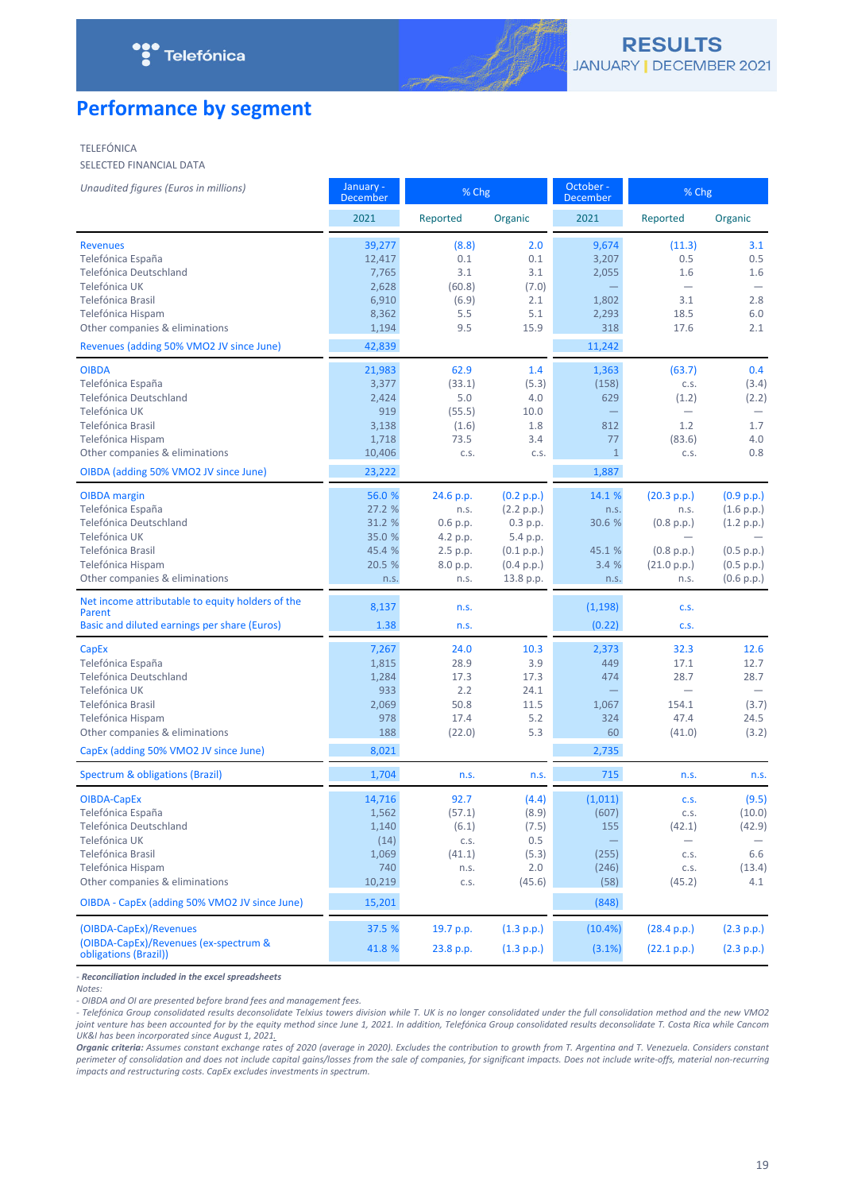# Performance by segment

TELEFÓNICA
SELECTED FINANCIAL DATA

| *Unaudited figures (Euros in millions)* | January - December | % Chg | | October - December | % Chg | |
|---|---|---|---|---|---|---|
| | 2021 | Reported | Organic | 2021 | Reported | Organic |
| Revenues | 39,277 | (8.8) | 2.0 | 9,674 | (11.3) | 3.1 |
| Telefónica España | 12,417 | 0.1 | 0.1 | 3,207 | 0.5 | 0.5 |
| Telefónica Deutschland | 7,765 | 3.1 | 3.1 | 2,055 | 1.6 | 1.6 |
| Telefónica UK | 2,628 | (60.8) | (7.0) | — | — | — |
| Telefónica Brasil | 6,910 | (6.9) | 2.1 | 1,802 | 3.1 | 2.8 |
| Telefónica Hispam | 8,362 | 5.5 | 5.1 | 2,293 | 18.5 | 6.0 |
| Other companies & eliminations | 1,194 | 9.5 | 15.9 | 318 | 17.6 | 2.1 |
| Revenues (adding 50% VMO2 JV since June) | 42,839 | | | 11,242 | | |
| OIBDA | 21,983 | 62.9 | 1.4 | 1,363 | (63.7) | 0.4 |
| Telefónica España | 3,377 | (33.1) | (5.3) | (158) | c.s. | (3.4) |
| Telefónica Deutschland | 2,424 | 5.0 | 4.0 | 629 | (1.2) | (2.2) |
| Telefónica UK | 919 | (55.5) | 10.0 | — | — | — |
| Telefónica Brasil | 3,138 | (1.6) | 1.8 | 812 | 1.2 | 1.7 |
| Telefónica Hispam | 1,718 | 73.5 | 3.4 | 77 | (83.6) | 4.0 |
| Other companies & eliminations | 10,406 | c.s. | c.s. | 1 | c.s. | 0.8 |
| OIBDA (adding 50% VMO2 JV since June) | 23,222 | | | 1,887 | | |
| OIBDA margin | 56.0 % | 24.6 p.p. | (0.2 p.p.) | 14.1 % | (20.3 p.p.) | (0.9 p.p.) |
| Telefónica España | 27.2 % | n.s. | (2.2 p.p.) | n.s. | n.s. | (1.6 p.p.) |
| Telefónica Deutschland | 31.2 % | 0.6 p.p. | 0.3 p.p. | 30.6 % | (0.8 p.p.) | (1.2 p.p.) |
| Telefónica UK | 35.0 % | 4.2 p.p. | 5.4 p.p. | | | — |
| Telefónica Brasil | 45.4 % | 2.5 p.p. | (0.1 p.p.) | 45.1 % | (0.8 p.p.) | (0.5 p.p.) |
| Telefónica Hispam | 20.5 % | 8.0 p.p. | (0.4 p.p.) | 3.4 % | (21.0 p.p.) | (0.5 p.p.) |
| Other companies & eliminations | n.s. | n.s. | 13.8 p.p. | n.s. | n.s. | (0.6 p.p.) |
| Net income attributable to equity holders of the Parent | 8,137 | n.s. | | (1,198) | c.s. | |
| Basic and diluted earnings per share (Euros) | 1.38 | n.s. | | (0.22) | c.s. | |
| CapEx | 7,267 | 24.0 | 10.3 | 2,373 | 32.3 | 12.6 |
| Telefónica España | 1,815 | 28.9 | 3.9 | 449 | 17.1 | 12.7 |
| Telefónica Deutschland | 1,284 | 17.3 | 17.3 | 474 | 28.7 | 28.7 |
| Telefónica UK | 933 | 2.2 | 24.1 | — | — | — |
| Telefónica Brasil | 2,069 | 50.8 | 11.5 | 1,067 | 154.1 | (3.7) |
| Telefónica Hispam | 978 | 17.4 | 5.2 | 324 | 47.4 | 24.5 |
| Other companies & eliminations | 188 | (22.0) | 5.3 | 60 | (41.0) | (3.2) |
| CapEx (adding 50% VMO2 JV since June) | 8,021 | | | 2,735 | | |
| Spectrum & obligations (Brazil) | 1,704 | n.s. | n.s. | 715 | n.s. | n.s. |
| OIBDA-CapEx | 14,716 | 92.7 | (4.4) | (1,011) | c.s. | (9.5) |
| Telefónica España | 1,562 | (57.1) | (8.9) | (607) | c.s. | (10.0) |
| Telefónica Deutschland | 1,140 | (6.1) | (7.5) | 155 | (42.1) | (42.9) |
| Telefónica UK | (14) | c.s. | 0.5 | — | — | — |
| Telefónica Brasil | 1,069 | (41.1) | (5.3) | (255) | c.s. | 6.6 |
| Telefónica Hispam | 740 | n.s. | 2.0 | (246) | c.s. | (13.4) |
| Other companies & eliminations | 10,219 | c.s. | (45.6) | (58) | (45.2) | 4.1 |
| OIBDA - CapEx (adding 50% VMO2 JV since June) | 15,201 | | | (848) | | |
| (OIBDA-CapEx)/Revenues | 37.5 % | 19.7 p.p. | (1.3 p.p.) | (10.4%) | (28.4 p.p.) | (2.3 p.p.) |
| (OIBDA-CapEx)/Revenues (ex-spectrum & obligations (Brazil)) | 41.8 % | 23.8 p.p. | (1.3 p.p.) | (3.1%) | (22.1 p.p.) | (2.3 p.p.) |

*- **Reconciliation included in the excel spreadsheets***
*Notes:*
*- OIBDA and OI are presented before brand fees and management fees.*
*- Telefónica Group consolidated results deconsolidate Telxius towers division while T. UK is no longer consolidated under the full consolidation method and the new VMO2 joint venture has been accounted for by the equity method since June 1, 2021. In addition, Telefónica Group consolidated results deconsolidate T. Costa Rica while Cancom UK&I has been incorporated since August 1, 2021.*
***Organic criteria:** Assumes constant exchange rates of 2020 (average in 2020). Excludes the contribution to growth from T. Argentina and T. Venezuela. Considers constant perimeter of consolidation and does not include capital gains/losses from the sale of companies, for significant impacts. Does not include write-offs, material non-recurring impacts and restructuring costs. CapEx excludes investments in spectrum.*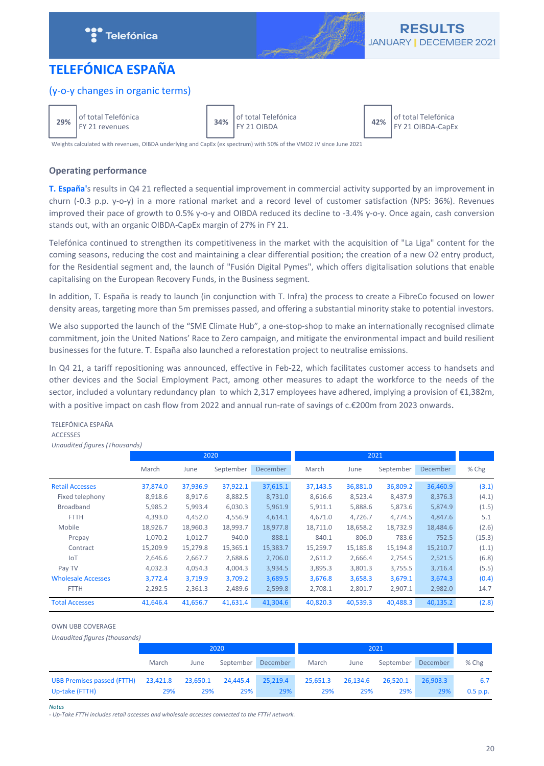# TELEFÓNICA ESPAÑA

## (y-o-y changes in organic terms)

| | | | | | |
|---|---|---|---|---|---|
| **29%** | of total Telefónica FY 21 revenues | **34%** | of total Telefónica FY 21 OIBDA | **42%** | of total Telefónica FY 21 OIBDA-CapEx |

Weights calculated with revenues, OIBDA underlying and CapEx (ex spectrum) with 50% of the VMO2 JV since June 2021

### Operating performance

**T. España'**s results in Q4 21 reflected a sequential improvement in commercial activity supported by an improvement in churn (-0.3 p.p. y-o-y) in a more rational market and a record level of customer satisfaction (NPS: 36%). Revenues improved their pace of growth to 0.5% y-o-y and OIBDA reduced its decline to -3.4% y-o-y. Once again, cash conversion stands out, with an organic OIBDA-CapEx margin of 27% in FY 21.

Telefónica continued to strengthen its competitiveness in the market with the acquisition of "La Liga" content for the coming seasons, reducing the cost and maintaining a clear differential position; the creation of a new O2 entry product, for the Residential segment and, the launch of "Fusión Digital Pymes", which offers digitalisation solutions that enable capitalising on the European Recovery Funds, in the Business segment.

In addition, T. España is ready to launch (in conjunction with T. Infra) the process to create a FibreCo focused on lower density areas, targeting more than 5m premisses passed, and offering a substantial minority stake to potential investors.

We also supported the launch of the "SME Climate Hub", a one-stop-shop to make an internationally recognised climate commitment, join the United Nations' Race to Zero campaign, and mitigate the environmental impact and build resilient businesses for the future. T. España also launched a reforestation project to neutralise emissions.

In Q4 21, a tariff repositioning was announced, effective in Feb-22, which facilitates customer access to handsets and other devices and the Social Employment Pact, among other measures to adapt the workforce to the needs of the sector, included a voluntary redundancy plan to which 2,317 employees have adhered, implying a provision of €1,382m, with a positive impact on cash flow from 2022 and annual run-rate of savings of c.€200m from 2023 onwards.

TELEFÓNICA ESPAÑA
ACCESSES
*Unaudited figures (Thousands)*

| | 2020 | | | | 2021 | | | | |
|---|---|---|---|---|---|---|---|---|---|
| | March | June | September | December | March | June | September | December | % Chg |
| Retail Accesses | 37,874.0 | 37,936.9 | 37,922.1 | 37,615.1 | 37,143.5 | 36,881.0 | 36,809.2 | 36,460.9 | (3.1) |
| Fixed telephony | 8,918.6 | 8,917.6 | 8,882.5 | 8,731.0 | 8,616.6 | 8,523.4 | 8,437.9 | 8,376.3 | (4.1) |
| Broadband | 5,985.2 | 5,993.4 | 6,030.3 | 5,961.9 | 5,911.1 | 5,888.6 | 5,873.6 | 5,874.9 | (1.5) |
| FTTH | 4,393.0 | 4,452.0 | 4,556.9 | 4,614.1 | 4,671.0 | 4,726.7 | 4,774.5 | 4,847.6 | 5.1 |
| Mobile | 18,926.7 | 18,960.3 | 18,993.7 | 18,977.8 | 18,711.0 | 18,658.2 | 18,732.9 | 18,484.6 | (2.6) |
| Prepay | 1,070.2 | 1,012.7 | 940.0 | 888.1 | 840.1 | 806.0 | 783.6 | 752.5 | (15.3) |
| Contract | 15,209.9 | 15,279.8 | 15,365.1 | 15,383.7 | 15,259.7 | 15,185.8 | 15,194.8 | 15,210.7 | (1.1) |
| IoT | 2,646.6 | 2,667.7 | 2,688.6 | 2,706.0 | 2,611.2 | 2,666.4 | 2,754.5 | 2,521.5 | (6.8) |
| Pay TV | 4,032.3 | 4,054.3 | 4,004.3 | 3,934.5 | 3,895.3 | 3,801.3 | 3,755.5 | 3,716.4 | (5.5) |
| Wholesale Accesses | 3,772.4 | 3,719.9 | 3,709.2 | 3,689.5 | 3,676.8 | 3,658.3 | 3,679.1 | 3,674.3 | (0.4) |
| FTTH | 2,292.5 | 2,361.3 | 2,489.6 | 2,599.8 | 2,708.1 | 2,801.7 | 2,907.1 | 2,982.0 | 14.7 |
| Total Accesses | 41,646.4 | 41,656.7 | 41,631.4 | 41,304.6 | 40,820.3 | 40,539.3 | 40,488.3 | 40,135.2 | (2.8) |

OWN UBB COVERAGE
*Unaudited figures (thousands)*

| | 2020 | | | | 2021 | | | | |
|---|---|---|---|---|---|---|---|---|---|
| | March | June | September | December | March | June | September | December | % Chg |
| UBB Premises passed (FTTH) | 23,421.8 | 23,650.1 | 24,445.4 | 25,219.4 | 25,651.3 | 26,134.6 | 26,520.1 | 26,903.3 | 6.7 |
| Up-take (FTTH) | 29% | 29% | 29% | 29% | 29% | 29% | 29% | 29% | 0.5 p.p. |

*Notes*
*- Up-Take FTTH includes retail accesses and wholesale accesses connected to the FTTH network.*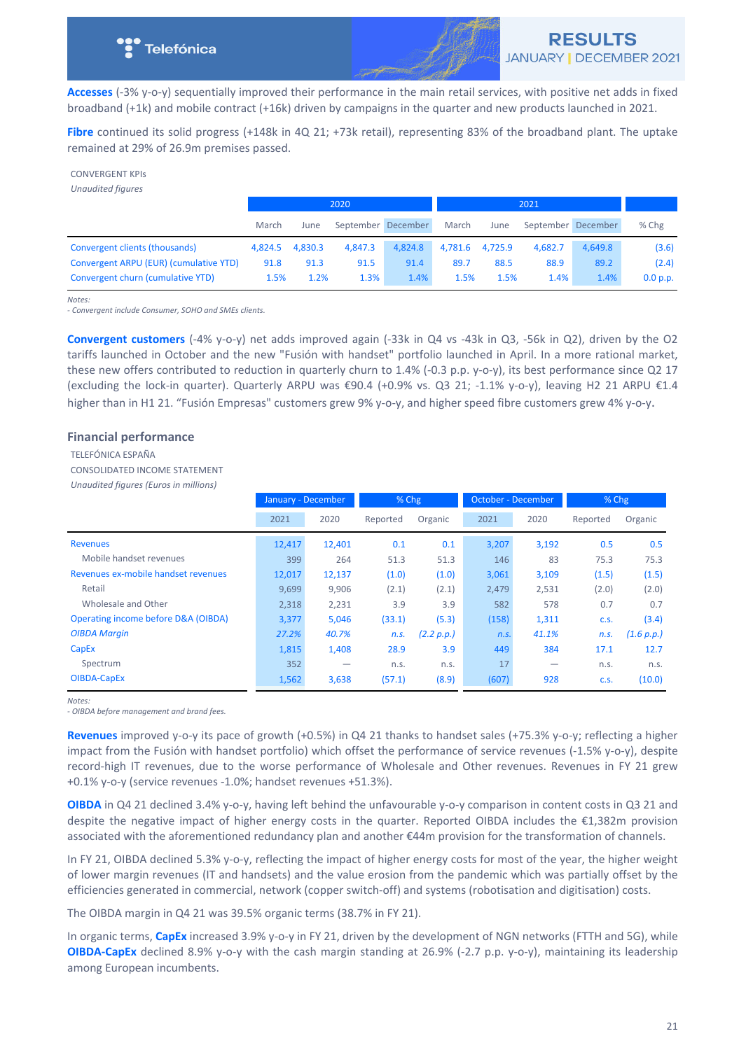**Accesses** (-3% y-o-y) sequentially improved their performance in the main retail services, with positive net adds in fixed broadband (+1k) and mobile contract (+16k) driven by campaigns in the quarter and new products launched in 2021.

**Fibre** continued its solid progress (+148k in 4Q 21; +73k retail), representing 83% of the broadband plant. The uptake remained at 29% of 26.9m premises passed.

CONVERGENT KPIs
*Unaudited figures*

| | 2020 | | | | 2021 | | | | |
|---|---|---|---|---|---|---|---|---|---|
| | March | June | September | December | March | June | September | December | % Chg |
| Convergent clients (thousands) | 4,824.5 | 4,830.3 | 4,847.3 | 4,824.8 | 4,781.6 | 4,725.9 | 4,682.7 | 4,649.8 | (3.6) |
| Convergent ARPU (EUR) (cumulative YTD) | 91.8 | 91.3 | 91.5 | 91.4 | 89.7 | 88.5 | 88.9 | 89.2 | (2.4) |
| Convergent churn (cumulative YTD) | 1.5% | 1.2% | 1.3% | 1.4% | 1.5% | 1.5% | 1.4% | 1.4% | 0.0 p.p. |

*Notes:*
*- Convergent include Consumer, SOHO and SMEs clients.*

**Convergent customers** (-4% y-o-y) net adds improved again (-33k in Q4 vs -43k in Q3, -56k in Q2), driven by the O2 tariffs launched in October and the new "Fusión with handset" portfolio launched in April. In a more rational market, these new offers contributed to reduction in quarterly churn to 1.4% (-0.3 p.p. y-o-y), its best performance since Q2 17 (excluding the lock-in quarter). Quarterly ARPU was €90.4 (+0.9% vs. Q3 21; -1.1% y-o-y), leaving H2 21 ARPU €1.4 higher than in H1 21. “Fusión Empresas" customers grew 9% y-o-y, and higher speed fibre customers grew 4% y-o-y.

## Financial performance

TELEFÓNICA ESPAÑA
CONSOLIDATED INCOME STATEMENT
*Unaudited figures (Euros in millions)*

| | January - December | | % Chg | | October - December | | % Chg | |
|---|---|---|---|---|---|---|---|---|
| | 2021 | 2020 | Reported | Organic | 2021 | 2020 | Reported | Organic |
| Revenues | 12,417 | 12,401 | 0.1 | 0.1 | 3,207 | 3,192 | 0.5 | 0.5 |
| Mobile handset revenues | 399 | 264 | 51.3 | 51.3 | 146 | 83 | 75.3 | 75.3 |
| Revenues ex-mobile handset revenues | 12,017 | 12,137 | (1.0) | (1.0) | 3,061 | 3,109 | (1.5) | (1.5) |
| Retail | 9,699 | 9,906 | (2.1) | (2.1) | 2,479 | 2,531 | (2.0) | (2.0) |
| Wholesale and Other | 2,318 | 2,231 | 3.9 | 3.9 | 582 | 578 | 0.7 | 0.7 |
| Operating income before D&A (OIBDA) | 3,377 | 5,046 | (33.1) | (5.3) | (158) | 1,311 | c.s. | (3.4) |
| *OIBDA Margin* | *27.2%* | *40.7%* | *n.s.* | *(2.2 p.p.)* | *n.s.* | *41.1%* | *n.s.* | *(1.6 p.p.)* |
| CapEx | 1,815 | 1,408 | 28.9 | 3.9 | 449 | 384 | 17.1 | 12.7 |
| Spectrum | 352 | — | n.s. | n.s. | 17 | — | n.s. | n.s. |
| OIBDA-CapEx | 1,562 | 3,638 | (57.1) | (8.9) | (607) | 928 | c.s. | (10.0) |

*Notes:*
*- OIBDA before management and brand fees.*

**Revenues** improved y-o-y its pace of growth (+0.5%) in Q4 21 thanks to handset sales (+75.3% y-o-y; reflecting a higher impact from the Fusión with handset portfolio) which offset the performance of service revenues (-1.5% y-o-y), despite record-high IT revenues, due to the worse performance of Wholesale and Other revenues. Revenues in FY 21 grew +0.1% y-o-y (service revenues -1.0%; handset revenues +51.3%).

**OIBDA** in Q4 21 declined 3.4% y-o-y, having left behind the unfavourable y-o-y comparison in content costs in Q3 21 and despite the negative impact of higher energy costs in the quarter. Reported OIBDA includes the €1,382m provision associated with the aforementioned redundancy plan and another €44m provision for the transformation of channels.

In FY 21, OIBDA declined 5.3% y-o-y, reflecting the impact of higher energy costs for most of the year, the higher weight of lower margin revenues (IT and handsets) and the value erosion from the pandemic which was partially offset by the efficiencies generated in commercial, network (copper switch-off) and systems (robotisation and digitisation) costs.

The OIBDA margin in Q4 21 was 39.5% organic terms (38.7% in FY 21).

In organic terms, **CapEx** increased 3.9% y-o-y in FY 21, driven by the development of NGN networks (FTTH and 5G), while **OIBDA-CapEx** declined 8.9% y-o-y with the cash margin standing at 26.9% (-2.7 p.p. y-o-y), maintaining its leadership among European incumbents.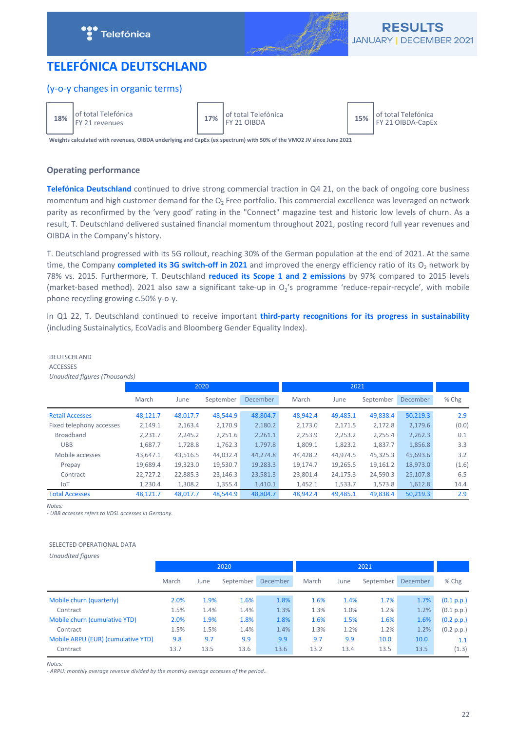# TELEFÓNICA DEUTSCHLAND

## (y-o-y changes in organic terms)

| 18% | of total Telefónica FY 21 revenues | 17% | of total Telefónica FY 21 OIBDA | 15% | of total Telefónica FY 21 OIBDA-CapEx |
|---|---|---|---|---|---|

**Weights calculated with revenues, OIBDA underlying and CapEx (ex spectrum) with 50% of the VMO2 JV since June 2021**

### Operating performance

**Telefónica Deutschland** continued to drive strong commercial traction in Q4 21, on the back of ongoing core business momentum and high customer demand for the $O_2$ Free portfolio. This commercial excellence was leveraged on network parity as reconfirmed by the 'very good' rating in the "Connect" magazine test and historic low levels of churn. As a result, T. Deutschland delivered sustained financial momentum throughout 2021, posting record full year revenues and OIBDA in the Company's history.

T. Deutschland progressed with its 5G rollout, reaching 30% of the German population at the end of 2021. At the same time, the Company **completed its 3G switch-off in 2021** and improved the energy efficiency ratio of its $O_2$ network by 78% vs. 2015. Furthermore, T. Deutschland **reduced its Scope 1 and 2 emissions** by 97% compared to 2015 levels (market-based method). 2021 also saw a significant take-up in $O_2$'s programme 'reduce-repair-recycle', with mobile phone recycling growing c.50% y-o-y.

In Q1 22, T. Deutschland continued to receive important **third-party recognitions for its progress in sustainability** (including Sustainalytics, EcoVadis and Bloomberg Gender Equality Index).

DEUTSCHLAND
ACCESSES
*Unaudited figures (Thousands)*

| | 2020 | | | | 2021 | | | | |
|---|---|---|---|---|---|---|---|---|---|
| | March | June | September | December | March | June | September | December | % Chg |
| Retail Accesses | 48,121.7 | 48,017.7 | 48,544.9 | 48,804.7 | 48,942.4 | 49,485.1 | 49,838.4 | 50,219.3 | 2.9 |
| Fixed telephony accesses | 2,149.1 | 2,163.4 | 2,170.9 | 2,180.2 | 2,173.0 | 2,171.5 | 2,172.8 | 2,179.6 | (0.0) |
| Broadband | 2,231.7 | 2,245.2 | 2,251.6 | 2,261.1 | 2,253.9 | 2,253.2 | 2,255.4 | 2,262.3 | 0.1 |
| UBB | 1,687.7 | 1,728.8 | 1,762.3 | 1,797.8 | 1,809.1 | 1,823.2 | 1,837.7 | 1,856.8 | 3.3 |
| Mobile accesses | 43,647.1 | 43,516.5 | 44,032.4 | 44,274.8 | 44,428.2 | 44,974.5 | 45,325.3 | 45,693.6 | 3.2 |
| Prepay | 19,689.4 | 19,323.0 | 19,530.7 | 19,283.3 | 19,174.7 | 19,265.5 | 19,161.2 | 18,973.0 | (1.6) |
| Contract | 22,727.2 | 22,885.3 | 23,146.3 | 23,581.3 | 23,801.4 | 24,175.3 | 24,590.3 | 25,107.8 | 6.5 |
| IoT | 1,230.4 | 1,308.2 | 1,355.4 | 1,410.1 | 1,452.1 | 1,533.7 | 1,573.8 | 1,612.8 | 14.4 |
| Total Accesses | 48,121.7 | 48,017.7 | 48,544.9 | 48,804.7 | 48,942.4 | 49,485.1 | 49,838.4 | 50,219.3 | 2.9 |

*Notes:*
*- UBB accesses refers to VDSL accesses in Germany.*

SELECTED OPERATIONAL DATA
*Unaudited figures*

| | 2020 | | | | 2021 | | | | |
|---|---|---|---|---|---|---|---|---|---|
| | March | June | September | December | March | June | September | December | % Chg |
| Mobile churn (quarterly) | 2.0% | 1.9% | 1.6% | 1.8% | 1.6% | 1.4% | 1.7% | 1.7% | (0.1 p.p.) |
| Contract | 1.5% | 1.4% | 1.4% | 1.3% | 1.3% | 1.0% | 1.2% | 1.2% | (0.1 p.p.) |
| Mobile churn (cumulative YTD) | 2.0% | 1.9% | 1.8% | 1.8% | 1.6% | 1.5% | 1.6% | 1.6% | (0.2 p.p.) |
| Contract | 1.5% | 1.5% | 1.4% | 1.4% | 1.3% | 1.2% | 1.2% | 1.2% | (0.2 p.p.) |
| Mobile ARPU (EUR) (cumulative YTD) | 9.8 | 9.7 | 9.9 | 9.9 | 9.7 | 9.9 | 10.0 | 10.0 | 1.1 |
| Contract | 13.7 | 13.5 | 13.6 | 13.6 | 13.2 | 13.4 | 13.5 | 13.5 | (1.3) |

*Notes:*
*- ARPU: monthly average revenue divided by the monthly average accesses of the period..*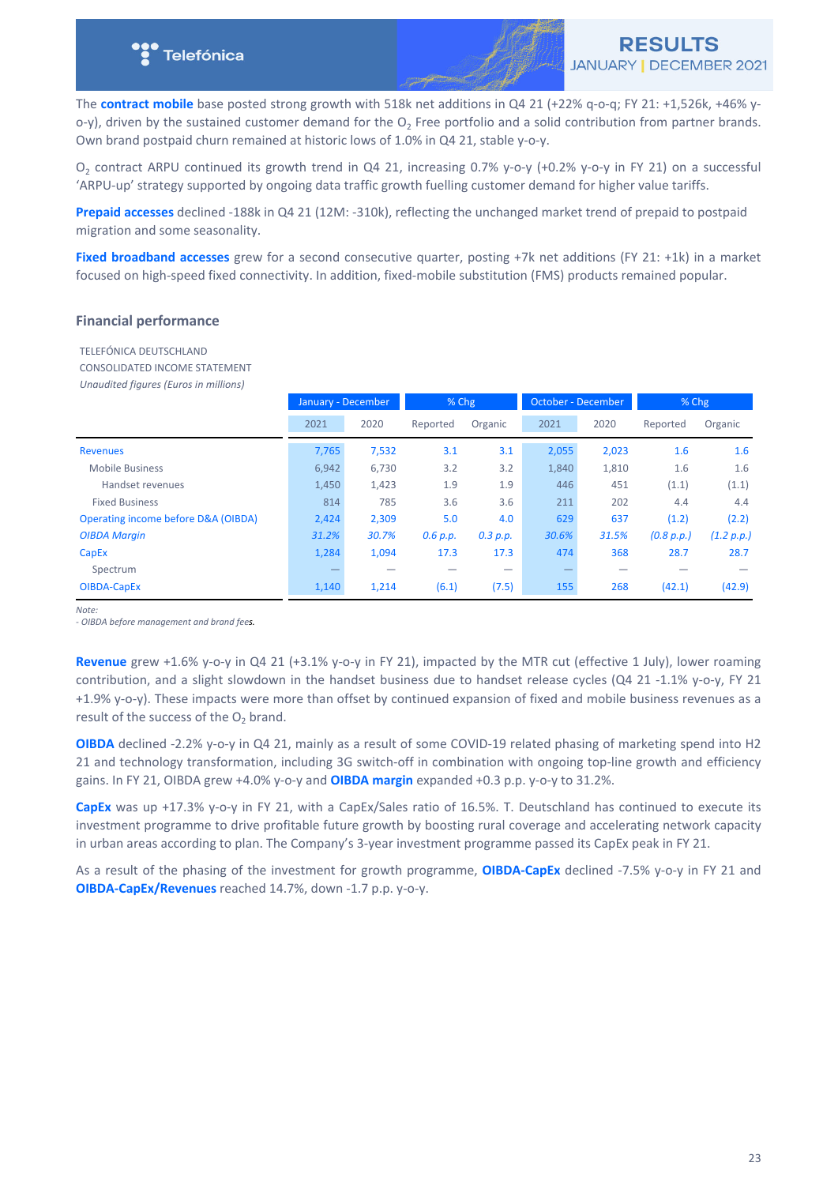The **contract mobile** base posted strong growth with 518k net additions in Q4 21 (+22% q-o-q; FY 21: +1,526k, +46% y-o-y), driven by the sustained customer demand for the $O_2$ Free portfolio and a solid contribution from partner brands. Own brand postpaid churn remained at historic lows of 1.0% in Q4 21, stable y-o-y.

$O_2$ contract ARPU continued its growth trend in Q4 21, increasing 0.7% y-o-y (+0.2% y-o-y in FY 21) on a successful 'ARPU-up' strategy supported by ongoing data traffic growth fuelling customer demand for higher value tariffs.

**Prepaid accesses** declined -188k in Q4 21 (12M: -310k), reflecting the unchanged market trend of prepaid to postpaid migration and some seasonality.

**Fixed broadband accesses** grew for a second consecutive quarter, posting +7k net additions (FY 21: +1k) in a market focused on high-speed fixed connectivity. In addition, fixed-mobile substitution (FMS) products remained popular.

### Financial performance

TELEFÓNICA DEUTSCHLAND
CONSOLIDATED INCOME STATEMENT
*Unaudited figures (Euros in millions)*

| | January - December | | % Chg | | October - December | | % Chg | |
|---|---|---|---|---|---|---|---|---|
| | 2021 | 2020 | Reported | Organic | 2021 | 2020 | Reported | Organic |
| Revenues | 7,765 | 7,532 | 3.1 | 3.1 | 2,055 | 2,023 | 1.6 | 1.6 |
| Mobile Business | 6,942 | 6,730 | 3.2 | 3.2 | 1,840 | 1,810 | 1.6 | 1.6 |
| Handset revenues | 1,450 | 1,423 | 1.9 | 1.9 | 446 | 451 | (1.1) | (1.1) |
| Fixed Business | 814 | 785 | 3.6 | 3.6 | 211 | 202 | 4.4 | 4.4 |
| Operating income before D&A (OIBDA) | 2,424 | 2,309 | 5.0 | 4.0 | 629 | 637 | (1.2) | (2.2) |
| *OIBDA Margin* | *31.2%* | *30.7%* | *0.6 p.p.* | *0.3 p.p.* | *30.6%* | *31.5%* | *(0.8 p.p.)* | *(1.2 p.p.)* |
| CapEx | 1,284 | 1,094 | 17.3 | 17.3 | 474 | 368 | 28.7 | 28.7 |
| Spectrum | — | — | — | — | — | — | — | — |
| OIBDA-CapEx | 1,140 | 1,214 | (6.1) | (7.5) | 155 | 268 | (42.1) | (42.9) |

*Note:*
*- OIBDA before management and brand fees.*

**Revenue** grew +1.6% y-o-y in Q4 21 (+3.1% y-o-y in FY 21), impacted by the MTR cut (effective 1 July), lower roaming contribution, and a slight slowdown in the handset business due to handset release cycles (Q4 21 -1.1% y-o-y, FY 21 +1.9% y-o-y). These impacts were more than offset by continued expansion of fixed and mobile business revenues as a result of the success of the $O_2$ brand.

**OIBDA** declined -2.2% y-o-y in Q4 21, mainly as a result of some COVID-19 related phasing of marketing spend into H2 21 and technology transformation, including 3G switch-off in combination with ongoing top-line growth and efficiency gains. In FY 21, OIBDA grew +4.0% y-o-y and **OIBDA margin** expanded +0.3 p.p. y-o-y to 31.2%.

**CapEx** was up +17.3% y-o-y in FY 21, with a CapEx/Sales ratio of 16.5%. T. Deutschland has continued to execute its investment programme to drive profitable future growth by boosting rural coverage and accelerating network capacity in urban areas according to plan. The Company's 3-year investment programme passed its CapEx peak in FY 21.

As a result of the phasing of the investment for growth programme, **OIBDA-CapEx** declined -7.5% y-o-y in FY 21 and **OIBDA-CapEx/Revenues** reached 14.7%, down -1.7 p.p. y-o-y.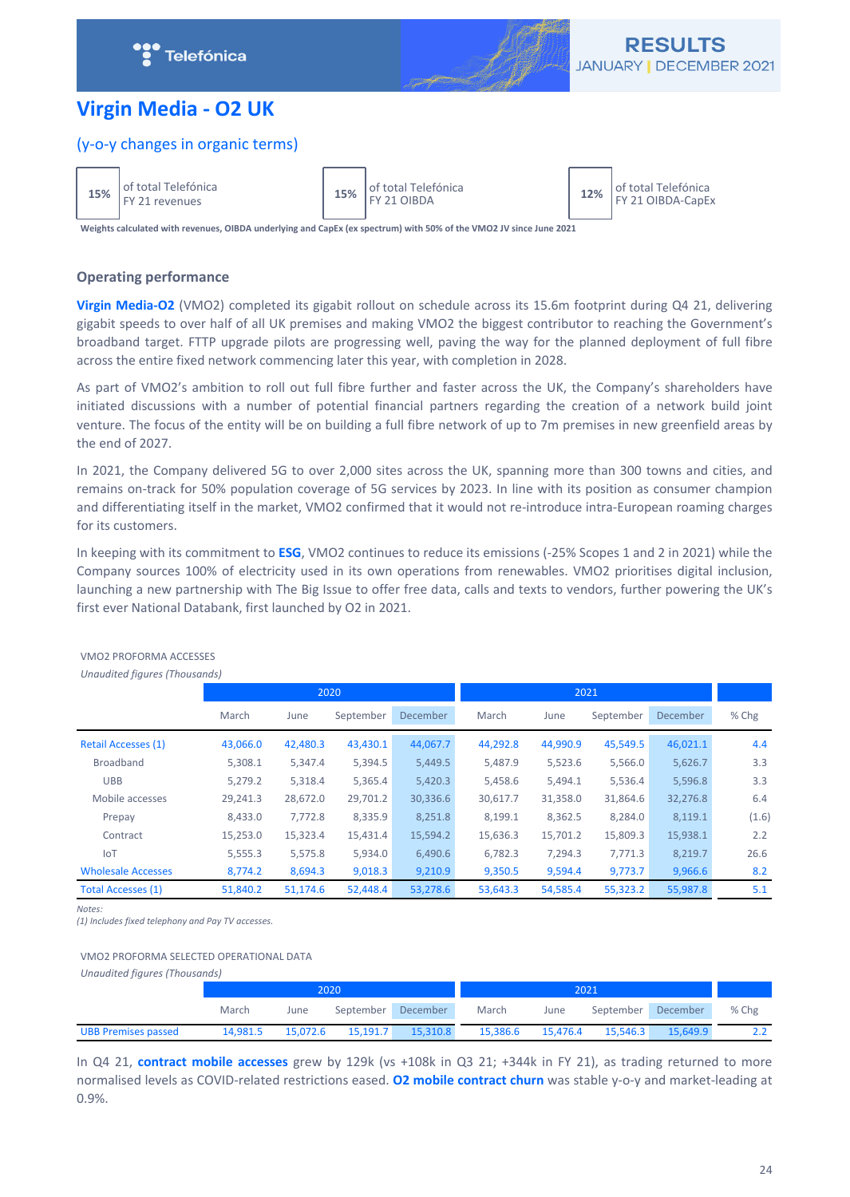# Virgin Media - O2 UK

## (y-o-y changes in organic terms)

| | | | | | |
|---|---|---|---|---|---|
| 15% | of total Telefónica FY 21 revenues | 15% | of total Telefónica FY 21 OIBDA | 12% | of total Telefónica FY 21 OIBDA-CapEx |

**Weights calculated with revenues, OIBDA underlying and CapEx (ex spectrum) with 50% of the VMO2 JV since June 2021**

### Operating performance

**Virgin Media-O2** (VMO2) completed its gigabit rollout on schedule across its 15.6m footprint during Q4 21, delivering gigabit speeds to over half of all UK premises and making VMO2 the biggest contributor to reaching the Government's broadband target. FTTP upgrade pilots are progressing well, paving the way for the planned deployment of full fibre across the entire fixed network commencing later this year, with completion in 2028.

As part of VMO2's ambition to roll out full fibre further and faster across the UK, the Company's shareholders have initiated discussions with a number of potential financial partners regarding the creation of a network build joint venture. The focus of the entity will be on building a full fibre network of up to 7m premises in new greenfield areas by the end of 2027.

In 2021, the Company delivered 5G to over 2,000 sites across the UK, spanning more than 300 towns and cities, and remains on-track for 50% population coverage of 5G services by 2023. In line with its position as consumer champion and differentiating itself in the market, VMO2 confirmed that it would not re-introduce intra-European roaming charges for its customers.

In keeping with its commitment to **ESG**, VMO2 continues to reduce its emissions (-25% Scopes 1 and 2 in 2021) while the Company sources 100% of electricity used in its own operations from renewables. VMO2 prioritises digital inclusion, launching a new partnership with The Big Issue to offer free data, calls and texts to vendors, further powering the UK's first ever National Databank, first launched by O2 in 2021.

VMO2 PROFORMA ACCESSES

*Unaudited figures (Thousands)*

| | 2020 | | | | 2021 | | | | |
|---|---|---|---|---|---|---|---|---|---|
| | March | June | September | December | March | June | September | December | % Chg |
| Retail Accesses (1) | 43,066.0 | 42,480.3 | 43,430.1 | 44,067.7 | 44,292.8 | 44,990.9 | 45,549.5 | 46,021.1 | 4.4 |
| Broadband | 5,308.1 | 5,347.4 | 5,394.5 | 5,449.5 | 5,487.9 | 5,523.6 | 5,566.0 | 5,626.7 | 3.3 |
| UBB | 5,279.2 | 5,318.4 | 5,365.4 | 5,420.3 | 5,458.6 | 5,494.1 | 5,536.4 | 5,596.8 | 3.3 |
| Mobile accesses | 29,241.3 | 28,672.0 | 29,701.2 | 30,336.6 | 30,617.7 | 31,358.0 | 31,864.6 | 32,276.8 | 6.4 |
| Prepay | 8,433.0 | 7,772.8 | 8,335.9 | 8,251.8 | 8,199.1 | 8,362.5 | 8,284.0 | 8,119.1 | (1.6) |
| Contract | 15,253.0 | 15,323.4 | 15,431.4 | 15,594.2 | 15,636.3 | 15,701.2 | 15,809.3 | 15,938.1 | 2.2 |
| IoT | 5,555.3 | 5,575.8 | 5,934.0 | 6,490.6 | 6,782.3 | 7,294.3 | 7,771.3 | 8,219.7 | 26.6 |
| Wholesale Accesses | 8,774.2 | 8,694.3 | 9,018.3 | 9,210.9 | 9,350.5 | 9,594.4 | 9,773.7 | 9,966.6 | 8.2 |
| Total Accesses (1) | 51,840.2 | 51,174.6 | 52,448.4 | 53,278.6 | 53,643.3 | 54,585.4 | 55,323.2 | 55,987.8 | 5.1 |

*Notes:*
*(1) Includes fixed telephony and Pay TV accesses.*

VMO2 PROFORMA SELECTED OPERATIONAL DATA

*Unaudited figures (Thousands)*

| | 2020 | | | | 2021 | | | | |
|---|---|---|---|---|---|---|---|---|---|
| | March | June | September | December | March | June | September | December | % Chg |
| UBB Premises passed | 14,981.5 | 15,072.6 | 15,191.7 | 15,310.8 | 15,386.6 | 15,476.4 | 15,546.3 | 15,649.9 | 2.2 |

In Q4 21, **contract mobile accesses** grew by 129k (vs +108k in Q3 21; +344k in FY 21), as trading returned to more normalised levels as COVID-related restrictions eased. **O2 mobile contract churn** was stable y-o-y and market-leading at 0.9%.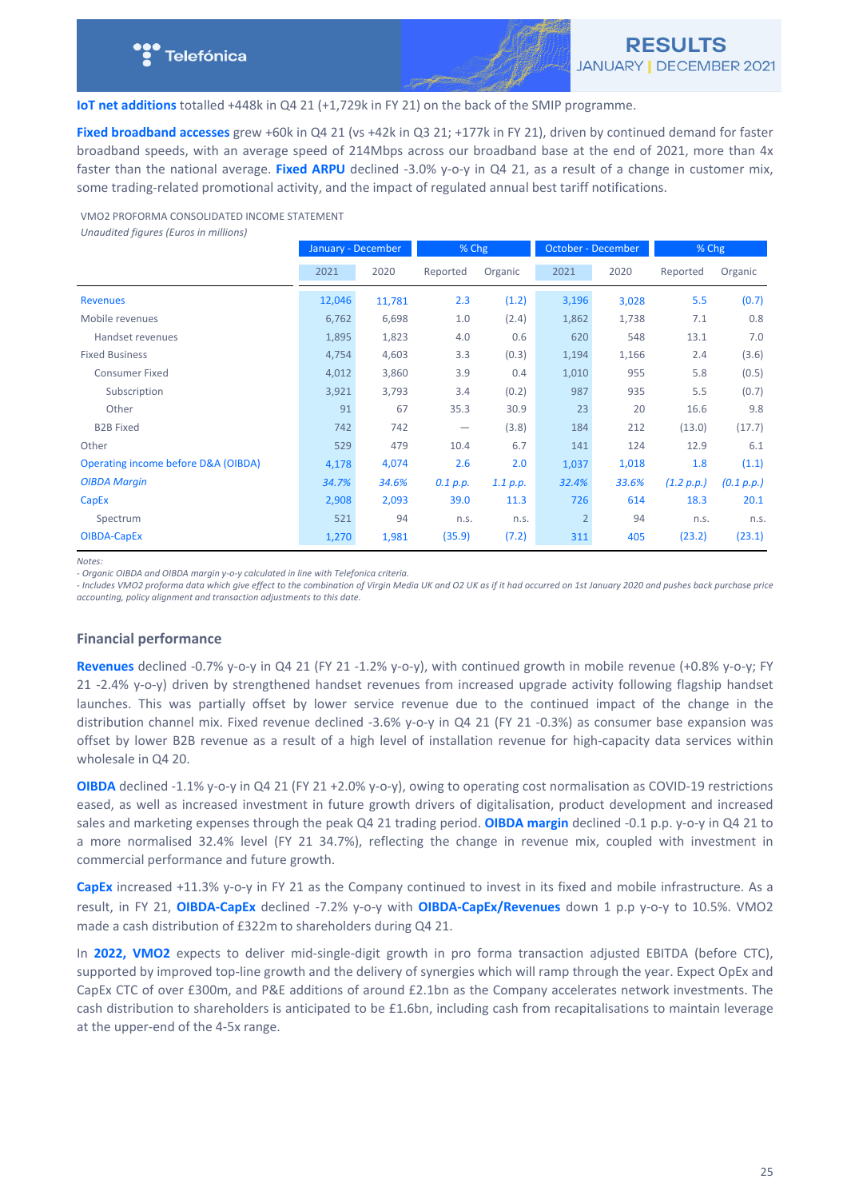**IoT net additions** totalled +448k in Q4 21 (+1,729k in FY 21) on the back of the SMIP programme.

**Fixed broadband accesses** grew +60k in Q4 21 (vs +42k in Q3 21; +177k in FY 21), driven by continued demand for faster broadband speeds, with an average speed of 214Mbps across our broadband base at the end of 2021, more than 4x faster than the national average. **Fixed ARPU** declined -3.0% y-o-y in Q4 21, as a result of a change in customer mix, some trading-related promotional activity, and the impact of regulated annual best tariff notifications.

VMO2 PROFORMA CONSOLIDATED INCOME STATEMENT

*Unaudited figures (Euros in millions)*

| | January - December | | % Chg | | October - December | | % Chg | |
|---|---|---|---|---|---|---|---|---|
| | 2021 | 2020 | Reported | Organic | 2021 | 2020 | Reported | Organic |
| Revenues | 12,046 | 11,781 | 2.3 | (1.2) | 3,196 | 3,028 | 5.5 | (0.7) |
| Mobile revenues | 6,762 | 6,698 | 1.0 | (2.4) | 1,862 | 1,738 | 7.1 | 0.8 |
| Handset revenues | 1,895 | 1,823 | 4.0 | 0.6 | 620 | 548 | 13.1 | 7.0 |
| Fixed Business | 4,754 | 4,603 | 3.3 | (0.3) | 1,194 | 1,166 | 2.4 | (3.6) |
| Consumer Fixed | 4,012 | 3,860 | 3.9 | 0.4 | 1,010 | 955 | 5.8 | (0.5) |
| Subscription | 3,921 | 3,793 | 3.4 | (0.2) | 987 | 935 | 5.5 | (0.7) |
| Other | 91 | 67 | 35.3 | 30.9 | 23 | 20 | 16.6 | 9.8 |
| B2B Fixed | 742 | 742 | — | (3.8) | 184 | 212 | (13.0) | (17.7) |
| Other | 529 | 479 | 10.4 | 6.7 | 141 | 124 | 12.9 | 6.1 |
| Operating income before D&A (OIBDA) | 4,178 | 4,074 | 2.6 | 2.0 | 1,037 | 1,018 | 1.8 | (1.1) |
| *OIBDA Margin* | *34.7%* | *34.6%* | *0.1 p.p.* | *1.1 p.p.* | *32.4%* | *33.6%* | *(1.2 p.p.)* | *(0.1 p.p.)* |
| CapEx | 2,908 | 2,093 | 39.0 | 11.3 | 726 | 614 | 18.3 | 20.1 |
| Spectrum | 521 | 94 | n.s. | n.s. | 2 | 94 | n.s. | n.s. |
| OIBDA-CapEx | 1,270 | 1,981 | (35.9) | (7.2) | 311 | 405 | (23.2) | (23.1) |

*Notes:*
*- Organic OIBDA and OIBDA margin y-o-y calculated in line with Telefonica criteria.*
*- Includes VMO2 proforma data which give effect to the combination of Virgin Media UK and O2 UK as if it had occurred on 1st January 2020 and pushes back purchase price accounting, policy alignment and transaction adjustments to this date.*

## Financial performance

**Revenues** declined -0.7% y-o-y in Q4 21 (FY 21 -1.2% y-o-y), with continued growth in mobile revenue (+0.8% y-o-y; FY 21 -2.4% y-o-y) driven by strengthened handset revenues from increased upgrade activity following flagship handset launches. This was partially offset by lower service revenue due to the continued impact of the change in the distribution channel mix. Fixed revenue declined -3.6% y-o-y in Q4 21 (FY 21 -0.3%) as consumer base expansion was offset by lower B2B revenue as a result of a high level of installation revenue for high-capacity data services within wholesale in Q4 20.

**OIBDA** declined -1.1% y-o-y in Q4 21 (FY 21 +2.0% y-o-y), owing to operating cost normalisation as COVID-19 restrictions eased, as well as increased investment in future growth drivers of digitalisation, product development and increased sales and marketing expenses through the peak Q4 21 trading period. **OIBDA margin** declined -0.1 p.p. y-o-y in Q4 21 to a more normalised 32.4% level (FY 21 34.7%), reflecting the change in revenue mix, coupled with investment in commercial performance and future growth.

**CapEx** increased +11.3% y-o-y in FY 21 as the Company continued to invest in its fixed and mobile infrastructure. As a result, in FY 21, **OIBDA-CapEx** declined -7.2% y-o-y with **OIBDA-CapEx/Revenues** down 1 p.p y-o-y to 10.5%. VMO2 made a cash distribution of £322m to shareholders during Q4 21.

In **2022, VMO2** expects to deliver mid-single-digit growth in pro forma transaction adjusted EBITDA (before CTC), supported by improved top-line growth and the delivery of synergies which will ramp through the year. Expect OpEx and CapEx CTC of over £300m, and P&E additions of around £2.1bn as the Company accelerates network investments. The cash distribution to shareholders is anticipated to be £1.6bn, including cash from recapitalisations to maintain leverage at the upper-end of the 4-5x range.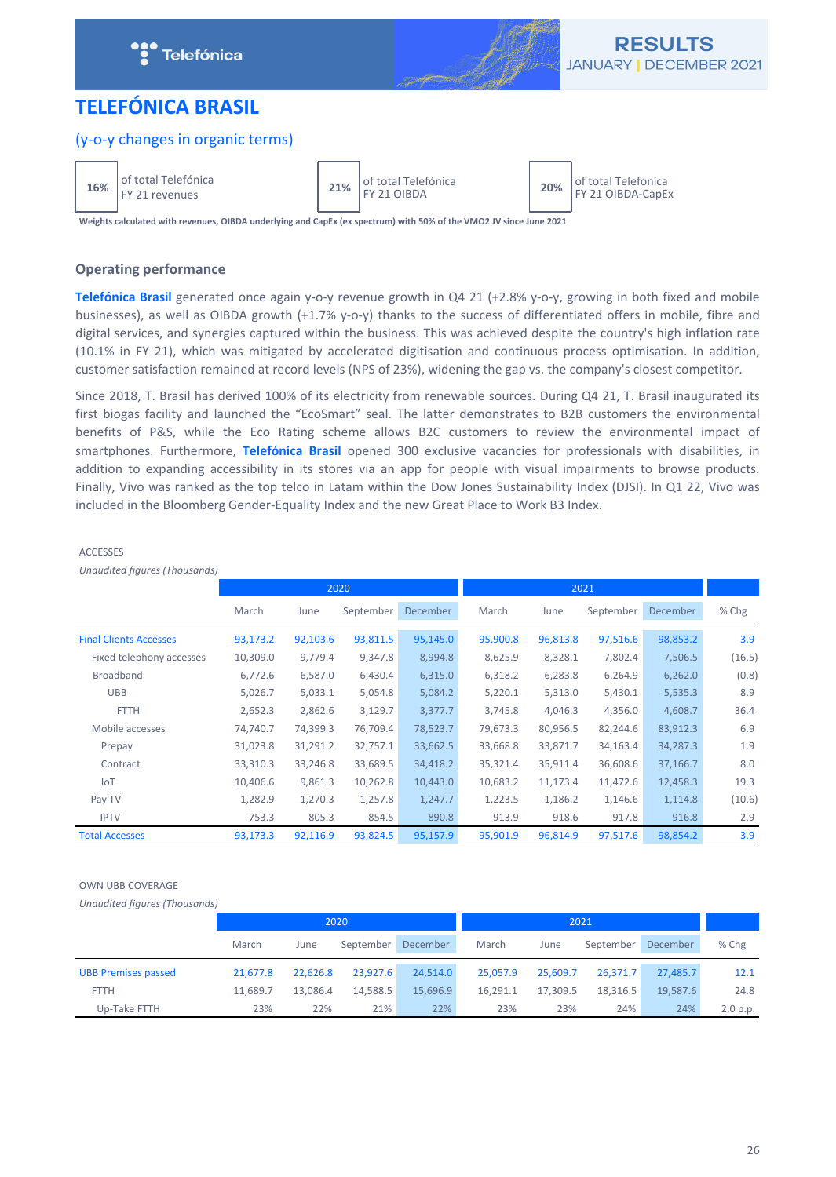# TELEFÓNICA BRASIL

## (y-o-y changes in organic terms)

| | | | | | |
|---|---|---|---|---|---|
| 16% | of total Telefónica FY 21 revenues | 21% | of total Telefónica FY 21 OIBDA | 20% | of total Telefónica FY 21 OIBDA-CapEx |

**Weights calculated with revenues, OIBDA underlying and CapEx (ex spectrum) with 50% of the VMO2 JV since June 2021**

### Operating performance

**Telefónica Brasil** generated once again y-o-y revenue growth in Q4 21 (+2.8% y-o-y, growing in both fixed and mobile businesses), as well as OIBDA growth (+1.7% y-o-y) thanks to the success of differentiated offers in mobile, fibre and digital services, and synergies captured within the business. This was achieved despite the country's high inflation rate (10.1% in FY 21), which was mitigated by accelerated digitisation and continuous process optimisation. In addition, customer satisfaction remained at record levels (NPS of 23%), widening the gap vs. the company's closest competitor.

Since 2018, T. Brasil has derived 100% of its electricity from renewable sources. During Q4 21, T. Brasil inaugurated its first biogas facility and launched the "EcoSmart" seal. The latter demonstrates to B2B customers the environmental benefits of P&S, while the Eco Rating scheme allows B2C customers to review the environmental impact of smartphones. Furthermore, **Telefónica Brasil** opened 300 exclusive vacancies for professionals with disabilities, in addition to expanding accessibility in its stores via an app for people with visual impairments to browse products. Finally, Vivo was ranked as the top telco in Latam within the Dow Jones Sustainability Index (DJSI). In Q1 22, Vivo was included in the Bloomberg Gender-Equality Index and the new Great Place to Work B3 Index.

ACCESSES

*Unaudited figures (Thousands)*

| | 2020 | | | | 2021 | | | | |
|---|---|---|---|---|---|---|---|---|---|
| | March | June | September | December | March | June | September | December | % Chg |
| Final Clients Accesses | 93,173.2 | 92,103.6 | 93,811.5 | 95,145.0 | 95,900.8 | 96,813.8 | 97,516.6 | 98,853.2 | 3.9 |
| Fixed telephony accesses | 10,309.0 | 9,779.4 | 9,347.8 | 8,994.8 | 8,625.9 | 8,328.1 | 7,802.4 | 7,506.5 | (16.5) |
| Broadband | 6,772.6 | 6,587.0 | 6,430.4 | 6,315.0 | 6,318.2 | 6,283.8 | 6,264.9 | 6,262.0 | (0.8) |
| UBB | 5,026.7 | 5,033.1 | 5,054.8 | 5,084.2 | 5,220.1 | 5,313.0 | 5,430.1 | 5,535.3 | 8.9 |
| FTTH | 2,652.3 | 2,862.6 | 3,129.7 | 3,377.7 | 3,745.8 | 4,046.3 | 4,356.0 | 4,608.7 | 36.4 |
| Mobile accesses | 74,740.7 | 74,399.3 | 76,709.4 | 78,523.7 | 79,673.3 | 80,956.5 | 82,244.6 | 83,912.3 | 6.9 |
| Prepay | 31,023.8 | 31,291.2 | 32,757.1 | 33,662.5 | 33,668.8 | 33,871.7 | 34,163.4 | 34,287.3 | 1.9 |
| Contract | 33,310.3 | 33,246.8 | 33,689.5 | 34,418.2 | 35,321.4 | 35,911.4 | 36,608.6 | 37,166.7 | 8.0 |
| IoT | 10,406.6 | 9,861.3 | 10,262.8 | 10,443.0 | 10,683.2 | 11,173.4 | 11,472.6 | 12,458.3 | 19.3 |
| Pay TV | 1,282.9 | 1,270.3 | 1,257.8 | 1,247.7 | 1,223.5 | 1,186.2 | 1,146.6 | 1,114.8 | (10.6) |
| IPTV | 753.3 | 805.3 | 854.5 | 890.8 | 913.9 | 918.6 | 917.8 | 916.8 | 2.9 |
| Total Accesses | 93,173.3 | 92,116.9 | 93,824.5 | 95,157.9 | 95,901.9 | 96,814.9 | 97,517.6 | 98,854.2 | 3.9 |

OWN UBB COVERAGE

*Unaudited figures (Thousands)*

| | 2020 | | | | 2021 | | | | |
|---|---|---|---|---|---|---|---|---|---|
| | March | June | September | December | March | June | September | December | % Chg |
| UBB Premises passed | 21,677.8 | 22,626.8 | 23,927.6 | 24,514.0 | 25,057.9 | 25,609.7 | 26,371.7 | 27,485.7 | 12.1 |
| FTTH | 11,689.7 | 13,086.4 | 14,588.5 | 15,696.9 | 16,291.1 | 17,309.5 | 18,316.5 | 19,587.6 | 24.8 |
| Up-Take FTTH | 23% | 22% | 21% | 22% | 23% | 23% | 24% | 24% | 2.0 p.p. |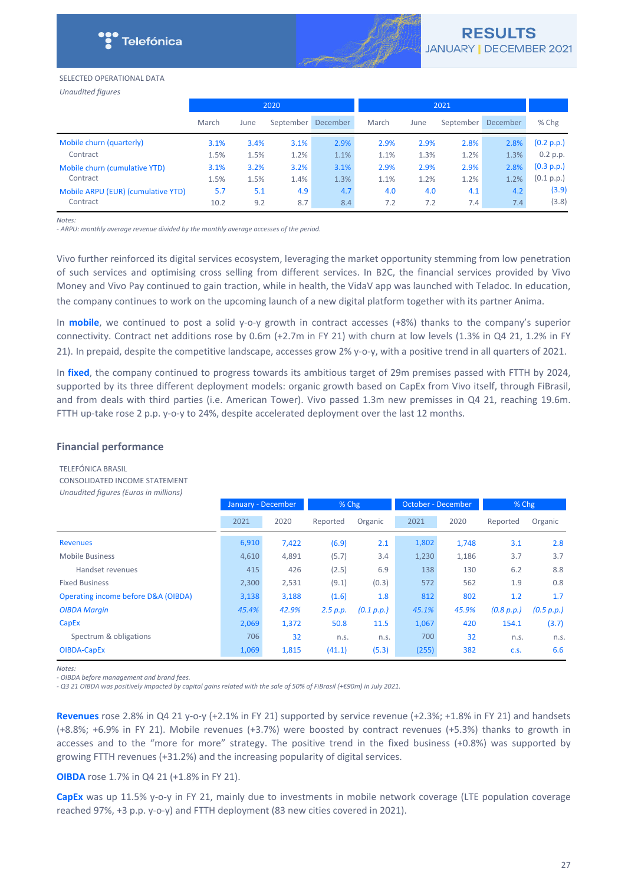SELECTED OPERATIONAL DATA

*Unaudited figures*

| | 2020 | | | | 2021 | | | | |
|---|---|---|---|---|---|---|---|---|---|
| | March | June | September | December | March | June | September | December | % Chg |
| Mobile churn (quarterly) | 3.1% | 3.4% | 3.1% | 2.9% | 2.9% | 2.9% | 2.8% | 2.8% | (0.2 p.p.) |
| Contract | 1.5% | 1.5% | 1.2% | 1.1% | 1.1% | 1.3% | 1.2% | 1.3% | 0.2 p.p. |
| Mobile churn (cumulative YTD) | 3.1% | 3.2% | 3.2% | 3.1% | 2.9% | 2.9% | 2.9% | 2.8% | (0.3 p.p.) |
| Contract | 1.5% | 1.5% | 1.4% | 1.3% | 1.1% | 1.2% | 1.2% | 1.2% | (0.1 p.p.) |
| Mobile ARPU (EUR) (cumulative YTD) | 5.7 | 5.1 | 4.9 | 4.7 | 4.0 | 4.0 | 4.1 | 4.2 | (3.9) |
| Contract | 10.2 | 9.2 | 8.7 | 8.4 | 7.2 | 7.2 | 7.4 | 7.4 | (3.8) |

*Notes:*
*- ARPU: monthly average revenue divided by the monthly average accesses of the period.*

Vivo further reinforced its digital services ecosystem, leveraging the market opportunity stemming from low penetration of such services and optimising cross selling from different services. In B2C, the financial services provided by Vivo Money and Vivo Pay continued to gain traction, while in health, the VidaV app was launched with Teladoc. In education, the company continues to work on the upcoming launch of a new digital platform together with its partner Anima.

In **mobile**, we continued to post a solid y-o-y growth in contract accesses (+8%) thanks to the company's superior connectivity. Contract net additions rose by 0.6m (+2.7m in FY 21) with churn at low levels (1.3% in Q4 21, 1.2% in FY 21). In prepaid, despite the competitive landscape, accesses grow 2% y-o-y, with a positive trend in all quarters of 2021.

In **fixed**, the company continued to progress towards its ambitious target of 29m premises passed with FTTH by 2024, supported by its three different deployment models: organic growth based on CapEx from Vivo itself, through FiBrasil, and from deals with third parties (i.e. American Tower). Vivo passed 1.3m new premisses in Q4 21, reaching 19.6m. FTTH up-take rose 2 p.p. y-o-y to 24%, despite accelerated deployment over the last 12 months.

## Financial performance

TELEFÓNICA BRASIL
CONSOLIDATED INCOME STATEMENT
*Unaudited figures (Euros in millions)*

| | January - December | | % Chg | | October - December | | % Chg | |
|---|---|---|---|---|---|---|---|---|
| | 2021 | 2020 | Reported | Organic | 2021 | 2020 | Reported | Organic |
| Revenues | 6,910 | 7,422 | (6.9) | 2.1 | 1,802 | 1,748 | 3.1 | 2.8 |
| Mobile Business | 4,610 | 4,891 | (5.7) | 3.4 | 1,230 | 1,186 | 3.7 | 3.7 |
| Handset revenues | 415 | 426 | (2.5) | 6.9 | 138 | 130 | 6.2 | 8.8 |
| Fixed Business | 2,300 | 2,531 | (9.1) | (0.3) | 572 | 562 | 1.9 | 0.8 |
| Operating income before D&A (OIBDA) | 3,138 | 3,188 | (1.6) | 1.8 | 812 | 802 | 1.2 | 1.7 |
| *OIBDA Margin* | *45.4%* | *42.9%* | *2.5 p.p.* | *(0.1 p.p.)* | *45.1%* | *45.9%* | *(0.8 p.p.)* | *(0.5 p.p.)* |
| CapEx | 2,069 | 1,372 | 50.8 | 11.5 | 1,067 | 420 | 154.1 | (3.7) |
| Spectrum & obligations | 706 | 32 | n.s. | n.s. | 700 | 32 | n.s. | n.s. |
| OIBDA-CapEx | 1,069 | 1,815 | (41.1) | (5.3) | (255) | 382 | c.s. | 6.6 |

*Notes:*
*- OIBDA before management and brand fees.*
*- Q3 21 OIBDA was positively impacted by capital gains related with the sale of 50% of FiBrasil (+€90m) in July 2021.*

**Revenues** rose 2.8% in Q4 21 y-o-y (+2.1% in FY 21) supported by service revenue (+2.3%; +1.8% in FY 21) and handsets (+8.8%; +6.9% in FY 21). Mobile revenues (+3.7%) were boosted by contract revenues (+5.3%) thanks to growth in accesses and to the "more for more" strategy. The positive trend in the fixed business (+0.8%) was supported by growing FTTH revenues (+31.2%) and the increasing popularity of digital services.

**OIBDA** rose 1.7% in Q4 21 (+1.8% in FY 21).

**CapEx** was up 11.5% y-o-y in FY 21, mainly due to investments in mobile network coverage (LTE population coverage reached 97%, +3 p.p. y-o-y) and FTTH deployment (83 new cities covered in 2021).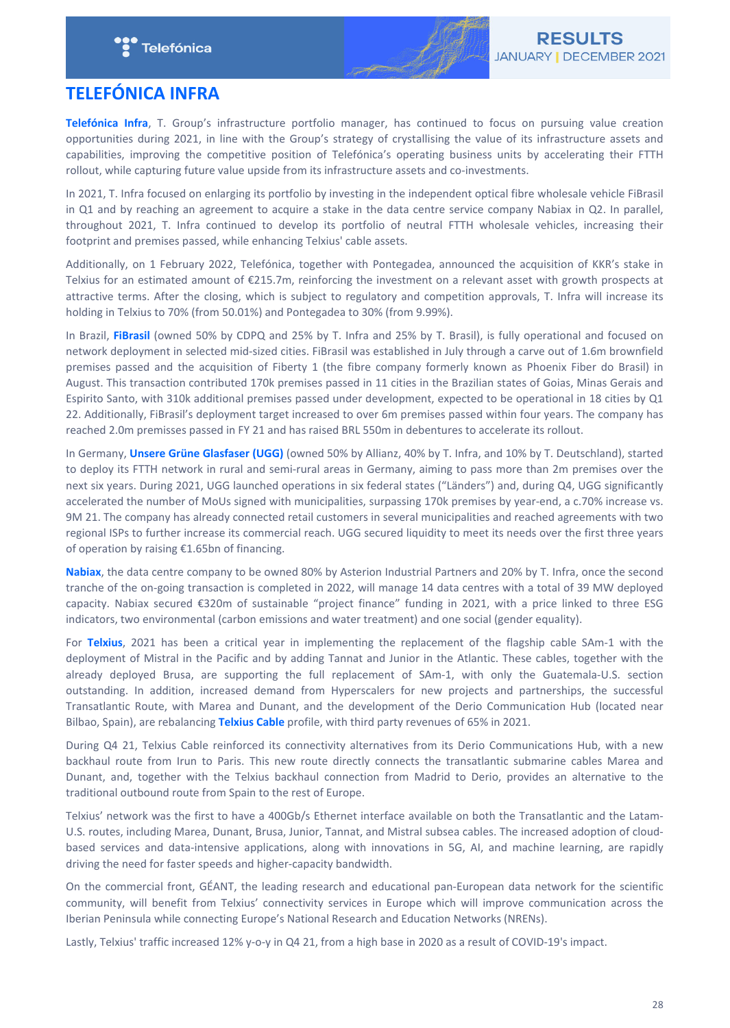# TELEFÓNICA INFRA

**Telefónica Infra**, T. Group's infrastructure portfolio manager, has continued to focus on pursuing value creation opportunities during 2021, in line with the Group's strategy of crystallising the value of its infrastructure assets and capabilities, improving the competitive position of Telefónica's operating business units by accelerating their FTTH rollout, while capturing future value upside from its infrastructure assets and co-investments.

In 2021, T. Infra focused on enlarging its portfolio by investing in the independent optical fibre wholesale vehicle FiBrasil in Q1 and by reaching an agreement to acquire a stake in the data centre service company Nabiax in Q2. In parallel, throughout 2021, T. Infra continued to develop its portfolio of neutral FTTH wholesale vehicles, increasing their footprint and premises passed, while enhancing Telxius' cable assets.

Additionally, on 1 February 2022, Telefónica, together with Pontegadea, announced the acquisition of KKR's stake in Telxius for an estimated amount of €215.7m, reinforcing the investment on a relevant asset with growth prospects at attractive terms. After the closing, which is subject to regulatory and competition approvals, T. Infra will increase its holding in Telxius to 70% (from 50.01%) and Pontegadea to 30% (from 9.99%).

In Brazil, **FiBrasil** (owned 50% by CDPQ and 25% by T. Infra and 25% by T. Brasil), is fully operational and focused on network deployment in selected mid-sized cities. FiBrasil was established in July through a carve out of 1.6m brownfield premises passed and the acquisition of Fiberty 1 (the fibre company formerly known as Phoenix Fiber do Brasil) in August. This transaction contributed 170k premises passed in 11 cities in the Brazilian states of Goias, Minas Gerais and Espirito Santo, with 310k additional premises passed under development, expected to be operational in 18 cities by Q1 22. Additionally, FiBrasil's deployment target increased to over 6m premises passed within four years. The company has reached 2.0m premisses passed in FY 21 and has raised BRL 550m in debentures to accelerate its rollout.

In Germany, **Unsere Grüne Glasfaser (UGG)** (owned 50% by Allianz, 40% by T. Infra, and 10% by T. Deutschland), started to deploy its FTTH network in rural and semi-rural areas in Germany, aiming to pass more than 2m premises over the next six years. During 2021, UGG launched operations in six federal states ("Länder") and, during Q4, UGG significantly accelerated the number of MoUs signed with municipalities, surpassing 170k premises by year-end, a c.70% increase vs. 9M 21. The company has already connected retail customers in several municipalities and reached agreements with two regional ISPs to further increase its commercial reach. UGG secured liquidity to meet its needs over the first three years of operation by raising €1.65bn of financing.

**Nabiax**, the data centre company to be owned 80% by Asterion Industrial Partners and 20% by T. Infra, once the second tranche of the on-going transaction is completed in 2022, will manage 14 data centres with a total of 39 MW deployed capacity. Nabiax secured €320m of sustainable "project finance" funding in 2021, with a price linked to three ESG indicators, two environmental (carbon emissions and water treatment) and one social (gender equality).

For **Telxius**, 2021 has been a critical year in implementing the replacement of the flagship cable SAm-1 with the deployment of Mistral in the Pacific and by adding Tannat and Junior in the Atlantic. These cables, together with the already deployed Brusa, are supporting the full replacement of SAm-1, with only the Guatemala-U.S. section outstanding. In addition, increased demand from Hyperscalers for new projects and partnerships, the successful Transatlantic Route, with Marea and Dunant, and the development of the Derio Communication Hub (located near Bilbao, Spain), are rebalancing **Telxius Cable** profile, with third party revenues of 65% in 2021.

During Q4 21, Telxius Cable reinforced its connectivity alternatives from its Derio Communications Hub, with a new backhaul route from Irun to Paris. This new route directly connects the transatlantic submarine cables Marea and Dunant, and, together with the Telxius backhaul connection from Madrid to Derio, provides an alternative to the traditional outbound route from Spain to the rest of Europe.

Telxius' network was the first to have a 400Gb/s Ethernet interface available on both the Transatlantic and the Latam-U.S. routes, including Marea, Dunant, Brusa, Junior, Tannat, and Mistral subsea cables. The increased adoption of cloud-based services and data-intensive applications, along with innovations in 5G, AI, and machine learning, are rapidly driving the need for faster speeds and higher-capacity bandwidth.

On the commercial front, GÉANT, the leading research and educational pan-European data network for the scientific community, will benefit from Telxius' connectivity services in Europe which will improve communication across the Iberian Peninsula while connecting Europe's National Research and Education Networks (NRENs).

Lastly, Telxius' traffic increased 12% y-o-y in Q4 21, from a high base in 2020 as a result of COVID-19's impact.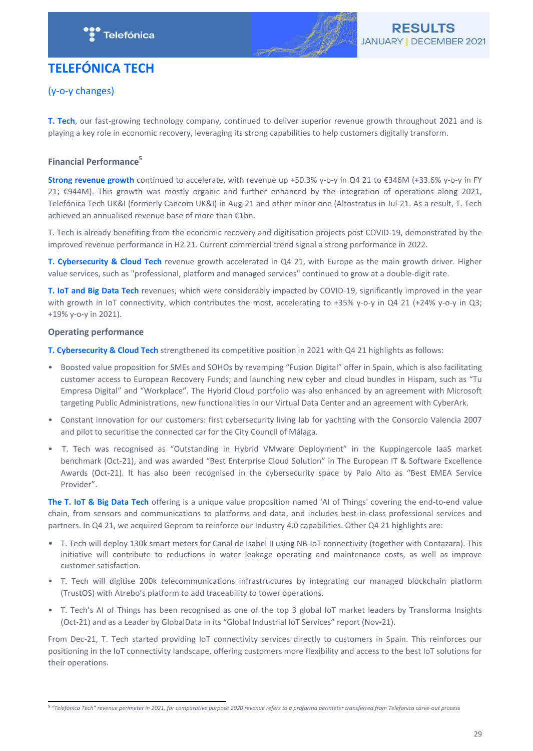# TELEFÓNICA TECH

(y-o-y changes)

**T. Tech**, our fast-growing technology company, continued to deliver superior revenue growth throughout 2021 and is playing a key role in economic recovery, leveraging its strong capabilities to help customers digitally transform.

### Financial Performance[5]

**Strong revenue growth** continued to accelerate, with revenue up +50.3% y-o-y in Q4 21 to €346M (+33.6% y-o-y in FY 21; €944M). This growth was mostly organic and further enhanced by the integration of operations along 2021, Telefónica Tech UK&I (formerly Cancom UK&I) in Aug-21 and other minor one (Altostratus in Jul-21. As a result, T. Tech achieved an annualised revenue base of more than €1bn.

T. Tech is already benefiting from the economic recovery and digitisation projects post COVID-19, demonstrated by the improved revenue performance in H2 21. Current commercial trend signal a strong performance in 2022.

**T. Cybersecurity & Cloud Tech** revenue growth accelerated in Q4 21, with Europe as the main growth driver. Higher value services, such as "professional, platform and managed services" continued to grow at a double-digit rate.

**T. IoT and Big Data Tech** revenues, which were considerably impacted by COVID-19, significantly improved in the year with growth in IoT connectivity, which contributes the most, accelerating to +35% y-o-y in Q4 21 (+24% y-o-y in Q3; +19% y-o-y in 2021).

### Operating performance

**T. Cybersecurity & Cloud Tech** strengthened its competitive position in 2021 with Q4 21 highlights as follows:

- Boosted value proposition for SMEs and SOHOs by revamping "Fusion Digital" offer in Spain, which is also facilitating customer access to European Recovery Funds; and launching new cyber and cloud bundles in Hispam, such as "Tu Empresa Digital" and "Workplace". The Hybrid Cloud portfolio was also enhanced by an agreement with Microsoft targeting Public Administrations, new functionalities in our Virtual Data Center and an agreement with CyberArk.
- Constant innovation for our customers: first cybersecurity living lab for yachting with the Consorcio Valencia 2007 and pilot to securitise the connected car for the City Council of Málaga.
- T. Tech was recognised as "Outstanding in Hybrid VMware Deployment" in the Kuppingercole IaaS market benchmark (Oct-21), and was awarded "Best Enterprise Cloud Solution" in The European IT & Software Excellence Awards (Oct-21). It has also been recognised in the cybersecurity space by Palo Alto as "Best EMEA Service Provider".

**The T. IoT & Big Data Tech** offering is a unique value proposition named 'AI of Things' covering the end-to-end value chain, from sensors and communications to platforms and data, and includes best-in-class professional services and partners. In Q4 21, we acquired Geprom to reinforce our Industry 4.0 capabilities. Other Q4 21 highlights are:

- T. Tech will deploy 130k smart meters for Canal de Isabel II using NB-IoT connectivity (together with Contazara). This initiative will contribute to reductions in water leakage operating and maintenance costs, as well as improve customer satisfaction.
- T. Tech will digitise 200k telecommunications infrastructures by integrating our managed blockchain platform (TrustOS) with Atrebo's platform to add traceability to tower operations.
- T. Tech's AI of Things has been recognised as one of the top 3 global IoT market leaders by Transforma Insights (Oct-21) and as a Leader by GlobalData in its "Global Industrial IoT Services" report (Nov-21).

From Dec-21, T. Tech started providing IoT connectivity services directly to customers in Spain. This reinforces our positioning in the IoT connectivity landscape, offering customers more flexibility and access to the best IoT solutions for their operations.

---

[5] *"Telefónica Tech" revenue perimeter in 2021, for comparative purpose 2020 revenue refers to a proforma perimeter transferred from Telefonica carve-out process*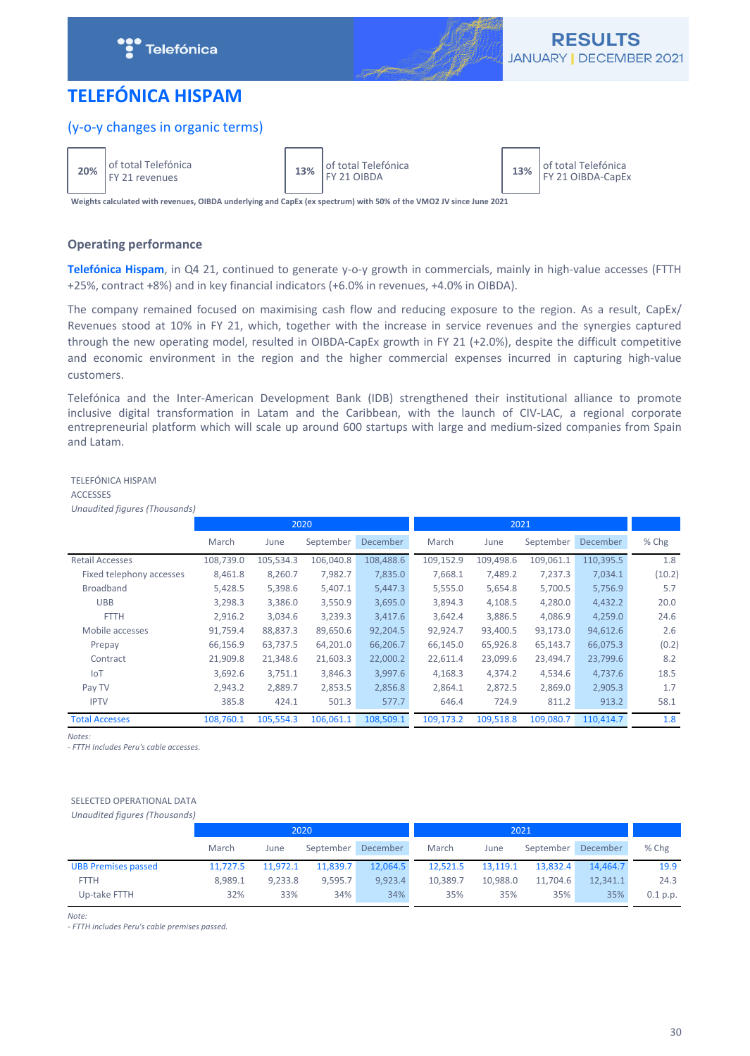# TELEFÓNICA HISPAM

## (y-o-y changes in organic terms)

| 20% | of total Telefónica FY 21 revenues |
|---|---|

| 13% | of total Telefónica FY 21 OIBDA |
|---|---|

| 13% | of total Telefónica FY 21 OIBDA-CapEx |
|---|---|

**Weights calculated with revenues, OIBDA underlying and CapEx (ex spectrum) with 50% of the VMO2 JV since June 2021**

### Operating performance

**Telefónica Hispam**, in Q4 21, continued to generate y-o-y growth in commercials, mainly in high-value accesses (FTTH +25%, contract +8%) and in key financial indicators (+6.0% in revenues, +4.0% in OIBDA).

The company remained focused on maximising cash flow and reducing exposure to the region. As a result, CapEx/ Revenues stood at 10% in FY 21, which, together with the increase in service revenues and the synergies captured through the new operating model, resulted in OIBDA-CapEx growth in FY 21 (+2.0%), despite the difficult competitive and economic environment in the region and the higher commercial expenses incurred in capturing high-value customers.

Telefónica and the Inter-American Development Bank (IDB) strengthened their institutional alliance to promote inclusive digital transformation in Latam and the Caribbean, with the launch of CIV-LAC, a regional corporate entrepreneurial platform which will scale up around 600 startups with large and medium-sized companies from Spain and Latam.

TELEFÓNICA HISPAM
ACCESSES
*Unaudited figures (Thousands)*

| | 2020 | | | | 2021 | | | | |
|---|---|---|---|---|---|---|---|---|---|
| | March | June | September | December | March | June | September | December | % Chg |
| Retail Accesses | 108,739.0 | 105,534.3 | 106,040.8 | 108,488.6 | 109,152.9 | 109,498.6 | 109,061.1 | 110,395.5 | 1.8 |
| Fixed telephony accesses | 8,461.8 | 8,260.7 | 7,982.7 | 7,835.0 | 7,668.1 | 7,489.2 | 7,237.3 | 7,034.1 | (10.2) |
| Broadband | 5,428.5 | 5,398.6 | 5,407.1 | 5,447.3 | 5,555.0 | 5,654.8 | 5,700.5 | 5,756.9 | 5.7 |
| UBB | 3,298.3 | 3,386.0 | 3,550.9 | 3,695.0 | 3,894.3 | 4,108.5 | 4,280.0 | 4,432.2 | 20.0 |
| FTTH | 2,916.2 | 3,034.6 | 3,239.3 | 3,417.6 | 3,642.4 | 3,886.5 | 4,086.9 | 4,259.0 | 24.6 |
| Mobile accesses | 91,759.4 | 88,837.3 | 89,650.6 | 92,204.5 | 92,924.7 | 93,400.5 | 93,173.0 | 94,612.6 | 2.6 |
| Prepay | 66,156.9 | 63,737.5 | 64,201.0 | 66,206.7 | 66,145.0 | 65,926.8 | 65,143.7 | 66,075.3 | (0.2) |
| Contract | 21,909.8 | 21,348.6 | 21,603.3 | 22,000.2 | 22,611.4 | 23,099.6 | 23,494.7 | 23,799.6 | 8.2 |
| IoT | 3,692.6 | 3,751.1 | 3,846.3 | 3,997.6 | 4,168.3 | 4,374.2 | 4,534.6 | 4,737.6 | 18.5 |
| Pay TV | 2,943.2 | 2,889.7 | 2,853.5 | 2,856.8 | 2,864.1 | 2,872.5 | 2,869.0 | 2,905.3 | 1.7 |
| IPTV | 385.8 | 424.1 | 501.3 | 577.7 | 646.4 | 724.9 | 811.2 | 913.2 | 58.1 |
| Total Accesses | 108,760.1 | 105,554.3 | 106,061.1 | 108,509.1 | 109,173.2 | 109,518.8 | 109,080.7 | 110,414.7 | 1.8 |

*Notes:*
*- FTTH Includes Peru's cable accesses.*

SELECTED OPERATIONAL DATA
*Unaudited figures (Thousands)*

| | 2020 | | | | 2021 | | | | |
|---|---|---|---|---|---|---|---|---|---|
| | March | June | September | December | March | June | September | December | % Chg |
| UBB Premises passed | 11,727.5 | 11,972.1 | 11,839.7 | 12,064.5 | 12,521.5 | 13,119.1 | 13,832.4 | 14,464.7 | 19.9 |
| FTTH | 8,989.1 | 9,233.8 | 9,595.7 | 9,923.4 | 10,389.7 | 10,988.0 | 11,704.6 | 12,341.1 | 24.3 |
| Up-take FTTH | 32% | 33% | 34% | 34% | 35% | 35% | 35% | 35% | 0.1 p.p. |

*Note:*
*- FTTH includes Peru's cable premises passed.*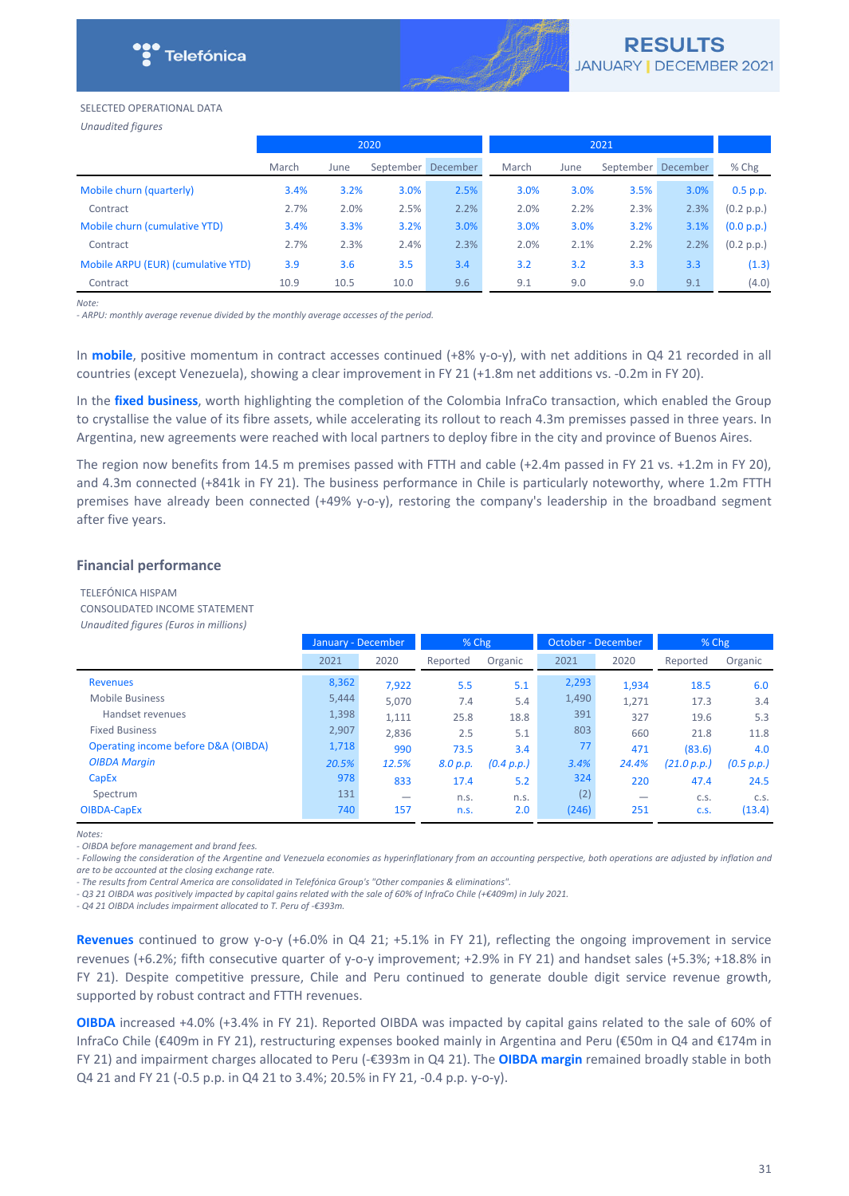SELECTED OPERATIONAL DATA

*Unaudited figures*

| | 2020 | | | | 2021 | | | | |
|---|---|---|---|---|---|---|---|---|---|
| | March | June | September | December | March | June | September | December | % Chg |
| Mobile churn (quarterly) | 3.4% | 3.2% | 3.0% | 2.5% | 3.0% | 3.0% | 3.5% | 3.0% | 0.5 p.p. |
| Contract | 2.7% | 2.0% | 2.5% | 2.2% | 2.0% | 2.2% | 2.3% | 2.3% | (0.2 p.p.) |
| Mobile churn (cumulative YTD) | 3.4% | 3.3% | 3.2% | 3.0% | 3.0% | 3.0% | 3.2% | 3.1% | (0.0 p.p.) |
| Contract | 2.7% | 2.3% | 2.4% | 2.3% | 2.0% | 2.1% | 2.2% | 2.2% | (0.2 p.p.) |
| Mobile ARPU (EUR) (cumulative YTD) | 3.9 | 3.6 | 3.5 | 3.4 | 3.2 | 3.2 | 3.3 | 3.3 | (1.3) |
| Contract | 10.9 | 10.5 | 10.0 | 9.6 | 9.1 | 9.0 | 9.0 | 9.1 | (4.0) |

*Note:*
*- ARPU: monthly average revenue divided by the monthly average accesses of the period.*

In **mobile**, positive momentum in contract accesses continued (+8% y-o-y), with net additions in Q4 21 recorded in all countries (except Venezuela), showing a clear improvement in FY 21 (+1.8m net additions vs. -0.2m in FY 20).

In the **fixed business**, worth highlighting the completion of the Colombia InfraCo transaction, which enabled the Group to crystallise the value of its fibre assets, while accelerating its rollout to reach 4.3m premisses passed in three years. In Argentina, new agreements were reached with local partners to deploy fibre in the city and province of Buenos Aires.

The region now benefits from 14.5 m premises passed with FTTH and cable (+2.4m passed in FY 21 vs. +1.2m in FY 20), and 4.3m connected (+841k in FY 21). The business performance in Chile is particularly noteworthy, where 1.2m FTTH premises have already been connected (+49% y-o-y), restoring the company's leadership in the broadband segment after five years.

### Financial performance

TELEFÓNICA HISPAM
CONSOLIDATED INCOME STATEMENT
*Unaudited figures (Euros in millions)*

| | January - December | | % Chg | | October - December | | % Chg | |
|---|---|---|---|---|---|---|---|---|
| | 2021 | 2020 | Reported | Organic | 2021 | 2020 | Reported | Organic |
| Revenues | 8,362 | 7,922 | 5.5 | 5.1 | 2,293 | 1,934 | 18.5 | 6.0 |
| Mobile Business | 5,444 | 5,070 | 7.4 | 5.4 | 1,490 | 1,271 | 17.3 | 3.4 |
| Handset revenues | 1,398 | 1,111 | 25.8 | 18.8 | 391 | 327 | 19.6 | 5.3 |
| Fixed Business | 2,907 | 2,836 | 2.5 | 5.1 | 803 | 660 | 21.8 | 11.8 |
| Operating income before D&A (OIBDA) | 1,718 | 990 | 73.5 | 3.4 | 77 | 471 | (83.6) | 4.0 |
| *OIBDA Margin* | *20.5%* | *12.5%* | *8.0 p.p.* | *(0.4 p.p.)* | *3.4%* | *24.4%* | *(21.0 p.p.)* | *(0.5 p.p.)* |
| CapEx | 978 | 833 | 17.4 | 5.2 | 324 | 220 | 47.4 | 24.5 |
| Spectrum | 131 | — | n.s. | n.s. | (2) | — | c.s. | c.s. |
| OIBDA-CapEx | 740 | 157 | n.s. | 2.0 | (246) | 251 | c.s. | (13.4) |

*Notes:*
*- OIBDA before management and brand fees.*
*- Following the consideration of the Argentine and Venezuela economies as hyperinflationary from an accounting perspective, both operations are adjusted by inflation and are to be accounted at the closing exchange rate.*
*- The results from Central America are consolidated in Telefónica Group's "Other companies & eliminations".*
*- Q3 21 OIBDA was positively impacted by capital gains related with the sale of 60% of InfraCo Chile (+€409m) in July 2021.*
*- Q4 21 OIBDA includes impairment allocated to T. Peru of -€393m.*

**Revenues** continued to grow y-o-y (+6.0% in Q4 21; +5.1% in FY 21), reflecting the ongoing improvement in service revenues (+6.2%; fifth consecutive quarter of y-o-y improvement; +2.9% in FY 21) and handset sales (+5.3%; +18.8% in FY 21). Despite competitive pressure, Chile and Peru continued to generate double digit service revenue growth, supported by robust contract and FTTH revenues.

**OIBDA** increased +4.0% (+3.4% in FY 21). Reported OIBDA was impacted by capital gains related to the sale of 60% of InfraCo Chile (€409m in FY 21), restructuring expenses booked mainly in Argentina and Peru (€50m in Q4 and €174m in FY 21) and impairment charges allocated to Peru (-€393m in Q4 21). The **OIBDA margin** remained broadly stable in both Q4 21 and FY 21 (-0.5 p.p. in Q4 21 to 3.4%; 20.5% in FY 21, -0.4 p.p. y-o-y).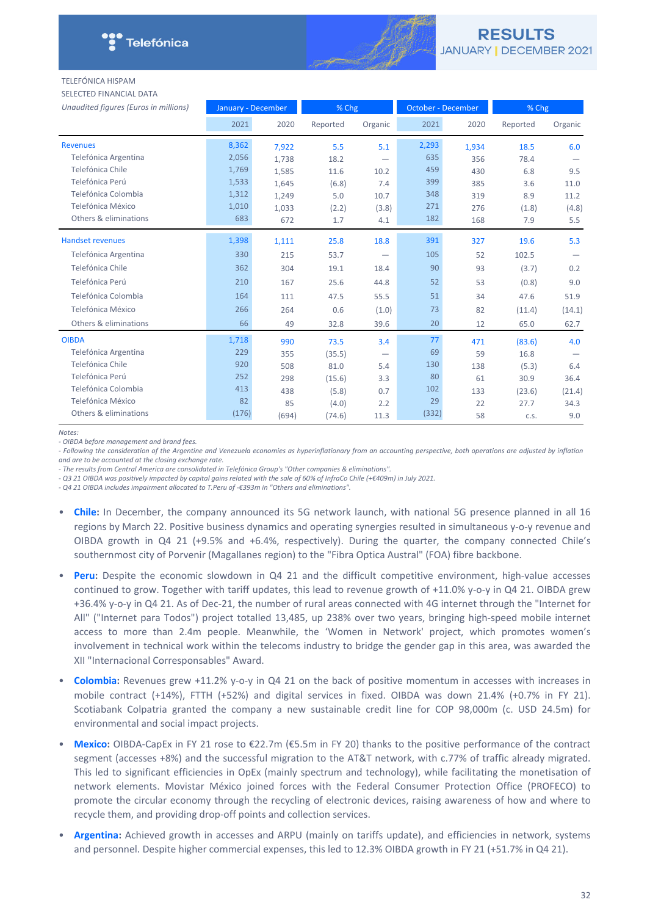TELEFÓNICA HISPAM

SELECTED FINANCIAL DATA

| *Unaudited figures (Euros in millions)* | January - December | | % Chg | | October - December | | % Chg | |
|---|---|---|---|---|---|---|---|---|
| | 2021 | 2020 | Reported | Organic | 2021 | 2020 | Reported | Organic |
| Revenues | 8,362 | 7,922 | 5.5 | 5.1 | 2,293 | 1,934 | 18.5 | 6.0 |
| Telefónica Argentina | 2,056 | 1,738 | 18.2 | — | 635 | 356 | 78.4 | — |
| Telefónica Chile | 1,769 | 1,585 | 11.6 | 10.2 | 459 | 430 | 6.8 | 9.5 |
| Telefónica Perú | 1,533 | 1,645 | (6.8) | 7.4 | 399 | 385 | 3.6 | 11.0 |
| Telefónica Colombia | 1,312 | 1,249 | 5.0 | 10.7 | 348 | 319 | 8.9 | 11.2 |
| Telefónica México | 1,010 | 1,033 | (2.2) | (3.8) | 271 | 276 | (1.8) | (4.8) |
| Others & eliminations | 683 | 672 | 1.7 | 4.1 | 182 | 168 | 7.9 | 5.5 |
| Handset revenues | 1,398 | 1,111 | 25.8 | 18.8 | 391 | 327 | 19.6 | 5.3 |
| Telefónica Argentina | 330 | 215 | 53.7 | — | 105 | 52 | 102.5 | — |
| Telefónica Chile | 362 | 304 | 19.1 | 18.4 | 90 | 93 | (3.7) | 0.2 |
| Telefónica Perú | 210 | 167 | 25.6 | 44.8 | 52 | 53 | (0.8) | 9.0 |
| Telefónica Colombia | 164 | 111 | 47.5 | 55.5 | 51 | 34 | 47.6 | 51.9 |
| Telefónica México | 266 | 264 | 0.6 | (1.0) | 73 | 82 | (11.4) | (14.1) |
| Others & eliminations | 66 | 49 | 32.8 | 39.6 | 20 | 12 | 65.0 | 62.7 |
| OIBDA | 1,718 | 990 | 73.5 | 3.4 | 77 | 471 | (83.6) | 4.0 |
| Telefónica Argentina | 229 | 355 | (35.5) | — | 69 | 59 | 16.8 | — |
| Telefónica Chile | 920 | 508 | 81.0 | 5.4 | 130 | 138 | (5.3) | 6.4 |
| Telefónica Perú | 252 | 298 | (15.6) | 3.3 | 80 | 61 | 30.9 | 36.4 |
| Telefónica Colombia | 413 | 438 | (5.8) | 0.7 | 102 | 133 | (23.6) | (21.4) |
| Telefónica México | 82 | 85 | (4.0) | 2.2 | 29 | 22 | 27.7 | 34.3 |
| Others & eliminations | (176) | (694) | (74.6) | 11.3 | (332) | 58 | c.s. | 9.0 |

*Notes:*
*- OIBDA before management and brand fees.*
*- Following the consideration of the Argentine and Venezuela economies as hyperinflationary from an accounting perspective, both operations are adjusted by inflation and are to be accounted at the closing exchange rate.*
*- The results from Central America are consolidated in Telefónica Group's "Other companies & eliminations".*
*- Q3 21 OIBDA was positively impacted by capital gains related with the sale of 60% of InfraCo Chile (+€409m) in July 2021.*
*- Q4 21 OIBDA includes impairment allocated to T.Peru of -€393m in "Others and eliminations".*

- **Chile:** In December, the company announced its 5G network launch, with national 5G presence planned in all 16 regions by March 22. Positive business dynamics and operating synergies resulted in simultaneous y-o-y revenue and OIBDA growth in Q4 21 (+9.5% and +6.4%, respectively). During the quarter, the company connected Chile's southernmost city of Porvenir (Magallanes region) to the "Fibra Optica Austral" (FOA) fibre backbone.
- **Peru:** Despite the economic slowdown in Q4 21 and the difficult competitive environment, high-value accesses continued to grow. Together with tariff updates, this lead to revenue growth of +11.0% y-o-y in Q4 21. OIBDA grew +36.4% y-o-y in Q4 21. As of Dec-21, the number of rural areas connected with 4G internet through the "Internet for All" ("Internet para Todos") project totalled 13,485, up 238% over two years, bringing high-speed mobile internet access to more than 2.4m people. Meanwhile, the 'Women in Network' project, which promotes women's involvement in technical work within the telecoms industry to bridge the gender gap in this area, was awarded the XII "Internacional Corresponsables" Award.
- **Colombia:** Revenues grew +11.2% y-o-y in Q4 21 on the back of positive momentum in accesses with increases in mobile contract (+14%), FTTH (+52%) and digital services in fixed. OIBDA was down 21.4% (+0.7% in FY 21). Scotiabank Colpatria granted the company a new sustainable credit line for COP 98,000m (c. USD 24.5m) for environmental and social impact projects.
- **Mexico:** OIBDA-CapEx in FY 21 rose to €22.7m (€5.5m in FY 20) thanks to the positive performance of the contract segment (accesses +8%) and the successful migration to the AT&T network, with c.77% of traffic already migrated. This led to significant efficiencies in OpEx (mainly spectrum and technology), while facilitating the monetisation of network elements. Movistar México joined forces with the Federal Consumer Protection Office (PROFECO) to promote the circular economy through the recycling of electronic devices, raising awareness of how and where to recycle them, and providing drop-off points and collection services.
- **Argentina:** Achieved growth in accesses and ARPU (mainly on tariffs update), and efficiencies in network, systems and personnel. Despite higher commercial expenses, this led to 12.3% OIBDA growth in FY 21 (+51.7% in Q4 21).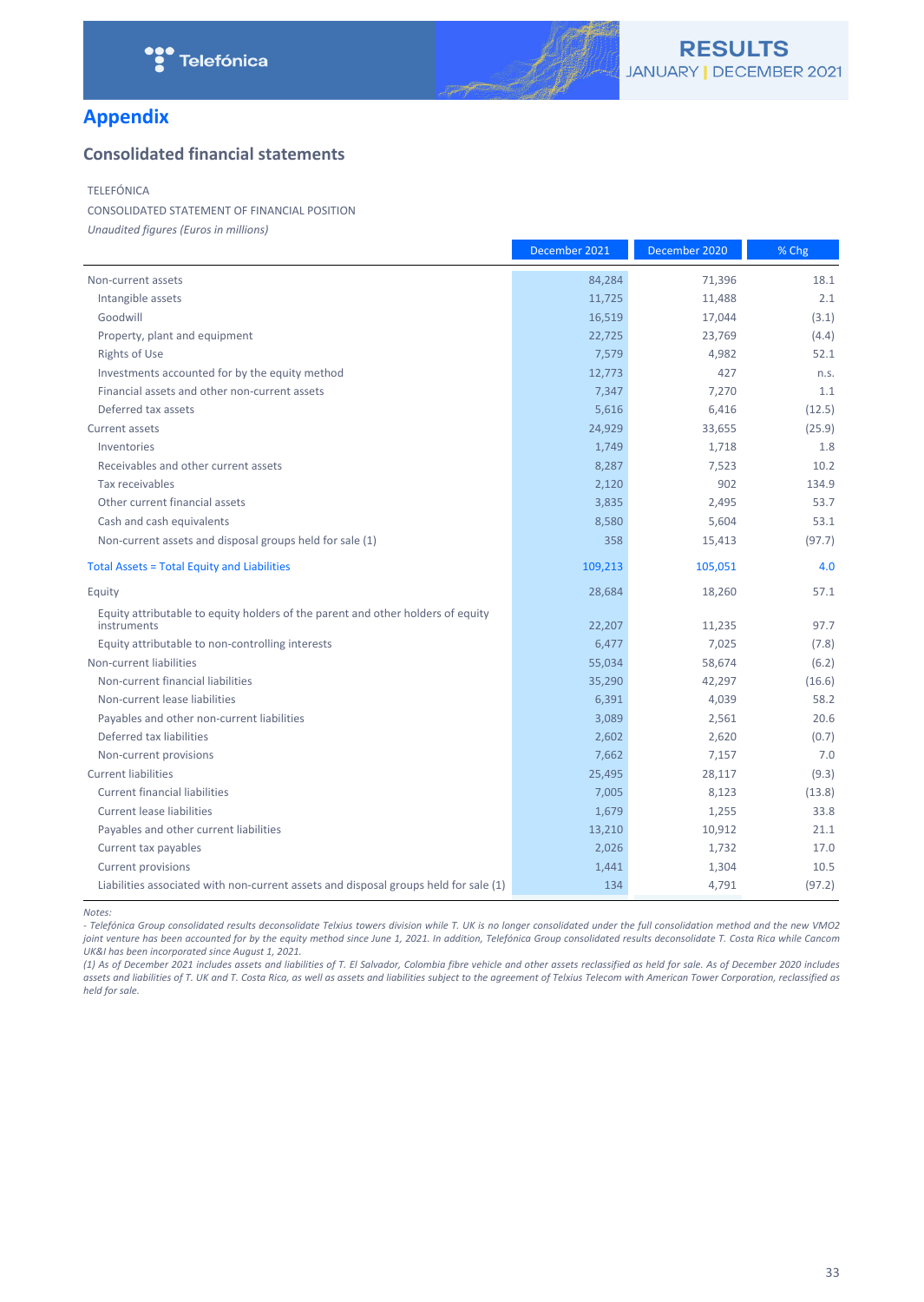# Appendix

## Consolidated financial statements

TELEFÓNICA

CONSOLIDATED STATEMENT OF FINANCIAL POSITION

*Unaudited figures (Euros in millions)*

| | December 2021 | December 2020 | % Chg |
|---|---|---|---|
| Non-current assets | 84,284 | 71,396 | 18.1 |
| Intangible assets | 11,725 | 11,488 | 2.1 |
| Goodwill | 16,519 | 17,044 | (3.1) |
| Property, plant and equipment | 22,725 | 23,769 | (4.4) |
| Rights of Use | 7,579 | 4,982 | 52.1 |
| Investments accounted for by the equity method | 12,773 | 427 | n.s. |
| Financial assets and other non-current assets | 7,347 | 7,270 | 1.1 |
| Deferred tax assets | 5,616 | 6,416 | (12.5) |
| Current assets | 24,929 | 33,655 | (25.9) |
| Inventories | 1,749 | 1,718 | 1.8 |
| Receivables and other current assets | 8,287 | 7,523 | 10.2 |
| Tax receivables | 2,120 | 902 | 134.9 |
| Other current financial assets | 3,835 | 2,495 | 53.7 |
| Cash and cash equivalents | 8,580 | 5,604 | 53.1 |
| Non-current assets and disposal groups held for sale (1) | 358 | 15,413 | (97.7) |
| Total Assets = Total Equity and Liabilities | 109,213 | 105,051 | 4.0 |
| Equity | 28,684 | 18,260 | 57.1 |
| Equity attributable to equity holders of the parent and other holders of equity instruments | 22,207 | 11,235 | 97.7 |
| Equity attributable to non-controlling interests | 6,477 | 7,025 | (7.8) |
| Non-current liabilities | 55,034 | 58,674 | (6.2) |
| Non-current financial liabilities | 35,290 | 42,297 | (16.6) |
| Non-current lease liabilities | 6,391 | 4,039 | 58.2 |
| Payables and other non-current liabilities | 3,089 | 2,561 | 20.6 |
| Deferred tax liabilities | 2,602 | 2,620 | (0.7) |
| Non-current provisions | 7,662 | 7,157 | 7.0 |
| Current liabilities | 25,495 | 28,117 | (9.3) |
| Current financial liabilities | 7,005 | 8,123 | (13.8) |
| Current lease liabilities | 1,679 | 1,255 | 33.8 |
| Payables and other current liabilities | 13,210 | 10,912 | 21.1 |
| Current tax payables | 2,026 | 1,732 | 17.0 |
| Current provisions | 1,441 | 1,304 | 10.5 |
| Liabilities associated with non-current assets and disposal groups held for sale (1) | 134 | 4,791 | (97.2) |

*Notes:*

*- Telefónica Group consolidated results deconsolidate Telxius towers division while T. UK is no longer consolidated under the full consolidation method and the new VMO2 joint venture has been accounted for by the equity method since June 1, 2021. In addition, Telefónica Group consolidated results deconsolidate T. Costa Rica while Cancom UK&I has been incorporated since August 1, 2021.*

*(1) As of December 2021 includes assets and liabilities of T. El Salvador, Colombia fibre vehicle and other assets reclassified as held for sale. As of December 2020 includes assets and liabilities of T. UK and T. Costa Rica, as well as assets and liabilities subject to the agreement of Telxius Telecom with American Tower Corporation, reclassified as held for sale.*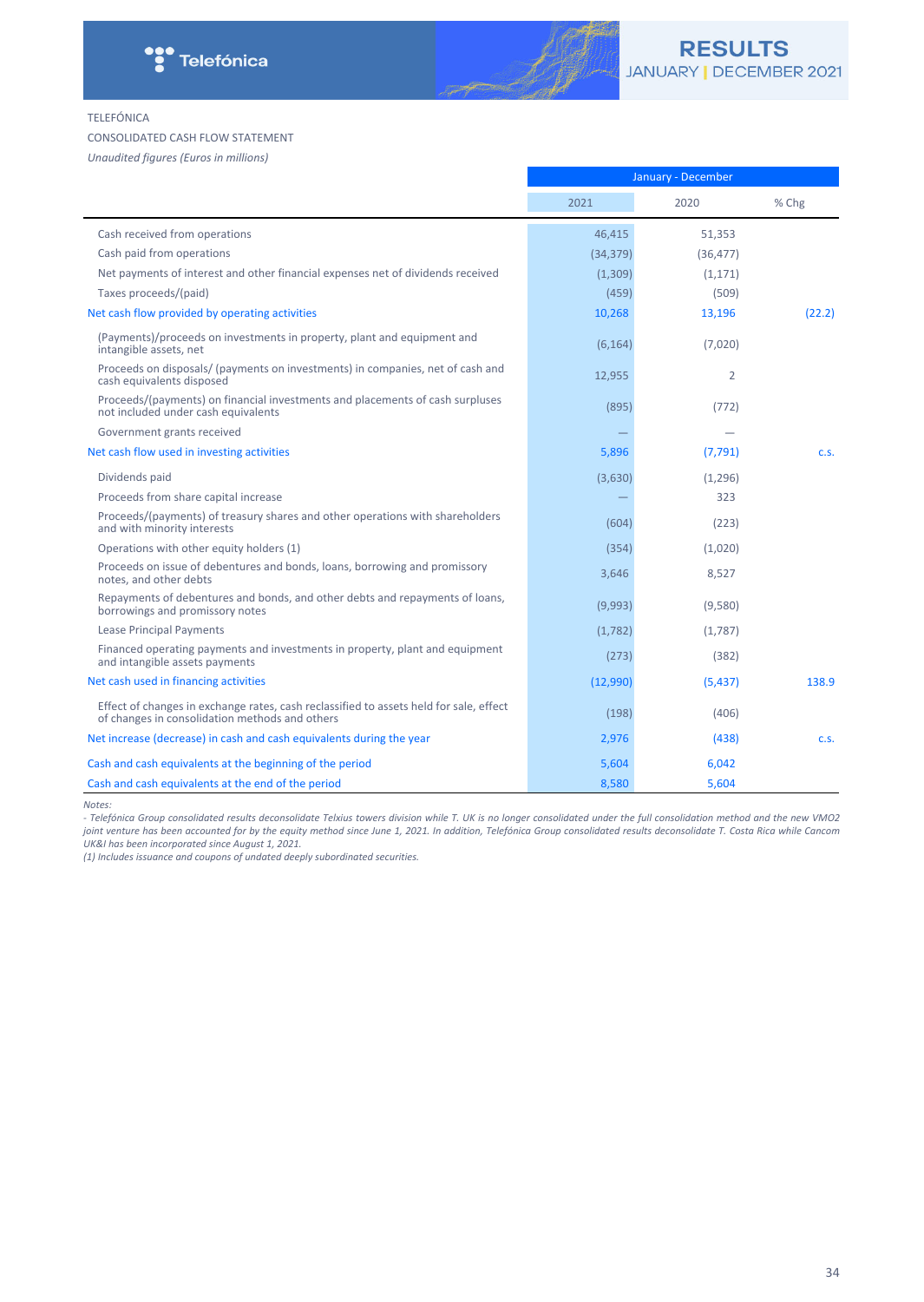TELEFÓNICA

CONSOLIDATED CASH FLOW STATEMENT

*Unaudited figures (Euros in millions)*

| | January - December | | |
|---|---|---|---|
| | 2021 | 2020 | % Chg |
| Cash received from operations | 46,415 | 51,353 | |
| Cash paid from operations | (34,379) | (36,477) | |
| Net payments of interest and other financial expenses net of dividends received | (1,309) | (1,171) | |
| Taxes proceeds/(paid) | (459) | (509) | |
| Net cash flow provided by operating activities | 10,268 | 13,196 | (22.2) |
| (Payments)/proceeds on investments in property, plant and equipment and intangible assets, net | (6,164) | (7,020) | |
| Proceeds on disposals/ (payments on investments) in companies, net of cash and cash equivalents disposed | 12,955 | 2 | |
| Proceeds/(payments) on financial investments and placements of cash surpluses not included under cash equivalents | (895) | (772) | |
| Government grants received | — | — | |
| Net cash flow used in investing activities | 5,896 | (7,791) | c.s. |
| Dividends paid | (3,630) | (1,296) | |
| Proceeds from share capital increase | — | 323 | |
| Proceeds/(payments) of treasury shares and other operations with shareholders and with minority interests | (604) | (223) | |
| Operations with other equity holders (1) | (354) | (1,020) | |
| Proceeds on issue of debentures and bonds, loans, borrowing and promissory notes, and other debts | 3,646 | 8,527 | |
| Repayments of debentures and bonds, and other debts and repayments of loans, borrowings and promissory notes | (9,993) | (9,580) | |
| Lease Principal Payments | (1,782) | (1,787) | |
| Financed operating payments and investments in property, plant and equipment and intangible assets payments | (273) | (382) | |
| Net cash used in financing activities | (12,990) | (5,437) | 138.9 |
| Effect of changes in exchange rates, cash reclassified to assets held for sale, effect of changes in consolidation methods and others | (198) | (406) | |
| Net increase (decrease) in cash and cash equivalents during the year | 2,976 | (438) | c.s. |
| Cash and cash equivalents at the beginning of the period | 5,604 | 6,042 | |
| Cash and cash equivalents at the end of the period | 8,580 | 5,604 | |

*Notes:*

*- Telefónica Group consolidated results deconsolidate Telxius towers division while T. UK is no longer consolidated under the full consolidation method and the new VMO2 joint venture has been accounted for by the equity method since June 1, 2021. In addition, Telefónica Group consolidated results deconsolidate T. Costa Rica while Cancom UK&I has been incorporated since August 1, 2021.*

*(1) Includes issuance and coupons of undated deeply subordinated securities.*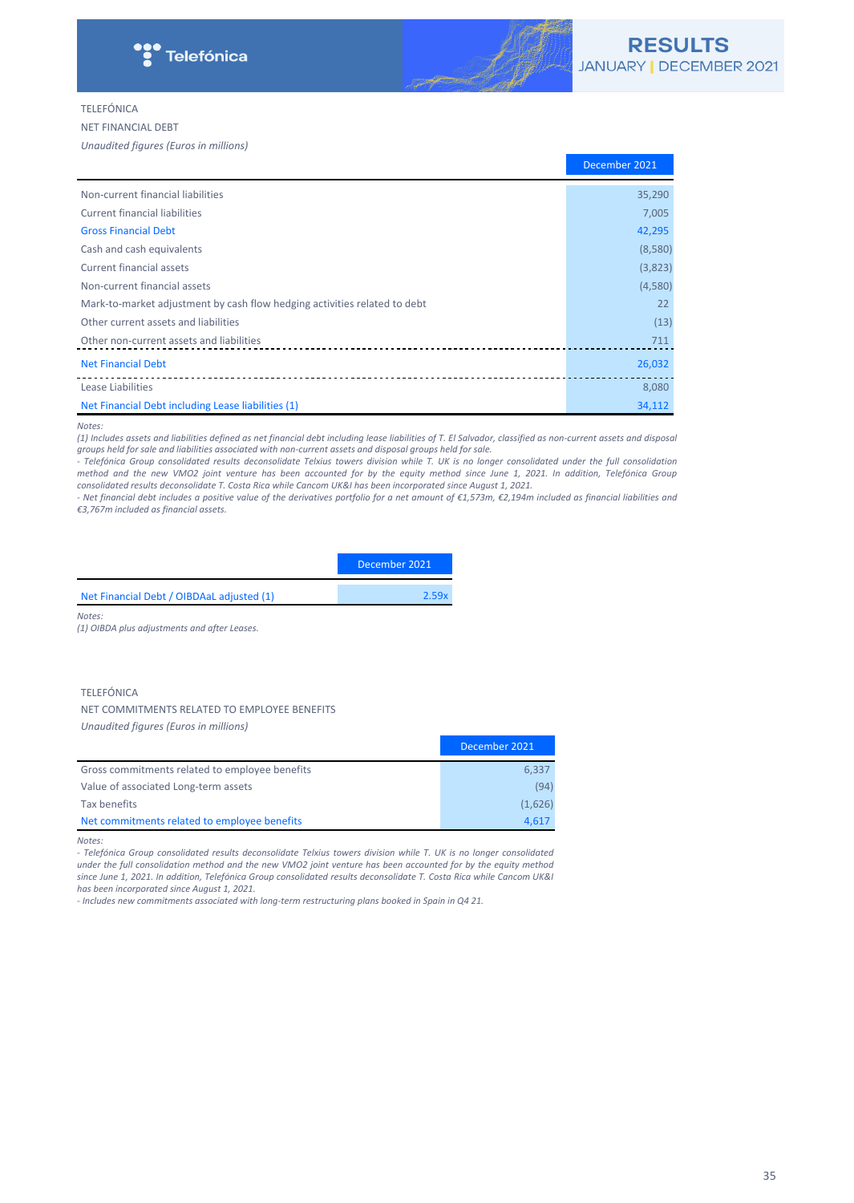TELEFÓNICA

NET FINANCIAL DEBT

*Unaudited figures (Euros in millions)*

| | December 2021 |
|---|---|
| Non-current financial liabilities | 35,290 |
| Current financial liabilities | 7,005 |
| Gross Financial Debt | 42,295 |
| Cash and cash equivalents | (8,580) |
| Current financial assets | (3,823) |
| Non-current financial assets | (4,580) |
| Mark-to-market adjustment by cash flow hedging activities related to debt | 22 |
| Other current assets and liabilities | (13) |
| Other non-current assets and liabilities | 711 |
| Net Financial Debt | 26,032 |
| Lease Liabilities | 8,080 |
| Net Financial Debt including Lease liabilities (1) | 34,112 |

*Notes:*

*(1) Includes assets and liabilities defined as net financial debt including lease liabilities of T. El Salvador, classified as non-current assets and disposal groups held for sale and liabilities associated with non-current assets and disposal groups held for sale.*

*- Telefónica Group consolidated results deconsolidate Telxius towers division while T. UK is no longer consolidated under the full consolidation method and the new VMO2 joint venture has been accounted for by the equity method since June 1, 2021. In addition, Telefónica Group consolidated results deconsolidate T. Costa Rica while Cancom UK&I has been incorporated since August 1, 2021.*

*- Net financial debt includes a positive value of the derivatives portfolio for a net amount of €1,573m, €2,194m included as financial liabilities and €3,767m included as financial assets.*

| | December 2021 |
|---|---|
| Net Financial Debt / OIBDAaL adjusted (1) | 2.59x |

*Notes:*

*(1) OIBDA plus adjustments and after Leases.*

TELEFÓNICA

NET COMMITMENTS RELATED TO EMPLOYEE BENEFITS

*Unaudited figures (Euros in millions)*

| | December 2021 |
|---|---|
| Gross commitments related to employee benefits | 6,337 |
| Value of associated Long-term assets | (94) |
| Tax benefits | (1,626) |
| Net commitments related to employee benefits | 4,617 |

*Notes:*

*- Telefónica Group consolidated results deconsolidate Telxius towers division while T. UK is no longer consolidated under the full consolidation method and the new VMO2 joint venture has been accounted for by the equity method since June 1, 2021. In addition, Telefónica Group consolidated results deconsolidate T. Costa Rica while Cancom UK&I has been incorporated since August 1, 2021.*

*- Includes new commitments associated with long-term restructuring plans booked in Spain in Q4 21.*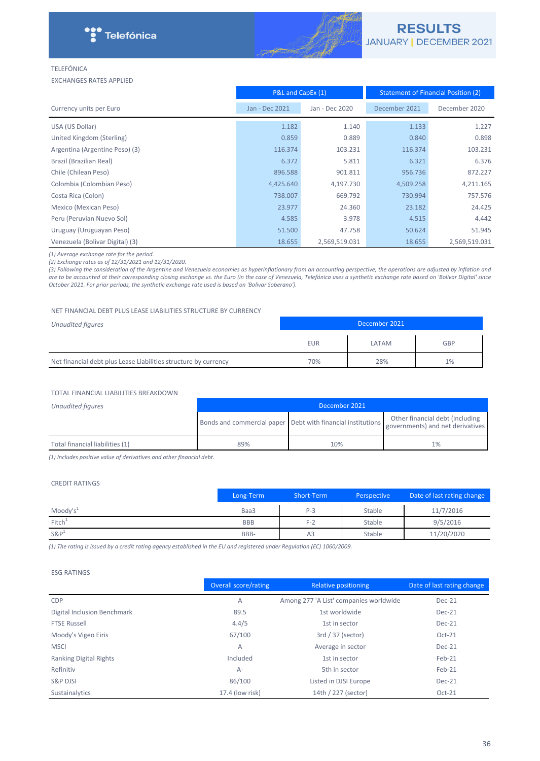TELEFÓNICA

EXCHANGES RATES APPLIED

| Currency units per Euro | P&L and CapEx (1) | | Statement of Financial Position (2) | |
|---|---|---|---|---|
| | Jan - Dec 2021 | Jan - Dec 2020 | December 2021 | December 2020 |
| USA (US Dollar) | 1.182 | 1.140 | 1.133 | 1.227 |
| United Kingdom (Sterling) | 0.859 | 0.889 | 0.840 | 0.898 |
| Argentina (Argentine Peso) (3) | 116.374 | 103.231 | 116.374 | 103.231 |
| Brazil (Brazilian Real) | 6.372 | 5.811 | 6.321 | 6.376 |
| Chile (Chilean Peso) | 896.588 | 901.811 | 956.736 | 872.227 |
| Colombia (Colombian Peso) | 4,425.640 | 4,197.730 | 4,509.258 | 4,211.165 |
| Costa Rica (Colon) | 738.007 | 669.792 | 730.994 | 757.576 |
| Mexico (Mexican Peso) | 23.977 | 24.360 | 23.182 | 24.425 |
| Peru (Peruvian Nuevo Sol) | 4.585 | 3.978 | 4.515 | 4.442 |
| Uruguay (Uruguayan Peso) | 51.500 | 47.758 | 50.624 | 51.945 |
| Venezuela (Bolivar Digital) (3) | 18.655 | 2,569,519.031 | 18.655 | 2,569,519.031 |

*(1) Average exchange rate for the period.*
*(2) Exchange rates as of 12/31/2021 and 12/31/2020.*
*(3) Following the consideration of the Argentine and Venezuela economies as hyperinflationary from an accounting perspective, the operations are adjusted by inflation and are to be accounted at their corresponding closing exchange vs. the Euro (in the case of Venezuela, Telefónica uses a synthetic exchange rate based on 'Bolivar Digital' since October 2021. For prior periods, the synthetic exchange rate used is based on 'Bolivar Soberano').*

NET FINANCIAL DEBT PLUS LEASE LIABILITIES STRUCTURE BY CURRENCY

| *Unaudited figures* | December 2021 | | |
|---|---|---|---|
| | EUR | LATAM | GBP |
| Net financial debt plus Lease Liabilities structure by currency | 70% | 28% | 1% |

TOTAL FINANCIAL LIABILITIES BREAKDOWN

| *Unaudited figures* | December 2021 | | |
|---|---|---|---|
| | Bonds and commercial paper | Debt with financial institutions | Other financial debt (including governments) and net derivatives |
| Total financial liabilities (1) | 89% | 10% | 1% |

*(1) Includes positive value of derivatives and other financial debt.*

CREDIT RATINGS

| | Long-Term | Short-Term | Perspective | Date of last rating change |
|---|---|---|---|---|
| Moody's[1] | Baa3 | P-3 | Stable | 11/7/2016 |
| Fitch[1] | BBB | F-2 | Stable | 9/5/2016 |
| S&P[1] | BBB- | A3 | Stable | 11/20/2020 |

*(1) The rating is issued by a credit rating agency established in the EU and registered under Regulation (EC) 1060/2009.*

ESG RATINGS

| | Overall score/rating | Relative positioning | Date of last rating change |
|---|---|---|---|
| CDP | A | Among 277 'A List' companies worldwide | Dec-21 |
| Digital Inclusion Benchmark | 89.5 | 1st worldwide | Dec-21 |
| FTSE Russell | 4.4/5 | 1st in sector | Dec-21 |
| Moody's Vigeo Eiris | 67/100 | 3rd / 37 (sector) | Oct-21 |
| MSCI | A | Average in sector | Dec-21 |
| Ranking Digital Rights | Included | 1st in sector | Feb-21 |
| Refinitiv | A- | 5th in sector | Feb-21 |
| S&P DJSI | 86/100 | Listed in DJSI Europe | Dec-21 |
| Sustainalytics | 17.4 (low risk) | 14th / 227 (sector) | Oct-21 |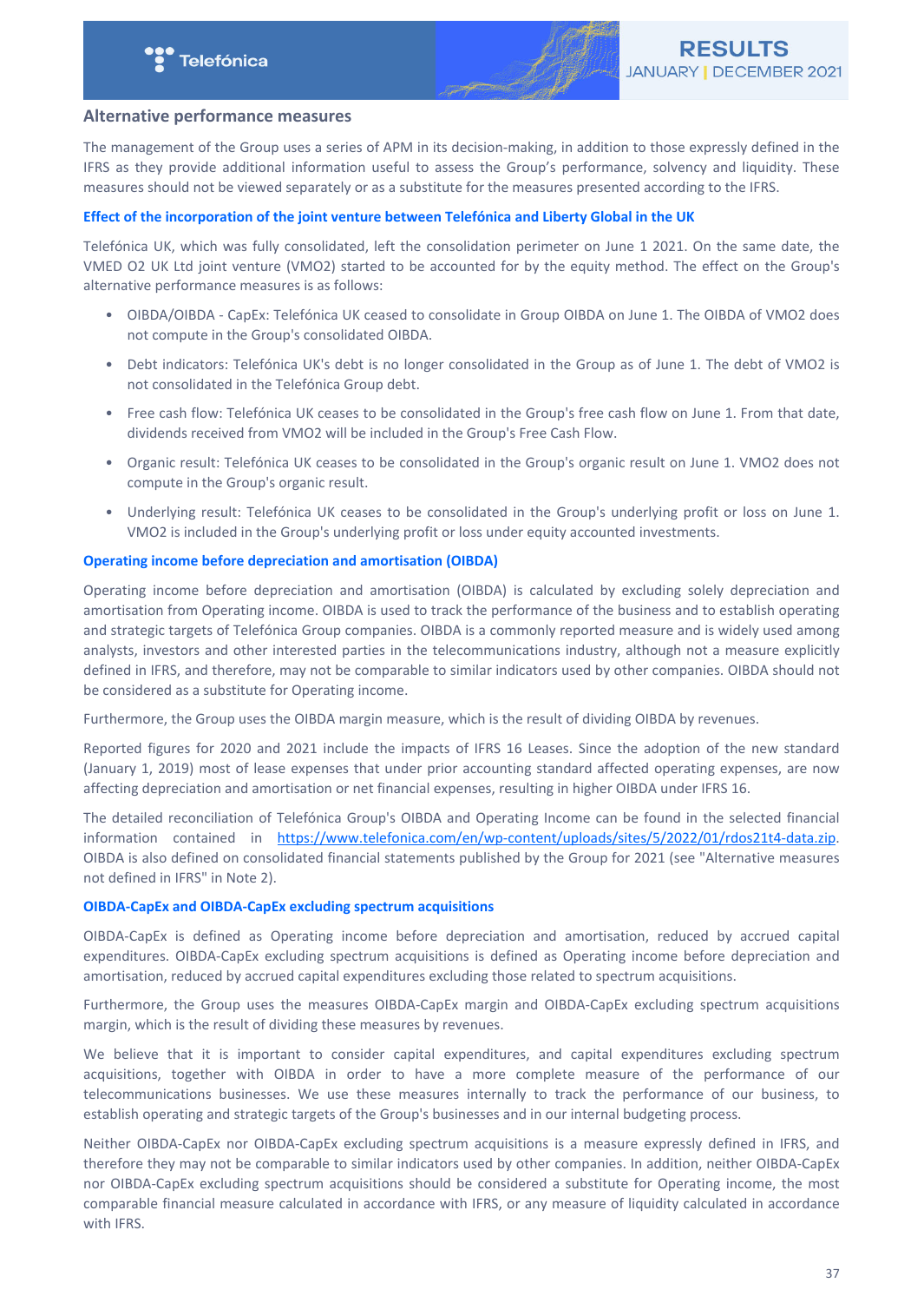## Alternative performance measures

The management of the Group uses a series of APM in its decision-making, in addition to those expressly defined in the IFRS as they provide additional information useful to assess the Group's performance, solvency and liquidity. These measures should not be viewed separately or as a substitute for the measures presented according to the IFRS.

### Effect of the incorporation of the joint venture between Telefónica and Liberty Global in the UK

Telefónica UK, which was fully consolidated, left the consolidation perimeter on June 1 2021. On the same date, the VMED O2 UK Ltd joint venture (VMO2) started to be accounted for by the equity method. The effect on the Group's alternative performance measures is as follows:

- OIBDA/OIBDA - CapEx: Telefónica UK ceased to consolidate in Group OIBDA on June 1. The OIBDA of VMO2 does not compute in the Group's consolidated OIBDA.
- Debt indicators: Telefónica UK's debt is no longer consolidated in the Group as of June 1. The debt of VMO2 is not consolidated in the Telefónica Group debt.
- Free cash flow: Telefónica UK ceases to be consolidated in the Group's free cash flow on June 1. From that date, dividends received from VMO2 will be included in the Group's Free Cash Flow.
- Organic result: Telefónica UK ceases to be consolidated in the Group's organic result on June 1. VMO2 does not compute in the Group's organic result.
- Underlying result: Telefónica UK ceases to be consolidated in the Group's underlying profit or loss on June 1. VMO2 is included in the Group's underlying profit or loss under equity accounted investments.

### Operating income before depreciation and amortisation (OIBDA)

Operating income before depreciation and amortisation (OIBDA) is calculated by excluding solely depreciation and amortisation from Operating income. OIBDA is used to track the performance of the business and to establish operating and strategic targets of Telefónica Group companies. OIBDA is a commonly reported measure and is widely used among analysts, investors and other interested parties in the telecommunications industry, although not a measure explicitly defined in IFRS, and therefore, may not be comparable to similar indicators used by other companies. OIBDA should not be considered as a substitute for Operating income.

Furthermore, the Group uses the OIBDA margin measure, which is the result of dividing OIBDA by revenues.

Reported figures for 2020 and 2021 include the impacts of IFRS 16 Leases. Since the adoption of the new standard (January 1, 2019) most of lease expenses that under prior accounting standard affected operating expenses, are now affecting depreciation and amortisation or net financial expenses, resulting in higher OIBDA under IFRS 16.

The detailed reconciliation of Telefónica Group's OIBDA and Operating Income can be found in the selected financial information contained in https://www.telefonica.com/en/wp-content/uploads/sites/5/2022/01/rdos21t4-data.zip. OIBDA is also defined on consolidated financial statements published by the Group for 2021 (see "Alternative measures not defined in IFRS" in Note 2).

### OIBDA-CapEx and OIBDA-CapEx excluding spectrum acquisitions

OIBDA-CapEx is defined as Operating income before depreciation and amortisation, reduced by accrued capital expenditures. OIBDA-CapEx excluding spectrum acquisitions is defined as Operating income before depreciation and amortisation, reduced by accrued capital expenditures excluding those related to spectrum acquisitions.

Furthermore, the Group uses the measures OIBDA-CapEx margin and OIBDA-CapEx excluding spectrum acquisitions margin, which is the result of dividing these measures by revenues.

We believe that it is important to consider capital expenditures, and capital expenditures excluding spectrum acquisitions, together with OIBDA in order to have a more complete measure of the performance of our telecommunications businesses. We use these measures internally to track the performance of our business, to establish operating and strategic targets of the Group's businesses and in our internal budgeting process.

Neither OIBDA-CapEx nor OIBDA-CapEx excluding spectrum acquisitions is a measure expressly defined in IFRS, and therefore they may not be comparable to similar indicators used by other companies. In addition, neither OIBDA-CapEx nor OIBDA-CapEx excluding spectrum acquisitions should be considered a substitute for Operating income, the most comparable financial measure calculated in accordance with IFRS, or any measure of liquidity calculated in accordance with IFRS.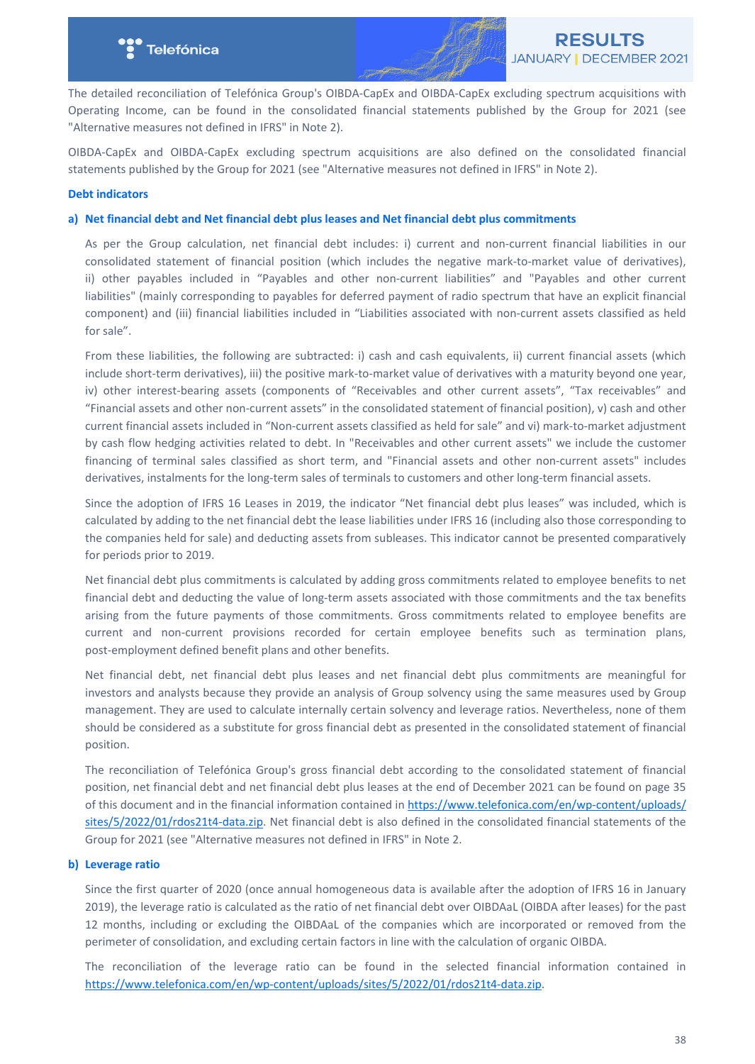The detailed reconciliation of Telefónica Group's OIBDA-CapEx and OIBDA-CapEx excluding spectrum acquisitions with Operating Income, can be found in the consolidated financial statements published by the Group for 2021 (see "Alternative measures not defined in IFRS" in Note 2).

OIBDA-CapEx and OIBDA-CapEx excluding spectrum acquisitions are also defined on the consolidated financial statements published by the Group for 2021 (see "Alternative measures not defined in IFRS" in Note 2).

### Debt indicators

#### a) Net financial debt and Net financial debt plus leases and Net financial debt plus commitments

As per the Group calculation, net financial debt includes: i) current and non-current financial liabilities in our consolidated statement of financial position (which includes the negative mark-to-market value of derivatives), ii) other payables included in "Payables and other non-current liabilities" and "Payables and other current liabilities" (mainly corresponding to payables for deferred payment of radio spectrum that have an explicit financial component) and (iii) financial liabilities included in "Liabilities associated with non-current assets classified as held for sale".

From these liabilities, the following are subtracted: i) cash and cash equivalents, ii) current financial assets (which include short-term derivatives), iii) the positive mark-to-market value of derivatives with a maturity beyond one year, iv) other interest-bearing assets (components of "Receivables and other current assets", "Tax receivables" and "Financial assets and other non-current assets" in the consolidated statement of financial position), v) cash and other current financial assets included in "Non-current assets classified as held for sale" and vi) mark-to-market adjustment by cash flow hedging activities related to debt. In "Receivables and other current assets" we include the customer financing of terminal sales classified as short term, and "Financial assets and other non-current assets" includes derivatives, instalments for the long-term sales of terminals to customers and other long-term financial assets.

Since the adoption of IFRS 16 Leases in 2019, the indicator "Net financial debt plus leases" was included, which is calculated by adding to the net financial debt the lease liabilities under IFRS 16 (including also those corresponding to the companies held for sale) and deducting assets from subleases. This indicator cannot be presented comparatively for periods prior to 2019.

Net financial debt plus commitments is calculated by adding gross commitments related to employee benefits to net financial debt and deducting the value of long-term assets associated with those commitments and the tax benefits arising from the future payments of those commitments. Gross commitments related to employee benefits are current and non-current provisions recorded for certain employee benefits such as termination plans, post-employment defined benefit plans and other benefits.

Net financial debt, net financial debt plus leases and net financial debt plus commitments are meaningful for investors and analysts because they provide an analysis of Group solvency using the same measures used by Group management. They are used to calculate internally certain solvency and leverage ratios. Nevertheless, none of them should be considered as a substitute for gross financial debt as presented in the consolidated statement of financial position.

The reconciliation of Telefónica Group's gross financial debt according to the consolidated statement of financial position, net financial debt and net financial debt plus leases at the end of December 2021 can be found on page 35 of this document and in the financial information contained in https://www.telefonica.com/en/wp-content/uploads/sites/5/2022/01/rdos21t4-data.zip. Net financial debt is also defined in the consolidated financial statements of the Group for 2021 (see "Alternative measures not defined in IFRS" in Note 2.

#### b) Leverage ratio

Since the first quarter of 2020 (once annual homogeneous data is available after the adoption of IFRS 16 in January 2019), the leverage ratio is calculated as the ratio of net financial debt over OIBDAaL (OIBDA after leases) for the past 12 months, including or excluding the OIBDAaL of the companies which are incorporated or removed from the perimeter of consolidation, and excluding certain factors in line with the calculation of organic OIBDA.

The reconciliation of the leverage ratio can be found in the selected financial information contained in https://www.telefonica.com/en/wp-content/uploads/sites/5/2022/01/rdos21t4-data.zip.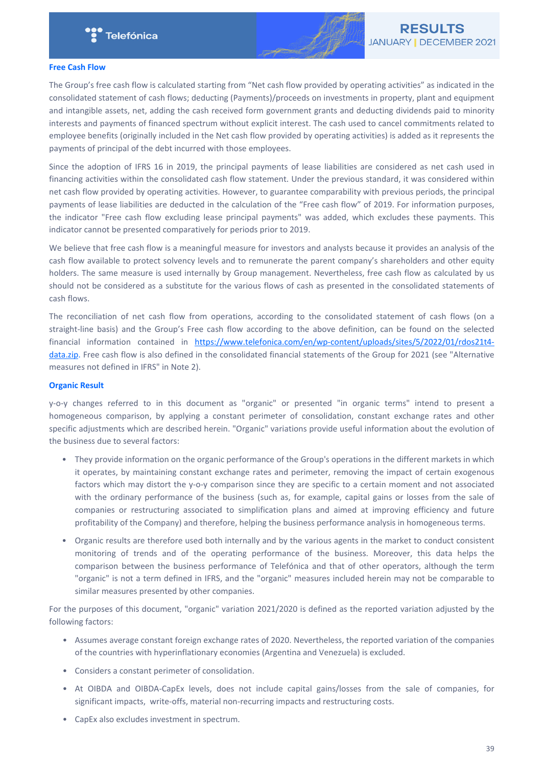## Free Cash Flow

The Group's free cash flow is calculated starting from "Net cash flow provided by operating activities" as indicated in the consolidated statement of cash flows; deducting (Payments)/proceeds on investments in property, plant and equipment and intangible assets, net, adding the cash received form government grants and deducting dividends paid to minority interests and payments of financed spectrum without explicit interest. The cash used to cancel commitments related to employee benefits (originally included in the Net cash flow provided by operating activities) is added as it represents the payments of principal of the debt incurred with those employees.

Since the adoption of IFRS 16 in 2019, the principal payments of lease liabilities are considered as net cash used in financing activities within the consolidated cash flow statement. Under the previous standard, it was considered within net cash flow provided by operating activities. However, to guarantee comparability with previous periods, the principal payments of lease liabilities are deducted in the calculation of the "Free cash flow" of 2019. For information purposes, the indicator "Free cash flow excluding lease principal payments" was added, which excludes these payments. This indicator cannot be presented comparatively for periods prior to 2019.

We believe that free cash flow is a meaningful measure for investors and analysts because it provides an analysis of the cash flow available to protect solvency levels and to remunerate the parent company's shareholders and other equity holders. The same measure is used internally by Group management. Nevertheless, free cash flow as calculated by us should not be considered as a substitute for the various flows of cash as presented in the consolidated statements of cash flows.

The reconciliation of net cash flow from operations, according to the consolidated statement of cash flows (on a straight-line basis) and the Group's Free cash flow according to the above definition, can be found on the selected financial information contained in https://www.telefonica.com/en/wp-content/uploads/sites/5/2022/01/rdos21t4-data.zip. Free cash flow is also defined in the consolidated financial statements of the Group for 2021 (see "Alternative measures not defined in IFRS" in Note 2).

## Organic Result

y-o-y changes referred to in this document as "organic" or presented "in organic terms" intend to present a homogeneous comparison, by applying a constant perimeter of consolidation, constant exchange rates and other specific adjustments which are described herein. "Organic" variations provide useful information about the evolution of the business due to several factors:

- They provide information on the organic performance of the Group's operations in the different markets in which it operates, by maintaining constant exchange rates and perimeter, removing the impact of certain exogenous factors which may distort the y-o-y comparison since they are specific to a certain moment and not associated with the ordinary performance of the business (such as, for example, capital gains or losses from the sale of companies or restructuring associated to simplification plans and aimed at improving efficiency and future profitability of the Company) and therefore, helping the business performance analysis in homogeneous terms.
- Organic results are therefore used both internally and by the various agents in the market to conduct consistent monitoring of trends and of the operating performance of the business. Moreover, this data helps the comparison between the business performance of Telefónica and that of other operators, although the term "organic" is not a term defined in IFRS, and the "organic" measures included herein may not be comparable to similar measures presented by other companies.

For the purposes of this document, "organic" variation 2021/2020 is defined as the reported variation adjusted by the following factors:

- Assumes average constant foreign exchange rates of 2020. Nevertheless, the reported variation of the companies of the countries with hyperinflationary economies (Argentina and Venezuela) is excluded.
- Considers a constant perimeter of consolidation.
- At OIBDA and OIBDA-CapEx levels, does not include capital gains/losses from the sale of companies, for significant impacts, write-offs, material non-recurring impacts and restructuring costs.
- CapEx also excludes investment in spectrum.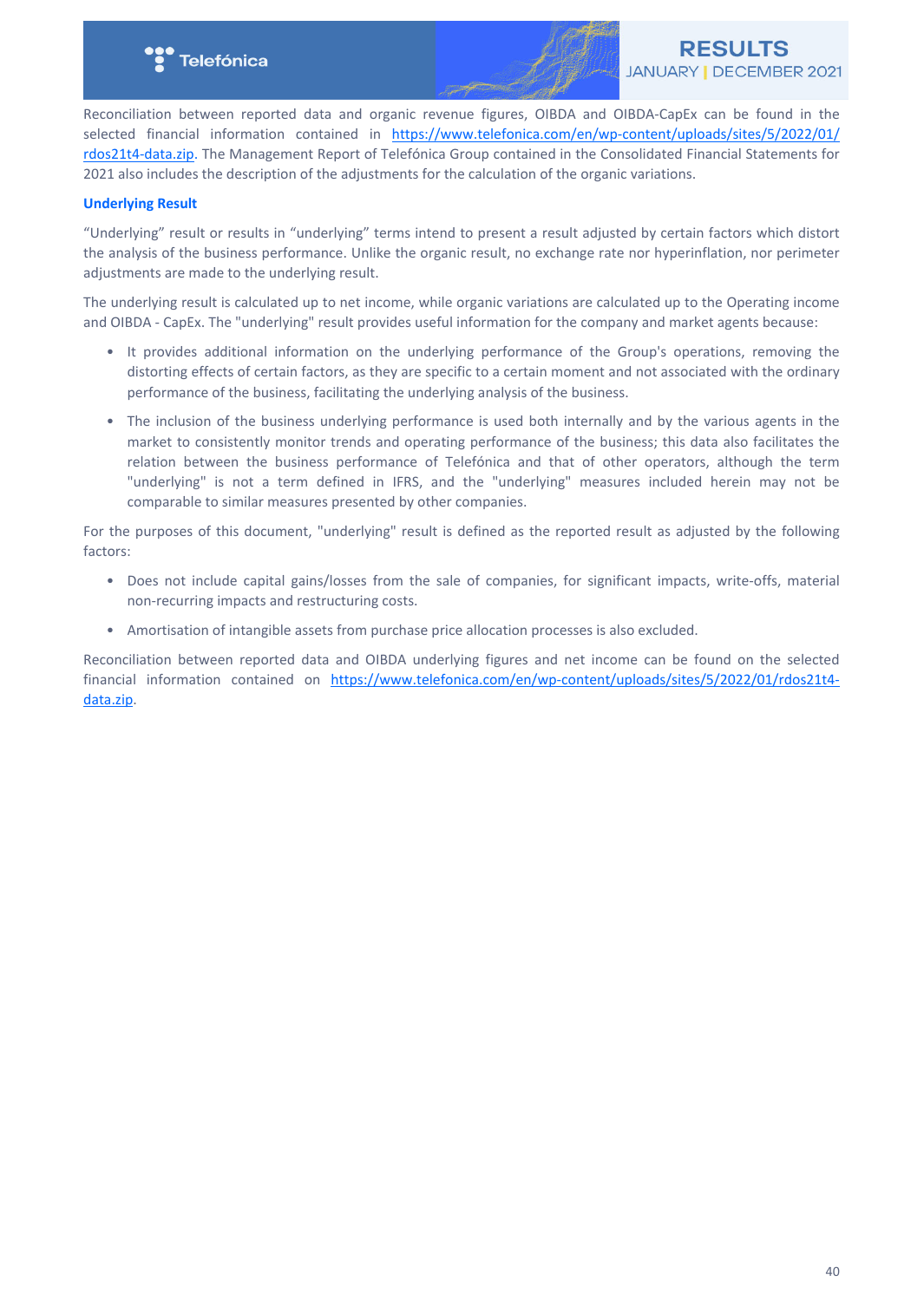Reconciliation between reported data and organic revenue figures, OIBDA and OIBDA-CapEx can be found in the selected financial information contained in https://www.telefonica.com/en/wp-content/uploads/sites/5/2022/01/rdos21t4-data.zip. The Management Report of Telefónica Group contained in the Consolidated Financial Statements for 2021 also includes the description of the adjustments for the calculation of the organic variations.

### Underlying Result

"Underlying" result or results in "underlying" terms intend to present a result adjusted by certain factors which distort the analysis of the business performance. Unlike the organic result, no exchange rate nor hyperinflation, nor perimeter adjustments are made to the underlying result.

The underlying result is calculated up to net income, while organic variations are calculated up to the Operating income and OIBDA - CapEx. The "underlying" result provides useful information for the company and market agents because:

- It provides additional information on the underlying performance of the Group's operations, removing the distorting effects of certain factors, as they are specific to a certain moment and not associated with the ordinary performance of the business, facilitating the underlying analysis of the business.
- The inclusion of the business underlying performance is used both internally and by the various agents in the market to consistently monitor trends and operating performance of the business; this data also facilitates the relation between the business performance of Telefónica and that of other operators, although the term "underlying" is not a term defined in IFRS, and the "underlying" measures included herein may not be comparable to similar measures presented by other companies.

For the purposes of this document, "underlying" result is defined as the reported result as adjusted by the following factors:

- Does not include capital gains/losses from the sale of companies, for significant impacts, write-offs, material non-recurring impacts and restructuring costs.
- Amortisation of intangible assets from purchase price allocation processes is also excluded.

Reconciliation between reported data and OIBDA underlying figures and net income can be found on the selected financial information contained on https://www.telefonica.com/en/wp-content/uploads/sites/5/2022/01/rdos21t4-data.zip.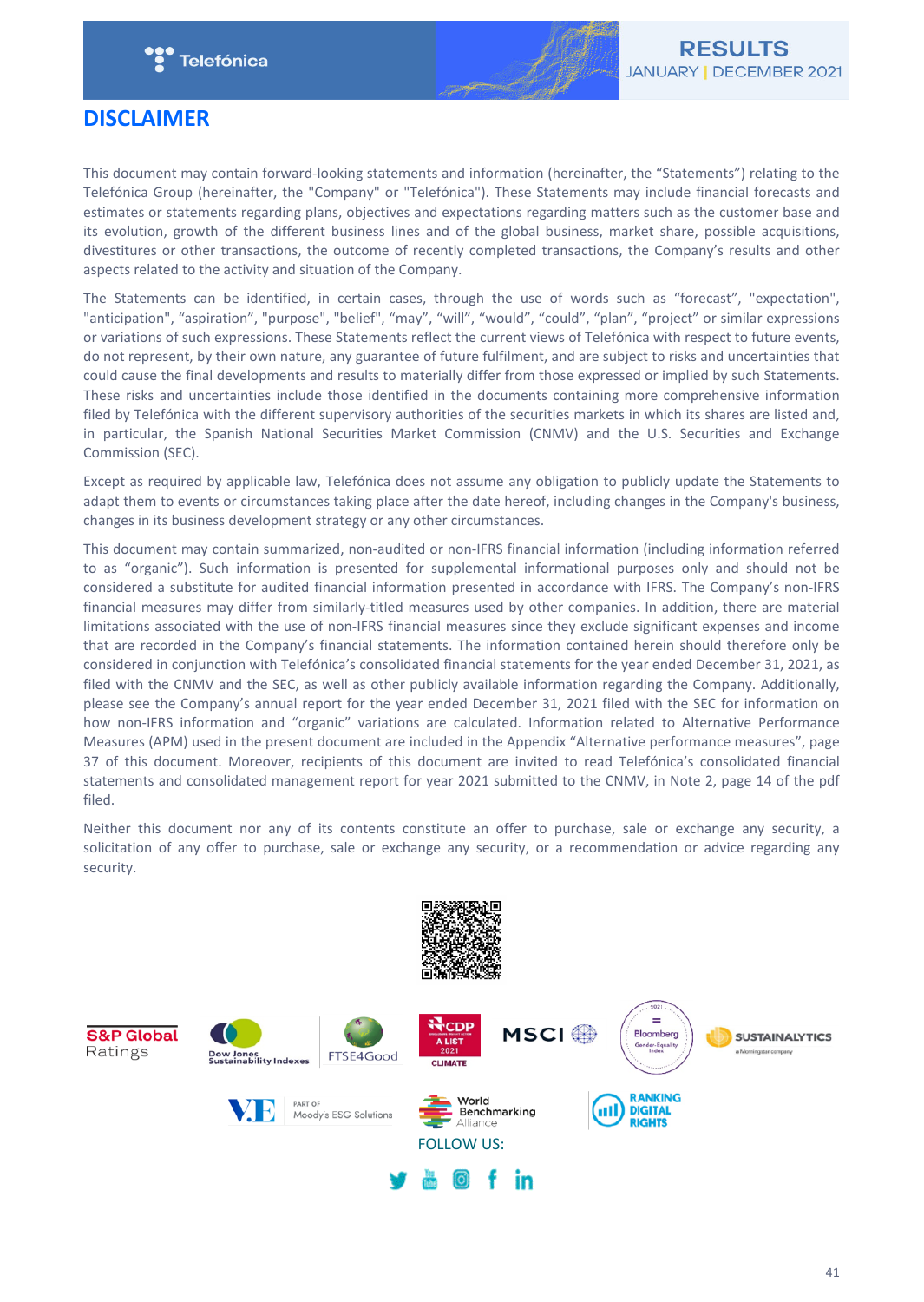# DISCLAIMER

This document may contain forward-looking statements and information (hereinafter, the "Statements") relating to the Telefónica Group (hereinafter, the "Company" or "Telefónica"). These Statements may include financial forecasts and estimates or statements regarding plans, objectives and expectations regarding matters such as the customer base and its evolution, growth of the different business lines and of the global business, market share, possible acquisitions, divestitures or other transactions, the outcome of recently completed transactions, the Company's results and other aspects related to the activity and situation of the Company.

The Statements can be identified, in certain cases, through the use of words such as "forecast", "expectation", "anticipation", "aspiration", "purpose", "belief", "may", "will", "would", "could", "plan", "project" or similar expressions or variations of such expressions. These Statements reflect the current views of Telefónica with respect to future events, do not represent, by their own nature, any guarantee of future fulfilment, and are subject to risks and uncertainties that could cause the final developments and results to materially differ from those expressed or implied by such Statements. These risks and uncertainties include those identified in the documents containing more comprehensive information filed by Telefónica with the different supervisory authorities of the securities markets in which its shares are listed and, in particular, the Spanish National Securities Market Commission (CNMV) and the U.S. Securities and Exchange Commission (SEC).

Except as required by applicable law, Telefónica does not assume any obligation to publicly update the Statements to adapt them to events or circumstances taking place after the date hereof, including changes in the Company's business, changes in its business development strategy or any other circumstances.

This document may contain summarized, non-audited or non-IFRS financial information (including information referred to as "organic"). Such information is presented for supplemental informational purposes only and should not be considered a substitute for audited financial information presented in accordance with IFRS. The Company's non-IFRS financial measures may differ from similarly-titled measures used by other companies. In addition, there are material limitations associated with the use of non-IFRS financial measures since they exclude significant expenses and income that are recorded in the Company's financial statements. The information contained herein should therefore only be considered in conjunction with Telefónica's consolidated financial statements for the year ended December 31, 2021, as filed with the CNMV and the SEC, as well as other publicly available information regarding the Company. Additionally, please see the Company's annual report for the year ended December 31, 2021 filed with the SEC for information on how non-IFRS information and "organic" variations are calculated. Information related to Alternative Performance Measures (APM) used in the present document are included in the Appendix "Alternative performance measures", page 37 of this document. Moreover, recipients of this document are invited to read Telefónica's consolidated financial statements and consolidated management report for year 2021 submitted to the CNMV, in Note 2, page 14 of the pdf filed.

Neither this document nor any of its contents constitute an offer to purchase, sale or exchange any security, a solicitation of any offer to purchase, sale or exchange any security, or a recommendation or advice regarding any security.

S&P Global Ratings | Dow Jones Sustainability Indexes | FTSE4Good | CDP A LIST 2021 CLIMATE | MSCI | Bloomberg Gender-Equality Index 2021 | SUSTAINALYTICS a Morningstar company

V.E Part of Moody's ESG Solutions | World Benchmarking Alliance | RANKING DIGITAL RIGHTS

FOLLOW US: